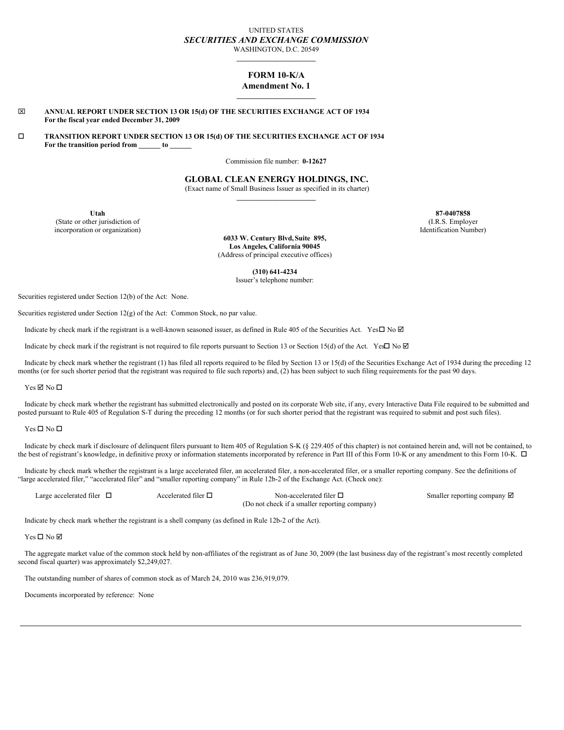UNITED STATES

***SECURITIES AND EXCHANGE COMMISSION***

WASHINGTON, D.C. 20549

---

# FORM 10-K/A

## Amendment No. 1

---

☒ **ANNUAL REPORT UNDER SECTION 13 OR 15(d) OF THE SECURITIES EXCHANGE ACT OF 1934**
**For the fiscal year ended December 31, 2009**

☐ **TRANSITION REPORT UNDER SECTION 13 OR 15(d) OF THE SECURITIES EXCHANGE ACT OF 1934**
**For the transition period from ______ to ______**

Commission file number: **0-12627**

## GLOBAL CLEAN ENERGY HOLDINGS, INC.

(Exact name of Small Business Issuer as specified in its charter)

---

| **Utah** | **87-0407858** |
|---|---|
| (State or other jurisdiction of incorporation or organization) | (I.R.S. Employer Identification Number) |

**6033 W. Century Blvd, Suite 895,**
**Los Angeles, California 90045**
(Address of principal executive offices)

**(310) 641-4234**
Issuer's telephone number:

Securities registered under Section 12(b) of the Act: None.

Securities registered under Section 12(g) of the Act: Common Stock, no par value.

Indicate by check mark if the registrant is a well-known seasoned issuer, as defined in Rule 405 of the Securities Act. Yes ☐ No ☑

Indicate by check mark if the registrant is not required to file reports pursuant to Section 13 or Section 15(d) of the Act. Yes ☐ No ☑

Indicate by check mark whether the registrant (1) has filed all reports required to be filed by Section 13 or 15(d) of the Securities Exchange Act of 1934 during the preceding 12 months (or for such shorter period that the registrant was required to file such reports) and, (2) has been subject to such filing requirements for the past 90 days.

Yes ☑ No ☐

Indicate by check mark whether the registrant has submitted electronically and posted on its corporate Web site, if any, every Interactive Data File required to be submitted and posted pursuant to Rule 405 of Regulation S-T during the preceding 12 months (or for such shorter period that the registrant was required to submit and post such files).

Yes ☐ No ☐

Indicate by check mark if disclosure of delinquent filers pursuant to Item 405 of Regulation S-K (§ 229.405 of this chapter) is not contained herein and, will not be contained, to the best of registrant's knowledge, in definitive proxy or information statements incorporated by reference in Part III of this Form 10-K or any amendment to this Form 10-K. ☐

Indicate by check mark whether the registrant is a large accelerated filer, an accelerated filer, a non-accelerated filer, or a smaller reporting company. See the definitions of "large accelerated filer," "accelerated filer" and "smaller reporting company" in Rule 12b-2 of the Exchange Act. (Check one):

| Large accelerated filer ☐ | Accelerated filer ☐ | Non-accelerated filer ☐ (Do not check if a smaller reporting company) | Smaller reporting company ☑ |
|---|---|---|---|

Indicate by check mark whether the registrant is a shell company (as defined in Rule 12b-2 of the Act).

Yes ☐ No ☑

The aggregate market value of the common stock held by non-affiliates of the registrant as of June 30, 2009 (the last business day of the registrant's most recently completed second fiscal quarter) was approximately $2,249,027.

The outstanding number of shares of common stock as of March 24, 2010 was 236,919,079.

Documents incorporated by reference: None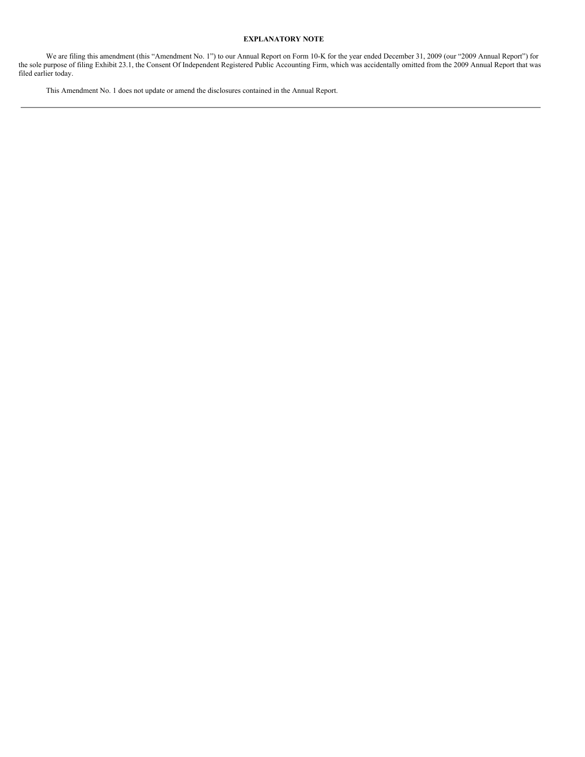## EXPLANATORY NOTE

We are filing this amendment (this "Amendment No. 1") to our Annual Report on Form 10-K for the year ended December 31, 2009 (our "2009 Annual Report") for the sole purpose of filing Exhibit 23.1, the Consent Of Independent Registered Public Accounting Firm, which was accidentally omitted from the 2009 Annual Report that was filed earlier today.

This Amendment No. 1 does not update or amend the disclosures contained in the Annual Report.

---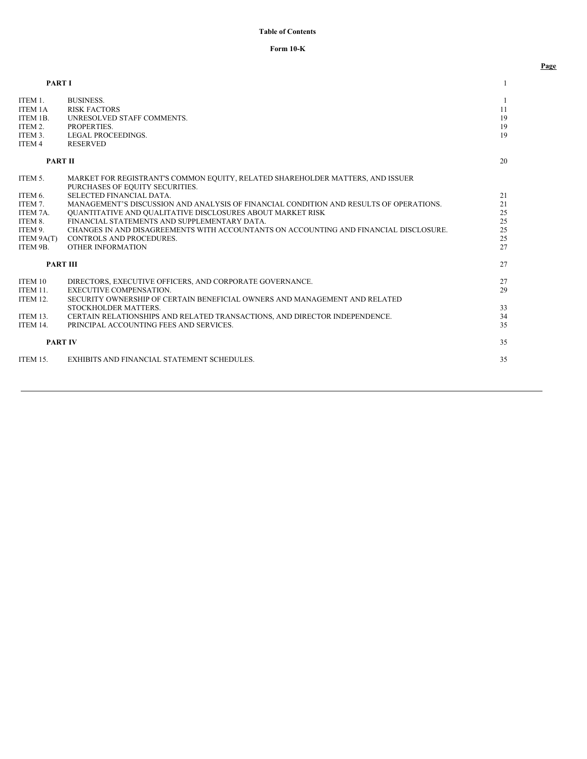**Table of Contents**

**Form 10-K**

| | | Page |
|---|---|---|
| **PART I** | | 1 |
| ITEM 1. | BUSINESS. | 1 |
| ITEM 1A | RISK FACTORS | 11 |
| ITEM 1B. | UNRESOLVED STAFF COMMENTS. | 19 |
| ITEM 2. | PROPERTIES. | 19 |
| ITEM 3. | LEGAL PROCEEDINGS. | 19 |
| ITEM 4 | RESERVED | |
| **PART II** | | 20 |
| ITEM 5. | MARKET FOR REGISTRANT'S COMMON EQUITY, RELATED SHAREHOLDER MATTERS, AND ISSUER PURCHASES OF EQUITY SECURITIES. | |
| ITEM 6. | SELECTED FINANCIAL DATA. | 21 |
| ITEM 7. | MANAGEMENT'S DISCUSSION AND ANALYSIS OF FINANCIAL CONDITION AND RESULTS OF OPERATIONS. | 21 |
| ITEM 7A. | QUANTITATIVE AND QUALITATIVE DISCLOSURES ABOUT MARKET RISK | 25 |
| ITEM 8. | FINANCIAL STATEMENTS AND SUPPLEMENTARY DATA. | 25 |
| ITEM 9. | CHANGES IN AND DISAGREEMENTS WITH ACCOUNTANTS ON ACCOUNTING AND FINANCIAL DISCLOSURE. | 25 |
| ITEM 9A(T) | CONTROLS AND PROCEDURES. | 25 |
| ITEM 9B. | OTHER INFORMATION | 27 |
| **PART III** | | 27 |
| ITEM 10 | DIRECTORS, EXECUTIVE OFFICERS, AND CORPORATE GOVERNANCE. | 27 |
| ITEM 11. | EXECUTIVE COMPENSATION. | 29 |
| ITEM 12. | SECURITY OWNERSHIP OF CERTAIN BENEFICIAL OWNERS AND MANAGEMENT AND RELATED STOCKHOLDER MATTERS. | 33 |
| ITEM 13. | CERTAIN RELATIONSHIPS AND RELATED TRANSACTIONS, AND DIRECTOR INDEPENDENCE. | 34 |
| ITEM 14. | PRINCIPAL ACCOUNTING FEES AND SERVICES. | 35 |
| **PART IV** | | 35 |
| ITEM 15. | EXHIBITS AND FINANCIAL STATEMENT SCHEDULES. | 35 |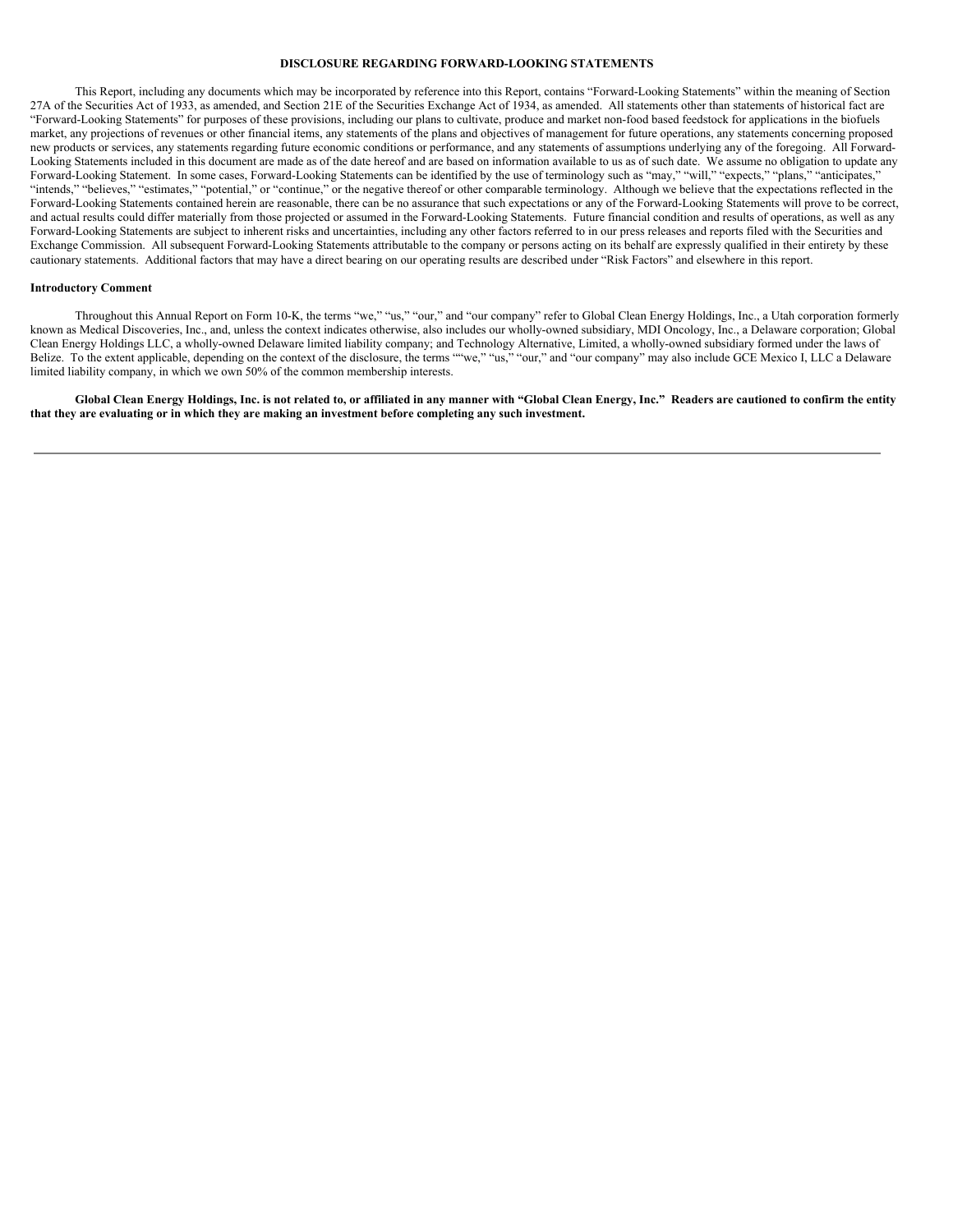## DISCLOSURE REGARDING FORWARD-LOOKING STATEMENTS

This Report, including any documents which may be incorporated by reference into this Report, contains "Forward-Looking Statements" within the meaning of Section 27A of the Securities Act of 1933, as amended, and Section 21E of the Securities Exchange Act of 1934, as amended. All statements other than statements of historical fact are "Forward-Looking Statements" for purposes of these provisions, including our plans to cultivate, produce and market non-food based feedstock for applications in the biofuels market, any projections of revenues or other financial items, any statements of the plans and objectives of management for future operations, any statements concerning proposed new products or services, any statements regarding future economic conditions or performance, and any statements of assumptions underlying any of the foregoing. All Forward-Looking Statements included in this document are made as of the date hereof and are based on information available to us as of such date. We assume no obligation to update any Forward-Looking Statement. In some cases, Forward-Looking Statements can be identified by the use of terminology such as "may," "will," "expects," "plans," "anticipates," "intends," "believes," "estimates," "potential," or "continue," or the negative thereof or other comparable terminology. Although we believe that the expectations reflected in the Forward-Looking Statements contained herein are reasonable, there can be no assurance that such expectations or any of the Forward-Looking Statements will prove to be correct, and actual results could differ materially from those projected or assumed in the Forward-Looking Statements. Future financial condition and results of operations, as well as any Forward-Looking Statements are subject to inherent risks and uncertainties, including any other factors referred to in our press releases and reports filed with the Securities and Exchange Commission. All subsequent Forward-Looking Statements attributable to the company or persons acting on its behalf are expressly qualified in their entirety by these cautionary statements. Additional factors that may have a direct bearing on our operating results are described under "Risk Factors" and elsewhere in this report.

**Introductory Comment**

Throughout this Annual Report on Form 10-K, the terms "we," "us," "our," and "our company" refer to Global Clean Energy Holdings, Inc., a Utah corporation formerly known as Medical Discoveries, Inc., and, unless the context indicates otherwise, also includes our wholly-owned subsidiary, MDI Oncology, Inc., a Delaware corporation; Global Clean Energy Holdings LLC, a wholly-owned Delaware limited liability company; and Technology Alternative, Limited, a wholly-owned subsidiary formed under the laws of Belize. To the extent applicable, depending on the context of the disclosure, the terms ""we," "us," "our," and "our company" may also include GCE Mexico I, LLC a Delaware limited liability company, in which we own 50% of the common membership interests.

**Global Clean Energy Holdings, Inc. is not related to, or affiliated in any manner with "Global Clean Energy, Inc." Readers are cautioned to confirm the entity that they are evaluating or in which they are making an investment before completing any such investment.**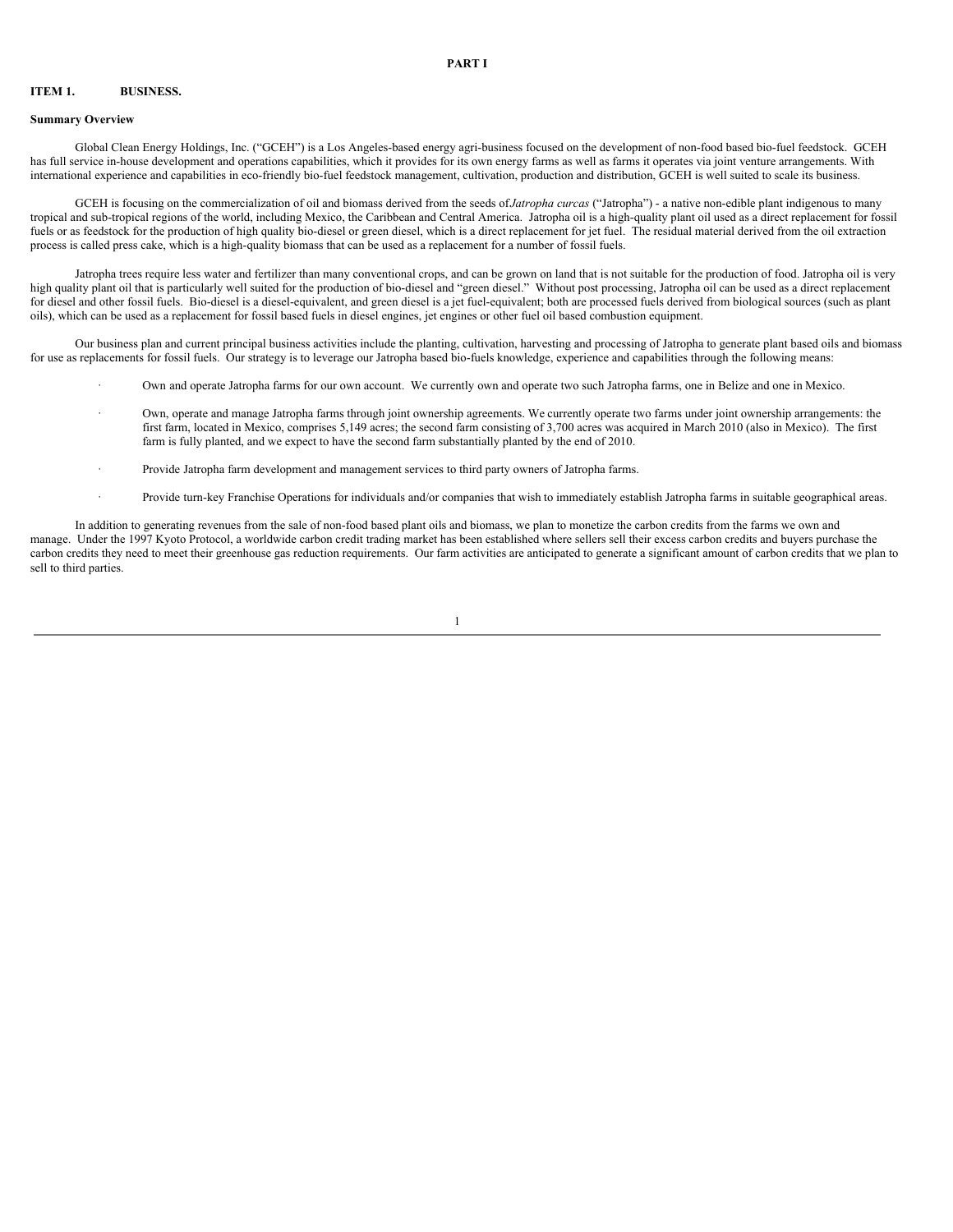# PART I

## ITEM 1. BUSINESS.

### Summary Overview

Global Clean Energy Holdings, Inc. ("GCEH") is a Los Angeles-based energy agri-business focused on the development of non-food based bio-fuel feedstock. GCEH has full service in-house development and operations capabilities, which it provides for its own energy farms as well as farms it operates via joint venture arrangements. With international experience and capabilities in eco-friendly bio-fuel feedstock management, cultivation, production and distribution, GCEH is well suited to scale its business.

GCEH is focusing on the commercialization of oil and biomass derived from the seeds of *Jatropha curcas* ("Jatropha") - a native non-edible plant indigenous to many tropical and sub-tropical regions of the world, including Mexico, the Caribbean and Central America. Jatropha oil is a high-quality plant oil used as a direct replacement for fossil fuels or as feedstock for the production of high quality bio-diesel or green diesel, which is a direct replacement for jet fuel. The residual material derived from the oil extraction process is called press cake, which is a high-quality biomass that can be used as a replacement for a number of fossil fuels.

Jatropha trees require less water and fertilizer than many conventional crops, and can be grown on land that is not suitable for the production of food. Jatropha oil is very high quality plant oil that is particularly well suited for the production of bio-diesel and "green diesel." Without post processing, Jatropha oil can be used as a direct replacement for diesel and other fossil fuels. Bio-diesel is a diesel-equivalent, and green diesel is a jet fuel-equivalent; both are processed fuels derived from biological sources (such as plant oils), which can be used as a replacement for fossil based fuels in diesel engines, jet engines or other fuel oil based combustion equipment.

Our business plan and current principal business activities include the planting, cultivation, harvesting and processing of Jatropha to generate plant based oils and biomass for use as replacements for fossil fuels. Our strategy is to leverage our Jatropha based bio-fuels knowledge, experience and capabilities through the following means:

- Own and operate Jatropha farms for our own account. We currently own and operate two such Jatropha farms, one in Belize and one in Mexico.
- Own, operate and manage Jatropha farms through joint ownership agreements. We currently operate two farms under joint ownership arrangements: the first farm, located in Mexico, comprises 5,149 acres; the second farm consisting of 3,700 acres was acquired in March 2010 (also in Mexico). The first farm is fully planted, and we expect to have the second farm substantially planted by the end of 2010.
- Provide Jatropha farm development and management services to third party owners of Jatropha farms.
- Provide turn-key Franchise Operations for individuals and/or companies that wish to immediately establish Jatropha farms in suitable geographical areas.

In addition to generating revenues from the sale of non-food based plant oils and biomass, we plan to monetize the carbon credits from the farms we own and manage. Under the 1997 Kyoto Protocol, a worldwide carbon credit trading market has been established where sellers sell their excess carbon credits and buyers purchase the carbon credits they need to meet their greenhouse gas reduction requirements. Our farm activities are anticipated to generate a significant amount of carbon credits that we plan to sell to third parties.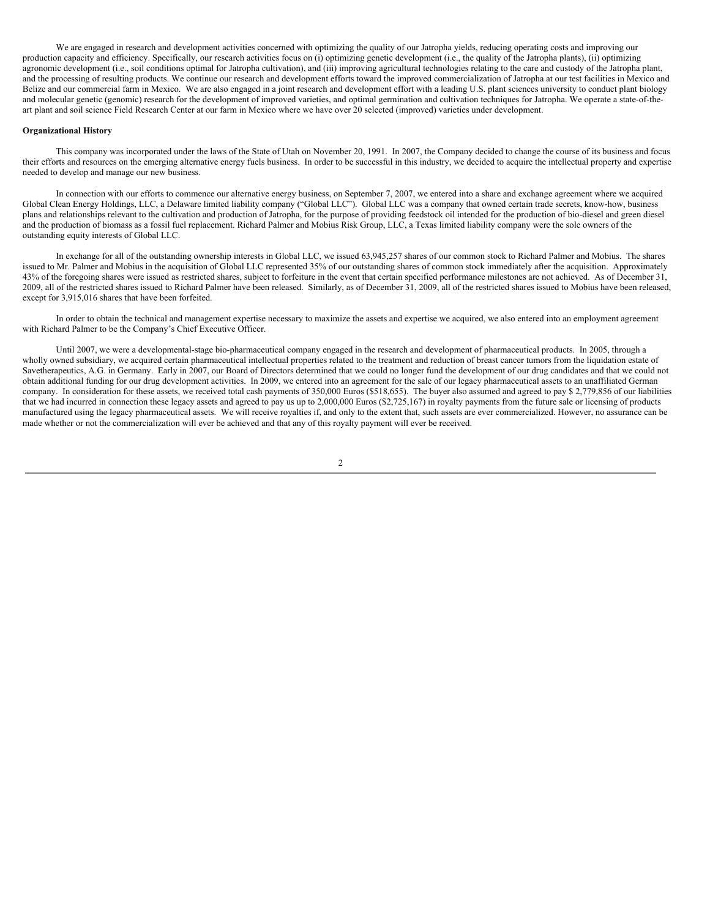We are engaged in research and development activities concerned with optimizing the quality of our Jatropha yields, reducing operating costs and improving our production capacity and efficiency. Specifically, our research activities focus on (i) optimizing genetic development (i.e., the quality of the Jatropha plants), (ii) optimizing agronomic development (i.e., soil conditions optimal for Jatropha cultivation), and (iii) improving agricultural technologies relating to the care and custody of the Jatropha plant, and the processing of resulting products. We continue our research and development efforts toward the improved commercialization of Jatropha at our test facilities in Mexico and Belize and our commercial farm in Mexico. We are also engaged in a joint research and development effort with a leading U.S. plant sciences university to conduct plant biology and molecular genetic (genomic) research for the development of improved varieties, and optimal germination and cultivation techniques for Jatropha. We operate a state-of-the-art plant and soil science Field Research Center at our farm in Mexico where we have over 20 selected (improved) varieties under development.

**Organizational History**

This company was incorporated under the laws of the State of Utah on November 20, 1991. In 2007, the Company decided to change the course of its business and focus their efforts and resources on the emerging alternative energy fuels business. In order to be successful in this industry, we decided to acquire the intellectual property and expertise needed to develop and manage our new business.

In connection with our efforts to commence our alternative energy business, on September 7, 2007, we entered into a share and exchange agreement where we acquired Global Clean Energy Holdings, LLC, a Delaware limited liability company ("Global LLC"). Global LLC was a company that owned certain trade secrets, know-how, business plans and relationships relevant to the cultivation and production of Jatropha, for the purpose of providing feedstock oil intended for the production of bio-diesel and green diesel and the production of biomass as a fossil fuel replacement. Richard Palmer and Mobius Risk Group, LLC, a Texas limited liability company were the sole owners of the outstanding equity interests of Global LLC.

In exchange for all of the outstanding ownership interests in Global LLC, we issued 63,945,257 shares of our common stock to Richard Palmer and Mobius. The shares issued to Mr. Palmer and Mobius in the acquisition of Global LLC represented 35% of our outstanding shares of common stock immediately after the acquisition. Approximately 43% of the foregoing shares were issued as restricted shares, subject to forfeiture in the event that certain specified performance milestones are not achieved. As of December 31, 2009, all of the restricted shares issued to Richard Palmer have been released. Similarly, as of December 31, 2009, all of the restricted shares issued to Mobius have been released, except for 3,915,016 shares that have been forfeited.

In order to obtain the technical and management expertise necessary to maximize the assets and expertise we acquired, we also entered into an employment agreement with Richard Palmer to be the Company's Chief Executive Officer.

Until 2007, we were a developmental-stage bio-pharmaceutical company engaged in the research and development of pharmaceutical products. In 2005, through a wholly owned subsidiary, we acquired certain pharmaceutical intellectual properties related to the treatment and reduction of breast cancer tumors from the liquidation estate of Savetherapeutics, A.G. in Germany. Early in 2007, our Board of Directors determined that we could no longer fund the development of our drug candidates and that we could not obtain additional funding for our drug development activities. In 2009, we entered into an agreement for the sale of our legacy pharmaceutical assets to an unaffiliated German company. In consideration for these assets, we received total cash payments of 350,000 Euros ($518,655). The buyer also assumed and agreed to pay $ 2,779,856 of our liabilities that we had incurred in connection these legacy assets and agreed to pay us up to 2,000,000 Euros ($2,725,167) in royalty payments from the future sale or licensing of products manufactured using the legacy pharmaceutical assets. We will receive royalties if, and only to the extent that, such assets are ever commercialized. However, no assurance can be made whether or not the commercialization will ever be achieved and that any of this royalty payment will ever be received.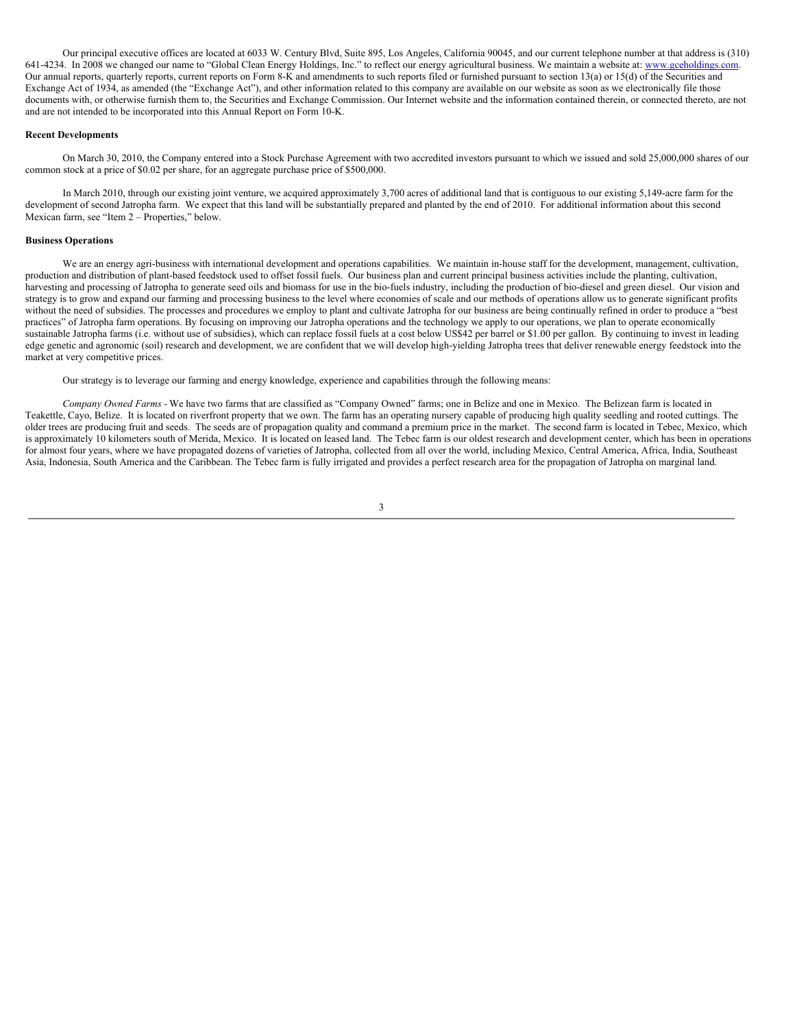Our principal executive offices are located at 6033 W. Century Blvd, Suite 895, Los Angeles, California 90045, and our current telephone number at that address is (310) 641-4234. In 2008 we changed our name to "Global Clean Energy Holdings, Inc." to reflect our energy agricultural business. We maintain a website at: www.gceholdings.com. Our annual reports, quarterly reports, current reports on Form 8-K and amendments to such reports filed or furnished pursuant to section 13(a) or 15(d) of the Securities and Exchange Act of 1934, as amended (the "Exchange Act"), and other information related to this company are available on our website as soon as we electronically file those documents with, or otherwise furnish them to, the Securities and Exchange Commission. Our Internet website and the information contained therein, or connected thereto, are not and are not intended to be incorporated into this Annual Report on Form 10-K.

**Recent Developments**

On March 30, 2010, the Company entered into a Stock Purchase Agreement with two accredited investors pursuant to which we issued and sold 25,000,000 shares of our common stock at a price of $0.02 per share, for an aggregate purchase price of $500,000.

In March 2010, through our existing joint venture, we acquired approximately 3,700 acres of additional land that is contiguous to our existing 5,149-acre farm for the development of second Jatropha farm. We expect that this land will be substantially prepared and planted by the end of 2010. For additional information about this second Mexican farm, see "Item 2 – Properties," below.

**Business Operations**

We are an energy agri-business with international development and operations capabilities. We maintain in-house staff for the development, management, cultivation, production and distribution of plant-based feedstock used to offset fossil fuels. Our business plan and current principal business activities include the planting, cultivation, harvesting and processing of Jatropha to generate seed oils and biomass for use in the bio-fuels industry, including the production of bio-diesel and green diesel. Our vision and strategy is to grow and expand our farming and processing business to the level where economies of scale and our methods of operations allow us to generate significant profits without the need of subsidies. The processes and procedures we employ to plant and cultivate Jatropha for our business are being continually refined in order to produce a "best practices" of Jatropha farm operations. By focusing on improving our Jatropha operations and the technology we apply to our operations, we plan to operate economically sustainable Jatropha farms (i.e. without use of subsidies), which can replace fossil fuels at a cost below US$42 per barrel or $1.00 per gallon. By continuing to invest in leading edge genetic and agronomic (soil) research and development, we are confident that we will develop high-yielding Jatropha trees that deliver renewable energy feedstock into the market at very competitive prices.

Our strategy is to leverage our farming and energy knowledge, experience and capabilities through the following means:

*Company Owned Farms* - We have two farms that are classified as "Company Owned" farms; one in Belize and one in Mexico. The Belizean farm is located in Teakettle, Cayo, Belize. It is located on riverfront property that we own. The farm has an operating nursery capable of producing high quality seedling and rooted cuttings. The older trees are producing fruit and seeds. The seeds are of propagation quality and command a premium price in the market. The second farm is located in Tebec, Mexico, which is approximately 10 kilometers south of Merida, Mexico. It is located on leased land. The Tebec farm is our oldest research and development center, which has been in operations for almost four years, where we have propagated dozens of varieties of Jatropha, collected from all over the world, including Mexico, Central America, Africa, India, Southeast Asia, Indonesia, South America and the Caribbean. The Tebec farm is fully irrigated and provides a perfect research area for the propagation of Jatropha on marginal land.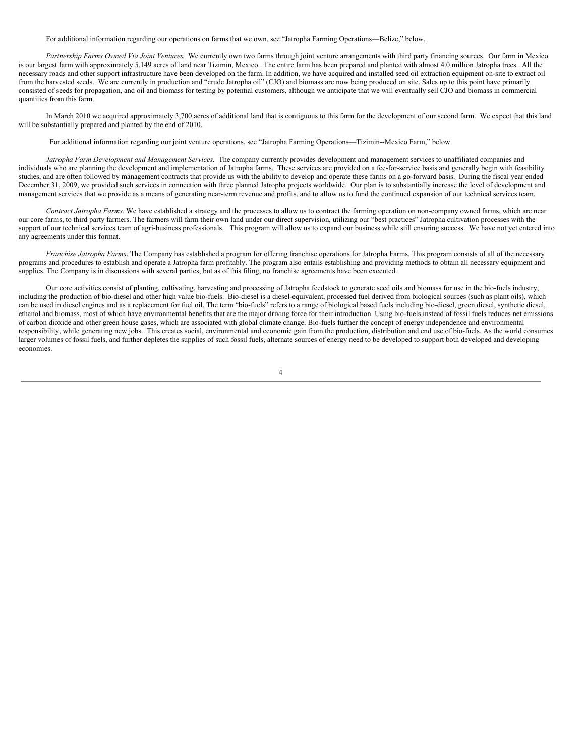For additional information regarding our operations on farms that we own, see "Jatropha Farming Operations—Belize," below.

*Partnership Farms Owned Via Joint Ventures.* We currently own two farms through joint venture arrangements with third party financing sources. Our farm in Mexico is our largest farm with approximately 5,149 acres of land near Tizimin, Mexico. The entire farm has been prepared and planted with almost 4.0 million Jatropha trees. All the necessary roads and other support infrastructure have been developed on the farm. In addition, we have acquired and installed seed oil extraction equipment on-site to extract oil from the harvested seeds. We are currently in production and "crude Jatropha oil" (CJO) and biomass are now being produced on site. Sales up to this point have primarily consisted of seeds for propagation, and oil and biomass for testing by potential customers, although we anticipate that we will eventually sell CJO and biomass in commercial quantities from this farm.

In March 2010 we acquired approximately 3,700 acres of additional land that is contiguous to this farm for the development of our second farm. We expect that this land will be substantially prepared and planted by the end of 2010.

For additional information regarding our joint venture operations, see "Jatropha Farming Operations—Tizimin--Mexico Farm," below.

*Jatropha Farm Development and Management Services.* The company currently provides development and management services to unaffiliated companies and individuals who are planning the development and implementation of Jatropha farms. These services are provided on a fee-for-service basis and generally begin with feasibility studies, and are often followed by management contracts that provide us with the ability to develop and operate these farms on a go-forward basis. During the fiscal year ended December 31, 2009, we provided such services in connection with three planned Jatropha projects worldwide. Our plan is to substantially increase the level of development and management services that we provide as a means of generating near-term revenue and profits, and to allow us to fund the continued expansion of our technical services team.

*Contract Jatropha Farms.* We have established a strategy and the processes to allow us to contract the farming operation on non-company owned farms, which are near our core farms, to third party farmers. The farmers will farm their own land under our direct supervision, utilizing our "best practices" Jatropha cultivation processes with the support of our technical services team of agri-business professionals. This program will allow us to expand our business while still ensuring success. We have not yet entered into any agreements under this format.

*Franchise Jatropha Farms*. The Company has established a program for offering franchise operations for Jatropha Farms. This program consists of all of the necessary programs and procedures to establish and operate a Jatropha farm profitably. The program also entails establishing and providing methods to obtain all necessary equipment and supplies. The Company is in discussions with several parties, but as of this filing, no franchise agreements have been executed.

Our core activities consist of planting, cultivating, harvesting and processing of Jatropha feedstock to generate seed oils and biomass for use in the bio-fuels industry, including the production of bio-diesel and other high value bio-fuels. Bio-diesel is a diesel-equivalent, processed fuel derived from biological sources (such as plant oils), which can be used in diesel engines and as a replacement for fuel oil. The term "bio-fuels" refers to a range of biological based fuels including bio-diesel, green diesel, synthetic diesel, ethanol and biomass, most of which have environmental benefits that are the major driving force for their introduction. Using bio-fuels instead of fossil fuels reduces net emissions of carbon dioxide and other green house gases, which are associated with global climate change. Bio-fuels further the concept of energy independence and environmental responsibility, while generating new jobs. This creates social, environmental and economic gain from the production, distribution and end use of bio-fuels. As the world consumes larger volumes of fossil fuels, and further depletes the supplies of such fossil fuels, alternate sources of energy need to be developed to support both developed and developing economies.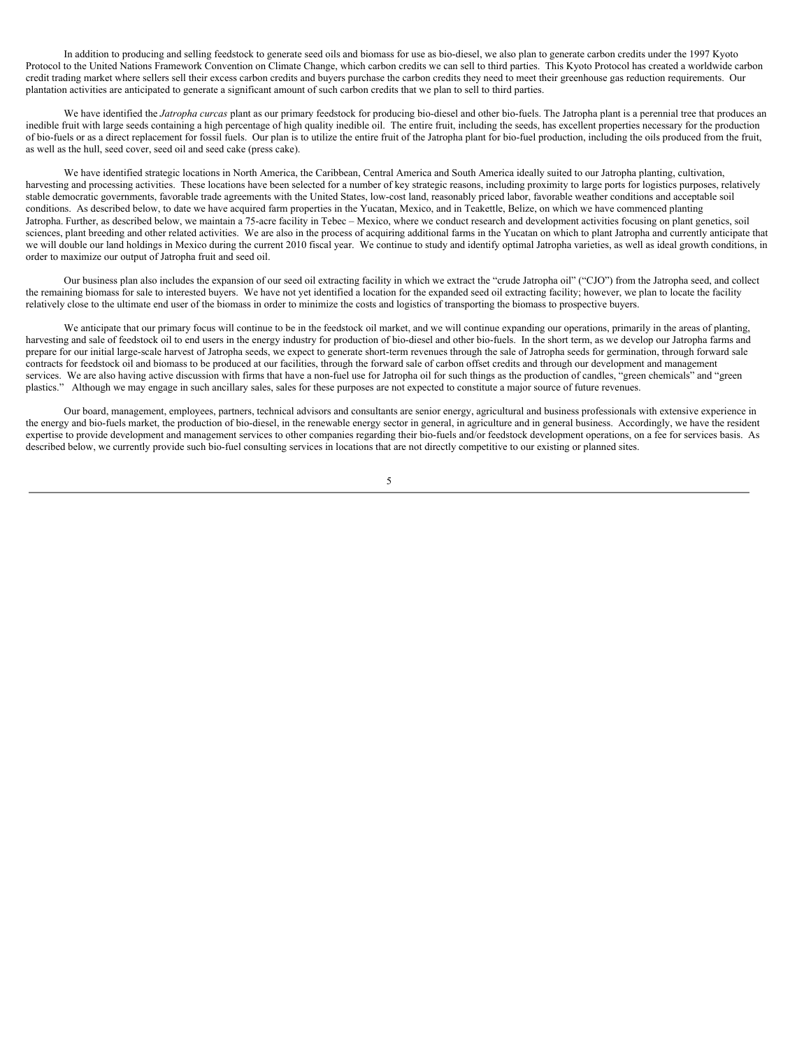In addition to producing and selling feedstock to generate seed oils and biomass for use as bio-diesel, we also plan to generate carbon credits under the 1997 Kyoto Protocol to the United Nations Framework Convention on Climate Change, which carbon credits we can sell to third parties. This Kyoto Protocol has created a worldwide carbon credit trading market where sellers sell their excess carbon credits and buyers purchase the carbon credits they need to meet their greenhouse gas reduction requirements. Our plantation activities are anticipated to generate a significant amount of such carbon credits that we plan to sell to third parties.

We have identified the *Jatropha curcas* plant as our primary feedstock for producing bio-diesel and other bio-fuels. The Jatropha plant is a perennial tree that produces an inedible fruit with large seeds containing a high percentage of high quality inedible oil. The entire fruit, including the seeds, has excellent properties necessary for the production of bio-fuels or as a direct replacement for fossil fuels. Our plan is to utilize the entire fruit of the Jatropha plant for bio-fuel production, including the oils produced from the fruit, as well as the hull, seed cover, seed oil and seed cake (press cake).

We have identified strategic locations in North America, the Caribbean, Central America and South America ideally suited to our Jatropha planting, cultivation, harvesting and processing activities. These locations have been selected for a number of key strategic reasons, including proximity to large ports for logistics purposes, relatively stable democratic governments, favorable trade agreements with the United States, low-cost land, reasonably priced labor, favorable weather conditions and acceptable soil conditions. As described below, to date we have acquired farm properties in the Yucatan, Mexico, and in Teakettle, Belize, on which we have commenced planting Jatropha. Further, as described below, we maintain a 75-acre facility in Tebec – Mexico, where we conduct research and development activities focusing on plant genetics, soil sciences, plant breeding and other related activities. We are also in the process of acquiring additional farms in the Yucatan on which to plant Jatropha and currently anticipate that we will double our land holdings in Mexico during the current 2010 fiscal year. We continue to study and identify optimal Jatropha varieties, as well as ideal growth conditions, in order to maximize our output of Jatropha fruit and seed oil.

Our business plan also includes the expansion of our seed oil extracting facility in which we extract the "crude Jatropha oil" ("CJO") from the Jatropha seed, and collect the remaining biomass for sale to interested buyers. We have not yet identified a location for the expanded seed oil extracting facility; however, we plan to locate the facility relatively close to the ultimate end user of the biomass in order to minimize the costs and logistics of transporting the biomass to prospective buyers.

We anticipate that our primary focus will continue to be in the feedstock oil market, and we will continue expanding our operations, primarily in the areas of planting, harvesting and sale of feedstock oil to end users in the energy industry for production of bio-diesel and other bio-fuels. In the short term, as we develop our Jatropha farms and prepare for our initial large-scale harvest of Jatropha seeds, we expect to generate short-term revenues through the sale of Jatropha seeds for germination, through forward sale contracts for feedstock oil and biomass to be produced at our facilities, through the forward sale of carbon offset credits and through our development and management services. We are also having active discussion with firms that have a non-fuel use for Jatropha oil for such things as the production of candles, "green chemicals" and "green plastics." Although we may engage in such ancillary sales, sales for these purposes are not expected to constitute a major source of future revenues.

Our board, management, employees, partners, technical advisors and consultants are senior energy, agricultural and business professionals with extensive experience in the energy and bio-fuels market, the production of bio-diesel, in the renewable energy sector in general, in agriculture and in general business. Accordingly, we have the resident expertise to provide development and management services to other companies regarding their bio-fuels and/or feedstock development operations, on a fee for services basis. As described below, we currently provide such bio-fuel consulting services in locations that are not directly competitive to our existing or planned sites.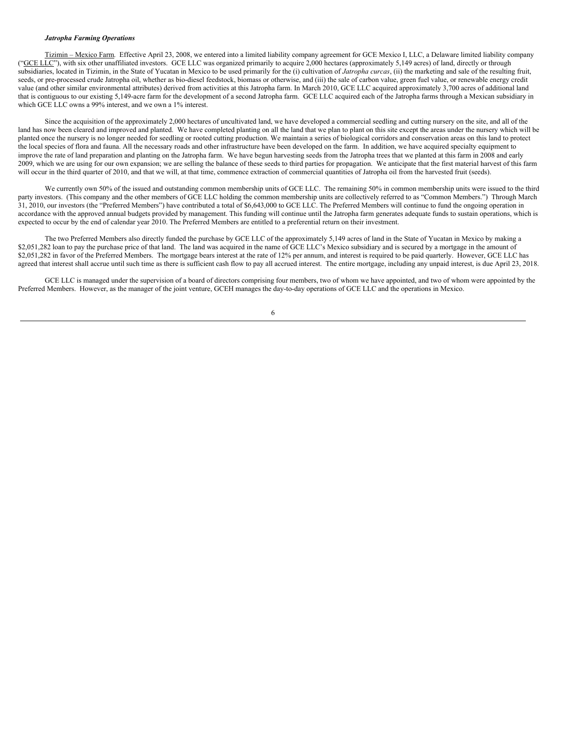***Jatropha Farming Operations***

Tizimin – Mexico Farm. Effective April 23, 2008, we entered into a limited liability company agreement for GCE Mexico I, LLC, a Delaware limited liability company ("GCE LLC"), with six other unaffiliated investors. GCE LLC was organized primarily to acquire 2,000 hectares (approximately 5,149 acres) of land, directly or through subsidiaries, located in Tizimin, in the State of Yucatan in Mexico to be used primarily for the (i) cultivation of *Jatropha curcas*, (ii) the marketing and sale of the resulting fruit, seeds, or pre-processed crude Jatropha oil, whether as bio-diesel feedstock, biomass or otherwise, and (iii) the sale of carbon value, green fuel value, or renewable energy credit value (and other similar environmental attributes) derived from activities at this Jatropha farm. In March 2010, GCE LLC acquired approximately 3,700 acres of additional land that is contiguous to our existing 5,149-acre farm for the development of a second Jatropha farm. GCE LLC acquired each of the Jatropha farms through a Mexican subsidiary in which GCE LLC owns a 99% interest, and we own a 1% interest.

Since the acquisition of the approximately 2,000 hectares of uncultivated land, we have developed a commercial seedling and cutting nursery on the site, and all of the land has now been cleared and improved and planted. We have completed planting on all the land that we plan to plant on this site except the areas under the nursery which will be planted once the nursery is no longer needed for seedling or rooted cutting production. We maintain a series of biological corridors and conservation areas on this land to protect the local species of flora and fauna. All the necessary roads and other infrastructure have been developed on the farm. In addition, we have acquired specialty equipment to improve the rate of land preparation and planting on the Jatropha farm. We have begun harvesting seeds from the Jatropha trees that we planted at this farm in 2008 and early 2009, which we are using for our own expansion; we are selling the balance of these seeds to third parties for propagation. We anticipate that the first material harvest of this farm will occur in the third quarter of 2010, and that we will, at that time, commence extraction of commercial quantities of Jatropha oil from the harvested fruit (seeds).

We currently own 50% of the issued and outstanding common membership units of GCE LLC. The remaining 50% in common membership units were issued to the third party investors. (This company and the other members of GCE LLC holding the common membership units are collectively referred to as "Common Members.") Through March 31, 2010, our investors (the "Preferred Members") have contributed a total of $6,643,000 to GCE LLC. The Preferred Members will continue to fund the ongoing operation in accordance with the approved annual budgets provided by management. This funding will continue until the Jatropha farm generates adequate funds to sustain operations, which is expected to occur by the end of calendar year 2010. The Preferred Members are entitled to a preferential return on their investment.

The two Preferred Members also directly funded the purchase by GCE LLC of the approximately 5,149 acres of land in the State of Yucatan in Mexico by making a $2,051,282 loan to pay the purchase price of that land. The land was acquired in the name of GCE LLC's Mexico subsidiary and is secured by a mortgage in the amount of $2,051,282 in favor of the Preferred Members. The mortgage bears interest at the rate of 12% per annum, and interest is required to be paid quarterly. However, GCE LLC has agreed that interest shall accrue until such time as there is sufficient cash flow to pay all accrued interest. The entire mortgage, including any unpaid interest, is due April 23, 2018.

GCE LLC is managed under the supervision of a board of directors comprising four members, two of whom we have appointed, and two of whom were appointed by the Preferred Members. However, as the manager of the joint venture, GCEH manages the day-to-day operations of GCE LLC and the operations in Mexico.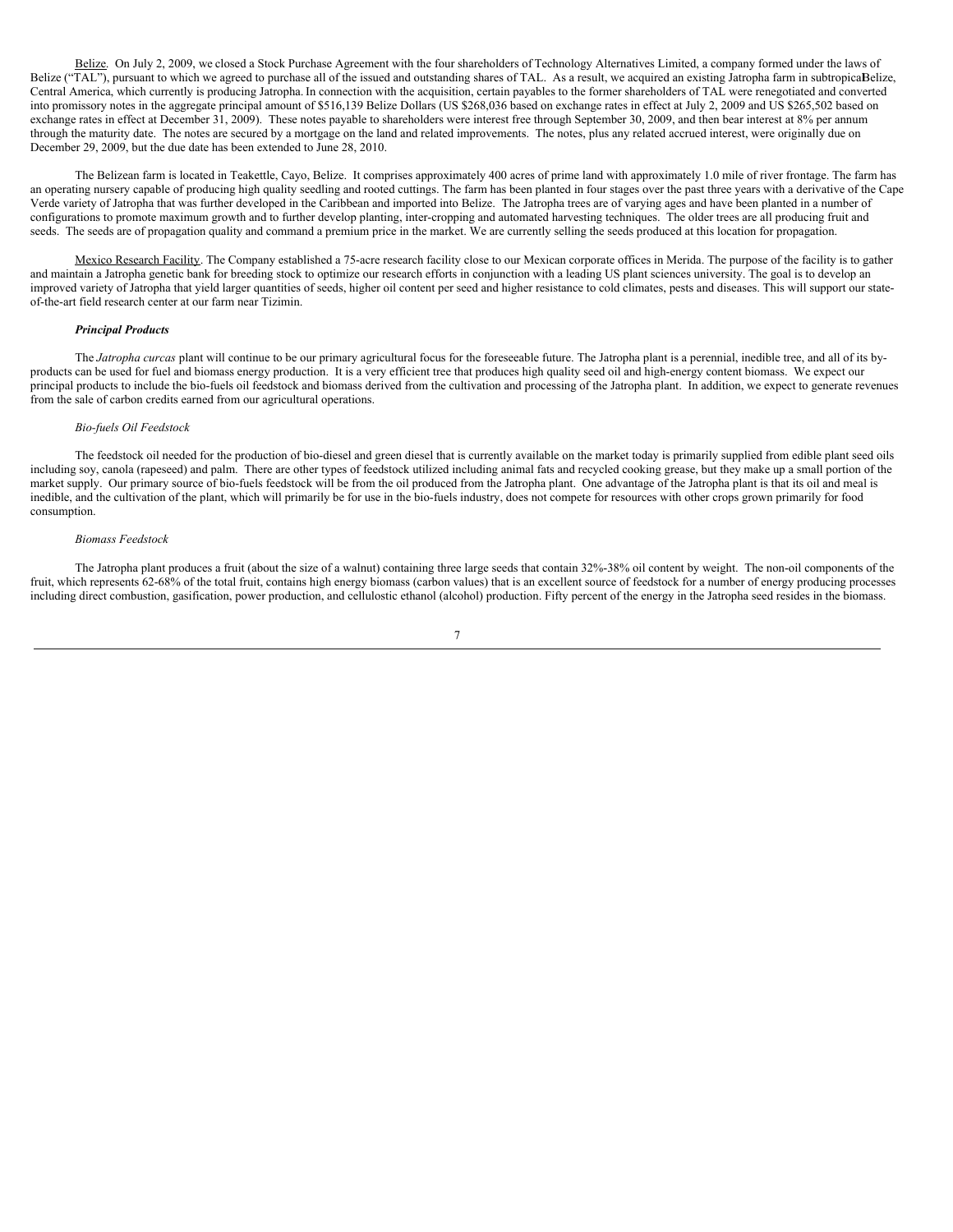<u>Belize</u>. On July 2, 2009, we closed a Stock Purchase Agreement with the four shareholders of Technology Alternatives Limited, a company formed under the laws of Belize ("TAL"), pursuant to which we agreed to purchase all of the issued and outstanding shares of TAL. As a result, we acquired an existing Jatropha farm in subtropical Belize, Central America, which currently is producing Jatropha. In connection with the acquisition, certain payables to the former shareholders of TAL were renegotiated and converted into promissory notes in the aggregate principal amount of $516,139 Belize Dollars (US $268,036 based on exchange rates in effect at July 2, 2009 and US $265,502 based on exchange rates in effect at December 31, 2009). These notes payable to shareholders were interest free through September 30, 2009, and then bear interest at 8% per annum through the maturity date. The notes are secured by a mortgage on the land and related improvements. The notes, plus any related accrued interest, were originally due on December 29, 2009, but the due date has been extended to June 28, 2010.

The Belizean farm is located in Teakettle, Cayo, Belize. It comprises approximately 400 acres of prime land with approximately 1.0 mile of river frontage. The farm has an operating nursery capable of producing high quality seedling and rooted cuttings. The farm has been planted in four stages over the past three years with a derivative of the Cape Verde variety of Jatropha that was further developed in the Caribbean and imported into Belize. The Jatropha trees are of varying ages and have been planted in a number of configurations to promote maximum growth and to further develop planting, inter-cropping and automated harvesting techniques. The older trees are all producing fruit and seeds. The seeds are of propagation quality and command a premium price in the market. We are currently selling the seeds produced at this location for propagation.

<u>Mexico Research Facility</u>. The Company established a 75-acre research facility close to our Mexican corporate offices in Merida. The purpose of the facility is to gather and maintain a Jatropha genetic bank for breeding stock to optimize our research efforts in conjunction with a leading US plant sciences university. The goal is to develop an improved variety of Jatropha that yield larger quantities of seeds, higher oil content per seed and higher resistance to cold climates, pests and diseases. This will support our state-of-the-art field research center at our farm near Tizimin.

***Principal Products***

The *Jatropha curcas* plant will continue to be our primary agricultural focus for the foreseeable future. The Jatropha plant is a perennial, inedible tree, and all of its by-products can be used for fuel and biomass energy production. It is a very efficient tree that produces high quality seed oil and high-energy content biomass. We expect our principal products to include the bio-fuels oil feedstock and biomass derived from the cultivation and processing of the Jatropha plant. In addition, we expect to generate revenues from the sale of carbon credits earned from our agricultural operations.

*Bio-fuels Oil Feedstock*

The feedstock oil needed for the production of bio-diesel and green diesel that is currently available on the market today is primarily supplied from edible plant seed oils including soy, canola (rapeseed) and palm. There are other types of feedstock utilized including animal fats and recycled cooking grease, but they make up a small portion of the market supply. Our primary source of bio-fuels feedstock will be from the oil produced from the Jatropha plant. One advantage of the Jatropha plant is that its oil and meal is inedible, and the cultivation of the plant, which will primarily be for use in the bio-fuels industry, does not compete for resources with other crops grown primarily for food consumption.

*Biomass Feedstock*

The Jatropha plant produces a fruit (about the size of a walnut) containing three large seeds that contain 32%-38% oil content by weight. The non-oil components of the fruit, which represents 62-68% of the total fruit, contains high energy biomass (carbon values) that is an excellent source of feedstock for a number of energy producing processes including direct combustion, gasification, power production, and cellulostic ethanol (alcohol) production. Fifty percent of the energy in the Jatropha seed resides in the biomass.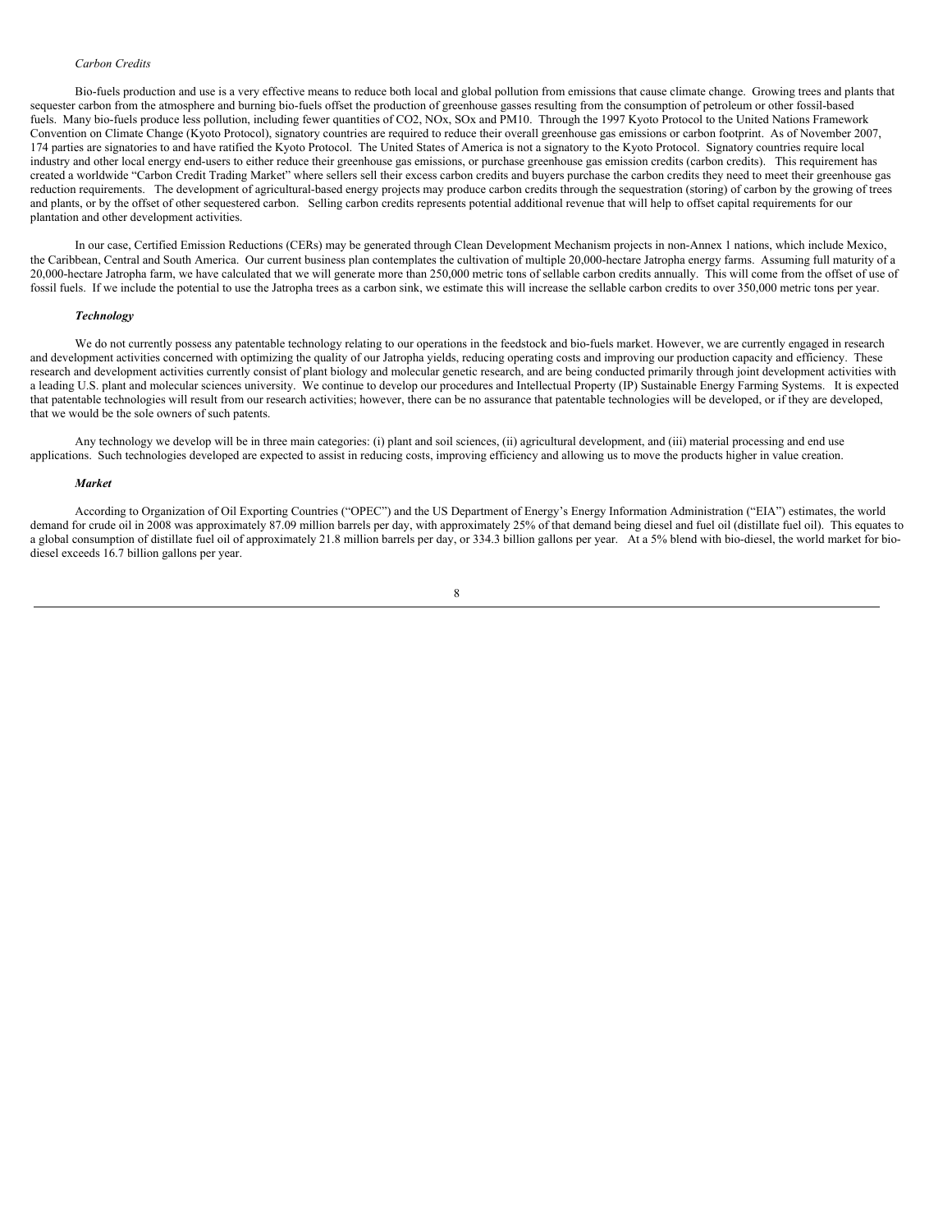*Carbon Credits*

Bio-fuels production and use is a very effective means to reduce both local and global pollution from emissions that cause climate change. Growing trees and plants that sequester carbon from the atmosphere and burning bio-fuels offset the production of greenhouse gasses resulting from the consumption of petroleum or other fossil-based fuels. Many bio-fuels produce less pollution, including fewer quantities of $CO_2$, $NO_x$, $SO_x$ and $PM_{10}$. Through the 1997 Kyoto Protocol to the United Nations Framework Convention on Climate Change (Kyoto Protocol), signatory countries are required to reduce their overall greenhouse gas emissions or carbon footprint. As of November 2007, 174 parties are signatories to and have ratified the Kyoto Protocol. The United States of America is not a signatory to the Kyoto Protocol. Signatory countries require local industry and other local energy end-users to either reduce their greenhouse gas emissions, or purchase greenhouse gas emission credits (carbon credits). This requirement has created a worldwide "Carbon Credit Trading Market" where sellers sell their excess carbon credits and buyers purchase the carbon credits they need to meet their greenhouse gas reduction requirements. The development of agricultural-based energy projects may produce carbon credits through the sequestration (storing) of carbon by the growing of trees and plants, or by the offset of other sequestered carbon. Selling carbon credits represents potential additional revenue that will help to offset capital requirements for our plantation and other development activities.

In our case, Certified Emission Reductions (CERs) may be generated through Clean Development Mechanism projects in non-Annex 1 nations, which include Mexico, the Caribbean, Central and South America. Our current business plan contemplates the cultivation of multiple 20,000-hectare Jatropha energy farms. Assuming full maturity of a 20,000-hectare Jatropha farm, we have calculated that we will generate more than 250,000 metric tons of sellable carbon credits annually. This will come from the offset of use of fossil fuels. If we include the potential to use the Jatropha trees as a carbon sink, we estimate this will increase the sellable carbon credits to over 350,000 metric tons per year.

***Technology***

We do not currently possess any patentable technology relating to our operations in the feedstock and bio-fuels market. However, we are currently engaged in research and development activities concerned with optimizing the quality of our Jatropha yields, reducing operating costs and improving our production capacity and efficiency. These research and development activities currently consist of plant biology and molecular genetic research, and are being conducted primarily through joint development activities with a leading U.S. plant and molecular sciences university. We continue to develop our procedures and Intellectual Property (IP) Sustainable Energy Farming Systems. It is expected that patentable technologies will result from our research activities; however, there can be no assurance that patentable technologies will be developed, or if they are developed, that we would be the sole owners of such patents.

Any technology we develop will be in three main categories: (i) plant and soil sciences, (ii) agricultural development, and (iii) material processing and end use applications. Such technologies developed are expected to assist in reducing costs, improving efficiency and allowing us to move the products higher in value creation.

***Market***

According to Organization of Oil Exporting Countries ("OPEC") and the US Department of Energy's Energy Information Administration ("EIA") estimates, the world demand for crude oil in 2008 was approximately 87.09 million barrels per day, with approximately 25% of that demand being diesel and fuel oil (distillate fuel oil). This equates to a global consumption of distillate fuel oil of approximately 21.8 million barrels per day, or 334.3 billion gallons per year. At a 5% blend with bio-diesel, the world market for bio-diesel exceeds 16.7 billion gallons per year.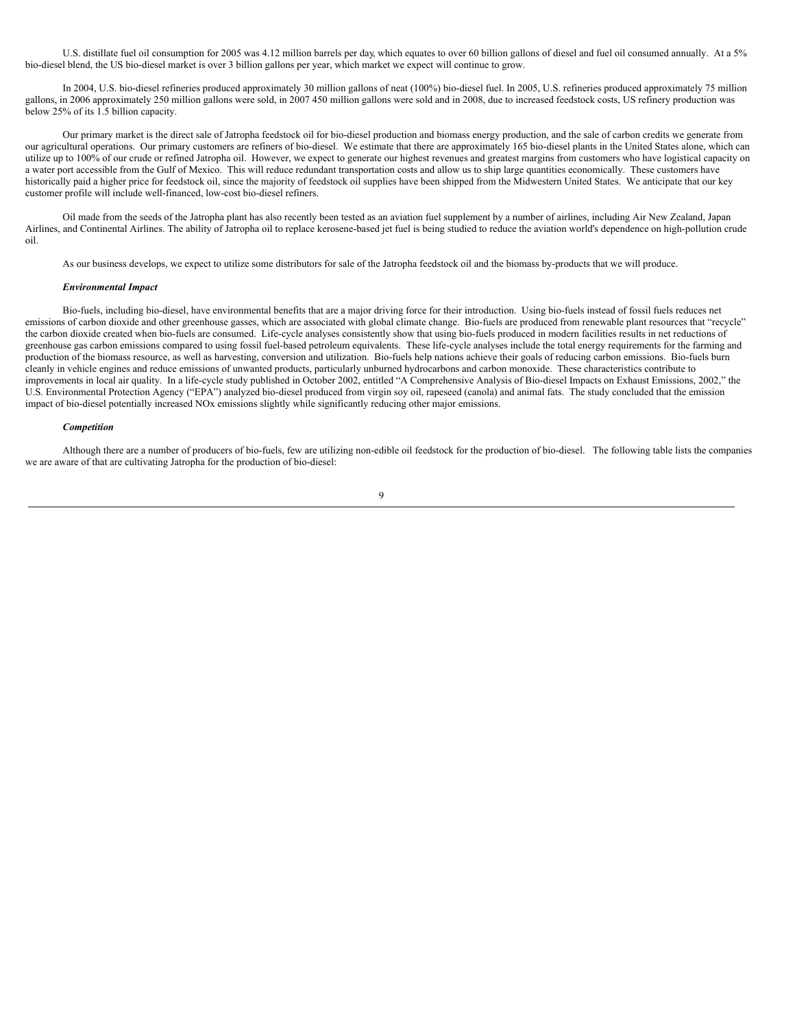U.S. distillate fuel oil consumption for 2005 was 4.12 million barrels per day, which equates to over 60 billion gallons of diesel and fuel oil consumed annually. At a 5% bio-diesel blend, the US bio-diesel market is over 3 billion gallons per year, which market we expect will continue to grow.

In 2004, U.S. bio-diesel refineries produced approximately 30 million gallons of neat (100%) bio-diesel fuel. In 2005, U.S. refineries produced approximately 75 million gallons, in 2006 approximately 250 million gallons were sold, in 2007 450 million gallons were sold and in 2008, due to increased feedstock costs, US refinery production was below 25% of its 1.5 billion capacity.

Our primary market is the direct sale of Jatropha feedstock oil for bio-diesel production and biomass energy production, and the sale of carbon credits we generate from our agricultural operations. Our primary customers are refiners of bio-diesel. We estimate that there are approximately 165 bio-diesel plants in the United States alone, which can utilize up to 100% of our crude or refined Jatropha oil. However, we expect to generate our highest revenues and greatest margins from customers who have logistical capacity on a water port accessible from the Gulf of Mexico. This will reduce redundant transportation costs and allow us to ship large quantities economically. These customers have historically paid a higher price for feedstock oil, since the majority of feedstock oil supplies have been shipped from the Midwestern United States. We anticipate that our key customer profile will include well-financed, low-cost bio-diesel refiners.

Oil made from the seeds of the Jatropha plant has also recently been tested as an aviation fuel supplement by a number of airlines, including Air New Zealand, Japan Airlines, and Continental Airlines. The ability of Jatropha oil to replace kerosene-based jet fuel is being studied to reduce the aviation world's dependence on high-pollution crude oil.

As our business develops, we expect to utilize some distributors for sale of the Jatropha feedstock oil and the biomass by-products that we will produce.

***Environmental Impact***

Bio-fuels, including bio-diesel, have environmental benefits that are a major driving force for their introduction. Using bio-fuels instead of fossil fuels reduces net emissions of carbon dioxide and other greenhouse gasses, which are associated with global climate change. Bio-fuels are produced from renewable plant resources that "recycle" the carbon dioxide created when bio-fuels are consumed. Life-cycle analyses consistently show that using bio-fuels produced in modern facilities results in net reductions of greenhouse gas carbon emissions compared to using fossil fuel-based petroleum equivalents. These life-cycle analyses include the total energy requirements for the farming and production of the biomass resource, as well as harvesting, conversion and utilization. Bio-fuels help nations achieve their goals of reducing carbon emissions. Bio-fuels burn cleanly in vehicle engines and reduce emissions of unwanted products, particularly unburned hydrocarbons and carbon monoxide. These characteristics contribute to improvements in local air quality. In a life-cycle study published in October 2002, entitled "A Comprehensive Analysis of Bio-diesel Impacts on Exhaust Emissions, 2002," the U.S. Environmental Protection Agency ("EPA") analyzed bio-diesel produced from virgin soy oil, rapeseed (canola) and animal fats. The study concluded that the emission impact of bio-diesel potentially increased $NO_x$ emissions slightly while significantly reducing other major emissions.

***Competition***

Although there are a number of producers of bio-fuels, few are utilizing non-edible oil feedstock for the production of bio-diesel. The following table lists the companies we are aware of that are cultivating Jatropha for the production of bio-diesel: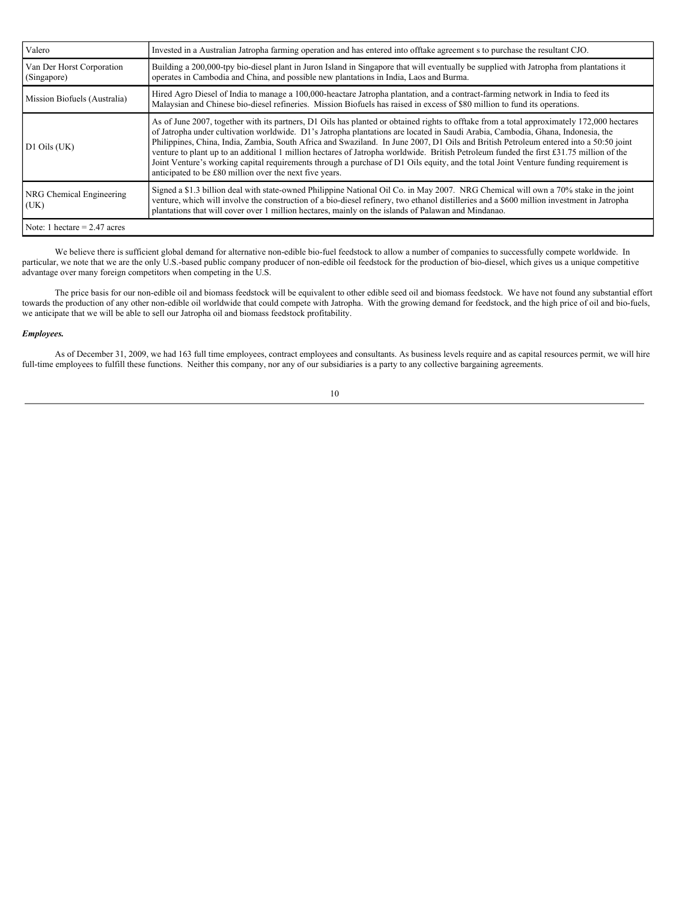| Valero | Invested in a Australian Jatropha farming operation and has entered into offtake agreement s to purchase the resultant CJO. |
|---|---|
| Van Der Horst Corporation (Singapore) | Building a 200,000-tpy bio-diesel plant in Juron Island in Singapore that will eventually be supplied with Jatropha from plantations it operates in Cambodia and China, and possible new plantations in India, Laos and Burma. |
| Mission Biofuels (Australia) | Hired Agro Diesel of India to manage a 100,000-heactare Jatropha plantation, and a contract-farming network in India to feed its Malaysian and Chinese bio-diesel refineries. Mission Biofuels has raised in excess of $80 million to fund its operations. |
| D1 Oils (UK) | As of June 2007, together with its partners, D1 Oils has planted or obtained rights to offtake from a total approximately 172,000 hectares of Jatropha under cultivation worldwide. D1's Jatropha plantations are located in Saudi Arabia, Cambodia, Ghana, Indonesia, the Philippines, China, India, Zambia, South Africa and Swaziland. In June 2007, D1 Oils and British Petroleum entered into a 50:50 joint venture to plant up to an additional 1 million hectares of Jatropha worldwide. British Petroleum funded the first £31.75 million of the Joint Venture's working capital requirements through a purchase of D1 Oils equity, and the total Joint Venture funding requirement is anticipated to be £80 million over the next five years. |
| NRG Chemical Engineering (UK) | Signed a $1.3 billion deal with state-owned Philippine National Oil Co. in May 2007. NRG Chemical will own a 70% stake in the joint venture, which will involve the construction of a bio-diesel refinery, two ethanol distilleries and a $600 million investment in Jatropha plantations that will cover over 1 million hectares, mainly on the islands of Palawan and Mindanao. |
| Note: 1 hectare = 2.47 acres | |

We believe there is sufficient global demand for alternative non-edible bio-fuel feedstock to allow a number of companies to successfully compete worldwide. In particular, we note that we are the only U.S.-based public company producer of non-edible oil feedstock for the production of bio-diesel, which gives us a unique competitive advantage over many foreign competitors when competing in the U.S.

The price basis for our non-edible oil and biomass feedstock will be equivalent to other edible seed oil and biomass feedstock. We have not found any substantial effort towards the production of any other non-edible oil worldwide that could compete with Jatropha. With the growing demand for feedstock, and the high price of oil and bio-fuels, we anticipate that we will be able to sell our Jatropha oil and biomass feedstock profitability.

***Employees.***

As of December 31, 2009, we had 163 full time employees, contract employees and consultants. As business levels require and as capital resources permit, we will hire full-time employees to fulfill these functions. Neither this company, nor any of our subsidiaries is a party to any collective bargaining agreements.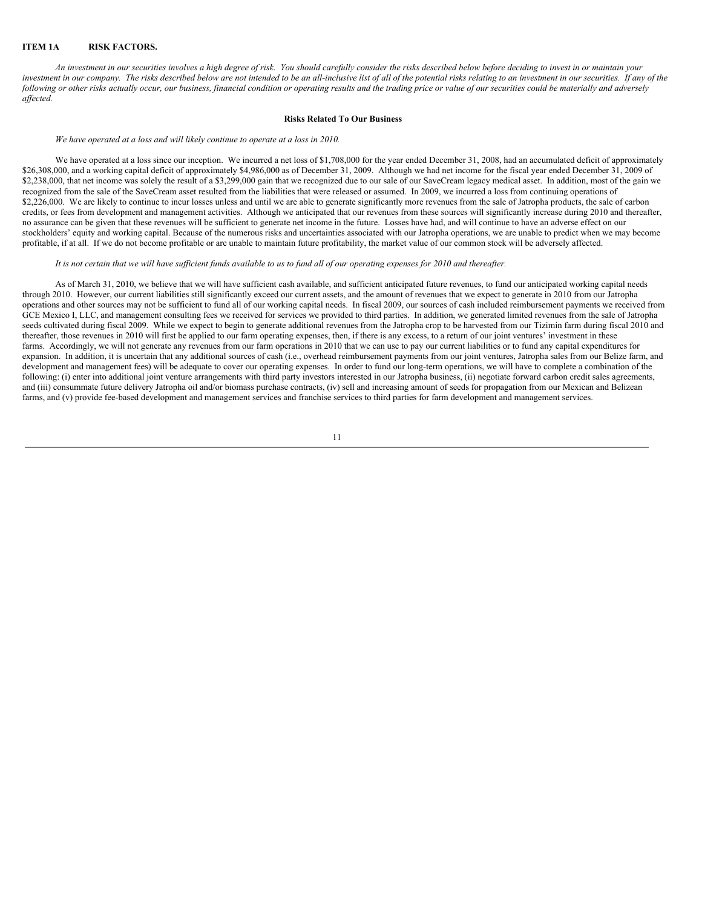## ITEM 1A RISK FACTORS.

*An investment in our securities involves a high degree of risk. You should carefully consider the risks described below before deciding to invest in or maintain your investment in our company. The risks described below are not intended to be an all-inclusive list of all of the potential risks relating to an investment in our securities. If any of the following or other risks actually occur, our business, financial condition or operating results and the trading price or value of our securities could be materially and adversely affected.*

### Risks Related To Our Business

*We have operated at a loss and will likely continue to operate at a loss in 2010.*

We have operated at a loss since our inception. We incurred a net loss of $1,708,000 for the year ended December 31, 2008, had an accumulated deficit of approximately $26,308,000, and a working capital deficit of approximately $4,986,000 as of December 31, 2009. Although we had net income for the fiscal year ended December 31, 2009 of $2,238,000, that net income was solely the result of a $3,299,000 gain that we recognized due to our sale of our SaveCream legacy medical asset. In addition, most of the gain we recognized from the sale of the SaveCream asset resulted from the liabilities that were released or assumed. In 2009, we incurred a loss from continuing operations of $2,226,000. We are likely to continue to incur losses unless and until we are able to generate significantly more revenues from the sale of Jatropha products, the sale of carbon credits, or fees from development and management activities. Although we anticipated that our revenues from these sources will significantly increase during 2010 and thereafter, no assurance can be given that these revenues will be sufficient to generate net income in the future. Losses have had, and will continue to have an adverse effect on our stockholders' equity and working capital. Because of the numerous risks and uncertainties associated with our Jatropha operations, we are unable to predict when we may become profitable, if at all. If we do not become profitable or are unable to maintain future profitability, the market value of our common stock will be adversely affected.

*It is not certain that we will have sufficient funds available to us to fund all of our operating expenses for 2010 and thereafter.*

As of March 31, 2010, we believe that we will have sufficient cash available, and sufficient anticipated future revenues, to fund our anticipated working capital needs through 2010. However, our current liabilities still significantly exceed our current assets, and the amount of revenues that we expect to generate in 2010 from our Jatropha operations and other sources may not be sufficient to fund all of our working capital needs. In fiscal 2009, our sources of cash included reimbursement payments we received from GCE Mexico I, LLC, and management consulting fees we received for services we provided to third parties. In addition, we generated limited revenues from the sale of Jatropha seeds cultivated during fiscal 2009. While we expect to begin to generate additional revenues from the Jatropha crop to be harvested from our Tizimin farm during fiscal 2010 and thereafter, those revenues in 2010 will first be applied to our farm operating expenses, then, if there is any excess, to a return of our joint ventures' investment in these farms. Accordingly, we will not generate any revenues from our farm operations in 2010 that we can use to pay our current liabilities or to fund any capital expenditures for expansion. In addition, it is uncertain that any additional sources of cash (i.e., overhead reimbursement payments from our joint ventures, Jatropha sales from our Belize farm, and development and management fees) will be adequate to cover our operating expenses. In order to fund our long-term operations, we will have to complete a combination of the following: (i) enter into additional joint venture arrangements with third party investors interested in our Jatropha business, (ii) negotiate forward carbon credit sales agreements, and (iii) consummate future delivery Jatropha oil and/or biomass purchase contracts, (iv) sell and increasing amount of seeds for propagation from our Mexican and Belizean farms, and (v) provide fee-based development and management services and franchise services to third parties for farm development and management services.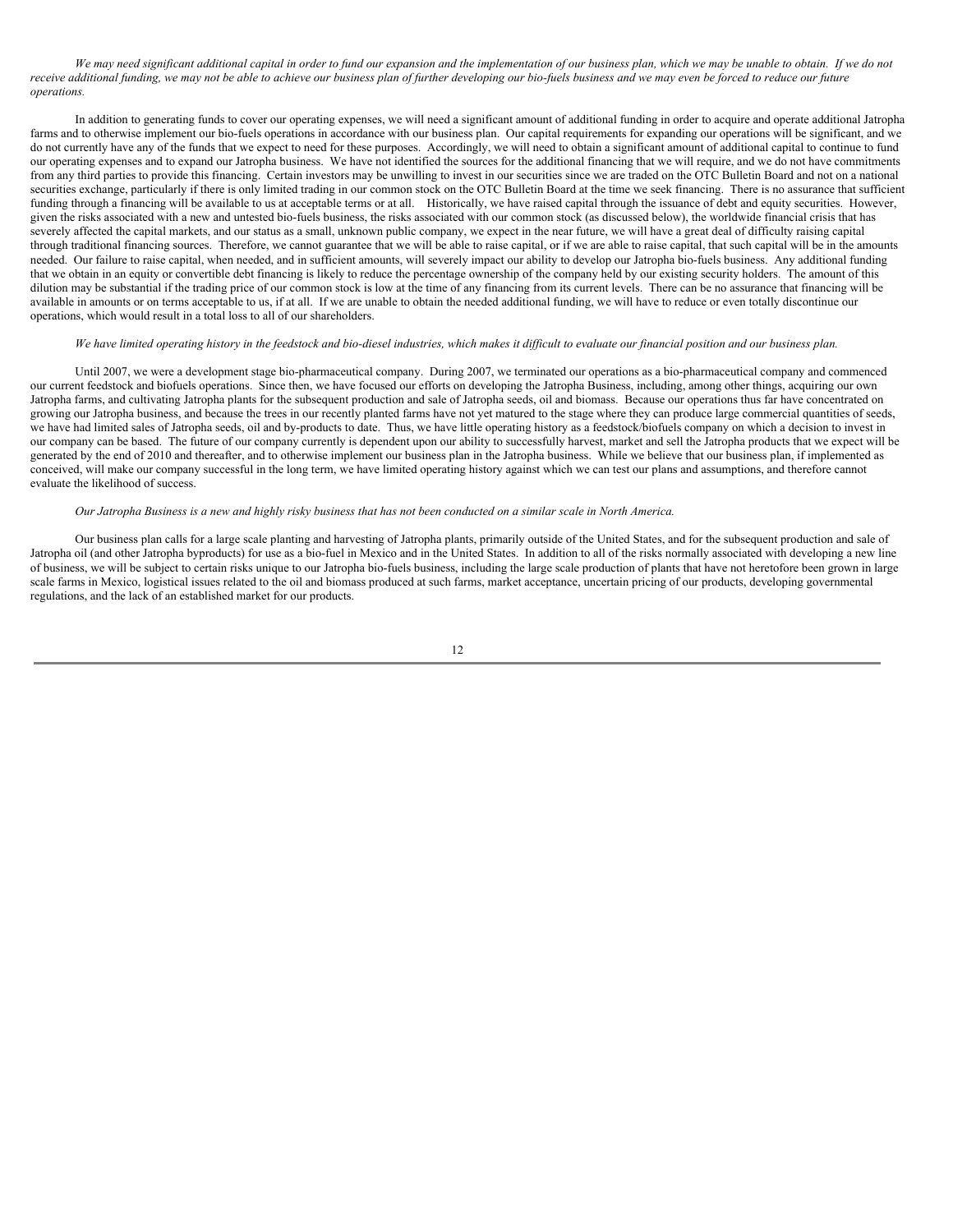*We may need significant additional capital in order to fund our expansion and the implementation of our business plan, which we may be unable to obtain. If we do not receive additional funding, we may not be able to achieve our business plan of further developing our bio-fuels business and we may even be forced to reduce our future operations.*

In addition to generating funds to cover our operating expenses, we will need a significant amount of additional funding in order to acquire and operate additional Jatropha farms and to otherwise implement our bio-fuels operations in accordance with our business plan. Our capital requirements for expanding our operations will be significant, and we do not currently have any of the funds that we expect to need for these purposes. Accordingly, we will need to obtain a significant amount of additional capital to continue to fund our operating expenses and to expand our Jatropha business. We have not identified the sources for the additional financing that we will require, and we do not have commitments from any third parties to provide this financing. Certain investors may be unwilling to invest in our securities since we are traded on the OTC Bulletin Board and not on a national securities exchange, particularly if there is only limited trading in our common stock on the OTC Bulletin Board at the time we seek financing. There is no assurance that sufficient funding through a financing will be available to us at acceptable terms or at all. Historically, we have raised capital through the issuance of debt and equity securities. However, given the risks associated with a new and untested bio-fuels business, the risks associated with our common stock (as discussed below), the worldwide financial crisis that has severely affected the capital markets, and our status as a small, unknown public company, we expect in the near future, we will have a great deal of difficulty raising capital through traditional financing sources. Therefore, we cannot guarantee that we will be able to raise capital, or if we are able to raise capital, that such capital will be in the amounts needed. Our failure to raise capital, when needed, and in sufficient amounts, will severely impact our ability to develop our Jatropha bio-fuels business. Any additional funding that we obtain in an equity or convertible debt financing is likely to reduce the percentage ownership of the company held by our existing security holders. The amount of this dilution may be substantial if the trading price of our common stock is low at the time of any financing from its current levels. There can be no assurance that financing will be available in amounts or on terms acceptable to us, if at all. If we are unable to obtain the needed additional funding, we will have to reduce or even totally discontinue our operations, which would result in a total loss to all of our shareholders.

*We have limited operating history in the feedstock and bio-diesel industries, which makes it difficult to evaluate our financial position and our business plan.*

Until 2007, we were a development stage bio-pharmaceutical company. During 2007, we terminated our operations as a bio-pharmaceutical company and commenced our current feedstock and biofuels operations. Since then, we have focused our efforts on developing the Jatropha Business, including, among other things, acquiring our own Jatropha farms, and cultivating Jatropha plants for the subsequent production and sale of Jatropha seeds, oil and biomass. Because our operations thus far have concentrated on growing our Jatropha business, and because the trees in our recently planted farms have not yet matured to the stage where they can produce large commercial quantities of seeds, we have had limited sales of Jatropha seeds, oil and by-products to date. Thus, we have little operating history as a feedstock/biofuels company on which a decision to invest in our company can be based. The future of our company currently is dependent upon our ability to successfully harvest, market and sell the Jatropha products that we expect will be generated by the end of 2010 and thereafter, and to otherwise implement our business plan in the Jatropha business. While we believe that our business plan, if implemented as conceived, will make our company successful in the long term, we have limited operating history against which we can test our plans and assumptions, and therefore cannot evaluate the likelihood of success.

*Our Jatropha Business is a new and highly risky business that has not been conducted on a similar scale in North America.*

Our business plan calls for a large scale planting and harvesting of Jatropha plants, primarily outside of the United States, and for the subsequent production and sale of Jatropha oil (and other Jatropha byproducts) for use as a bio-fuel in Mexico and in the United States. In addition to all of the risks normally associated with developing a new line of business, we will be subject to certain risks unique to our Jatropha bio-fuels business, including the large scale production of plants that have not heretofore been grown in large scale farms in Mexico, logistical issues related to the oil and biomass produced at such farms, market acceptance, uncertain pricing of our products, developing governmental regulations, and the lack of an established market for our products.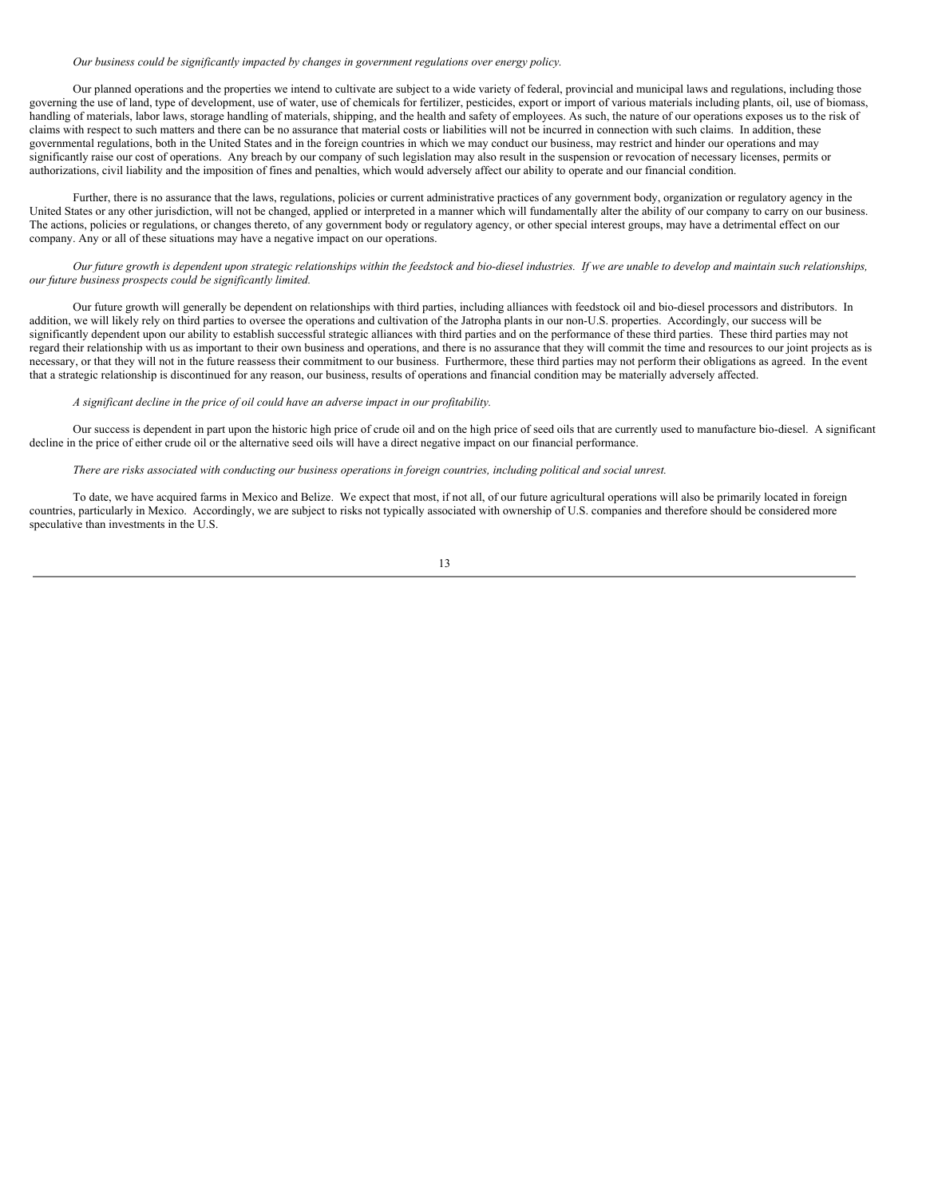*Our business could be significantly impacted by changes in government regulations over energy policy.*

Our planned operations and the properties we intend to cultivate are subject to a wide variety of federal, provincial and municipal laws and regulations, including those governing the use of land, type of development, use of water, use of chemicals for fertilizer, pesticides, export or import of various materials including plants, oil, use of biomass, handling of materials, labor laws, storage handling of materials, shipping, and the health and safety of employees. As such, the nature of our operations exposes us to the risk of claims with respect to such matters and there can be no assurance that material costs or liabilities will not be incurred in connection with such claims. In addition, these governmental regulations, both in the United States and in the foreign countries in which we may conduct our business, may restrict and hinder our operations and may significantly raise our cost of operations. Any breach by our company of such legislation may also result in the suspension or revocation of necessary licenses, permits or authorizations, civil liability and the imposition of fines and penalties, which would adversely affect our ability to operate and our financial condition.

Further, there is no assurance that the laws, regulations, policies or current administrative practices of any government body, organization or regulatory agency in the United States or any other jurisdiction, will not be changed, applied or interpreted in a manner which will fundamentally alter the ability of our company to carry on our business. The actions, policies or regulations, or changes thereto, of any government body or regulatory agency, or other special interest groups, may have a detrimental effect on our company. Any or all of these situations may have a negative impact on our operations.

*Our future growth is dependent upon strategic relationships within the feedstock and bio-diesel industries. If we are unable to develop and maintain such relationships, our future business prospects could be significantly limited.*

Our future growth will generally be dependent on relationships with third parties, including alliances with feedstock oil and bio-diesel processors and distributors. In addition, we will likely rely on third parties to oversee the operations and cultivation of the Jatropha plants in our non-U.S. properties. Accordingly, our success will be significantly dependent upon our ability to establish successful strategic alliances with third parties and on the performance of these third parties. These third parties may not regard their relationship with us as important to their own business and operations, and there is no assurance that they will commit the time and resources to our joint projects as is necessary, or that they will not in the future reassess their commitment to our business. Furthermore, these third parties may not perform their obligations as agreed. In the event that a strategic relationship is discontinued for any reason, our business, results of operations and financial condition may be materially adversely affected.

*A significant decline in the price of oil could have an adverse impact in our profitability.*

Our success is dependent in part upon the historic high price of crude oil and on the high price of seed oils that are currently used to manufacture bio-diesel. A significant decline in the price of either crude oil or the alternative seed oils will have a direct negative impact on our financial performance.

*There are risks associated with conducting our business operations in foreign countries, including political and social unrest.*

To date, we have acquired farms in Mexico and Belize. We expect that most, if not all, of our future agricultural operations will also be primarily located in foreign countries, particularly in Mexico. Accordingly, we are subject to risks not typically associated with ownership of U.S. companies and therefore should be considered more speculative than investments in the U.S.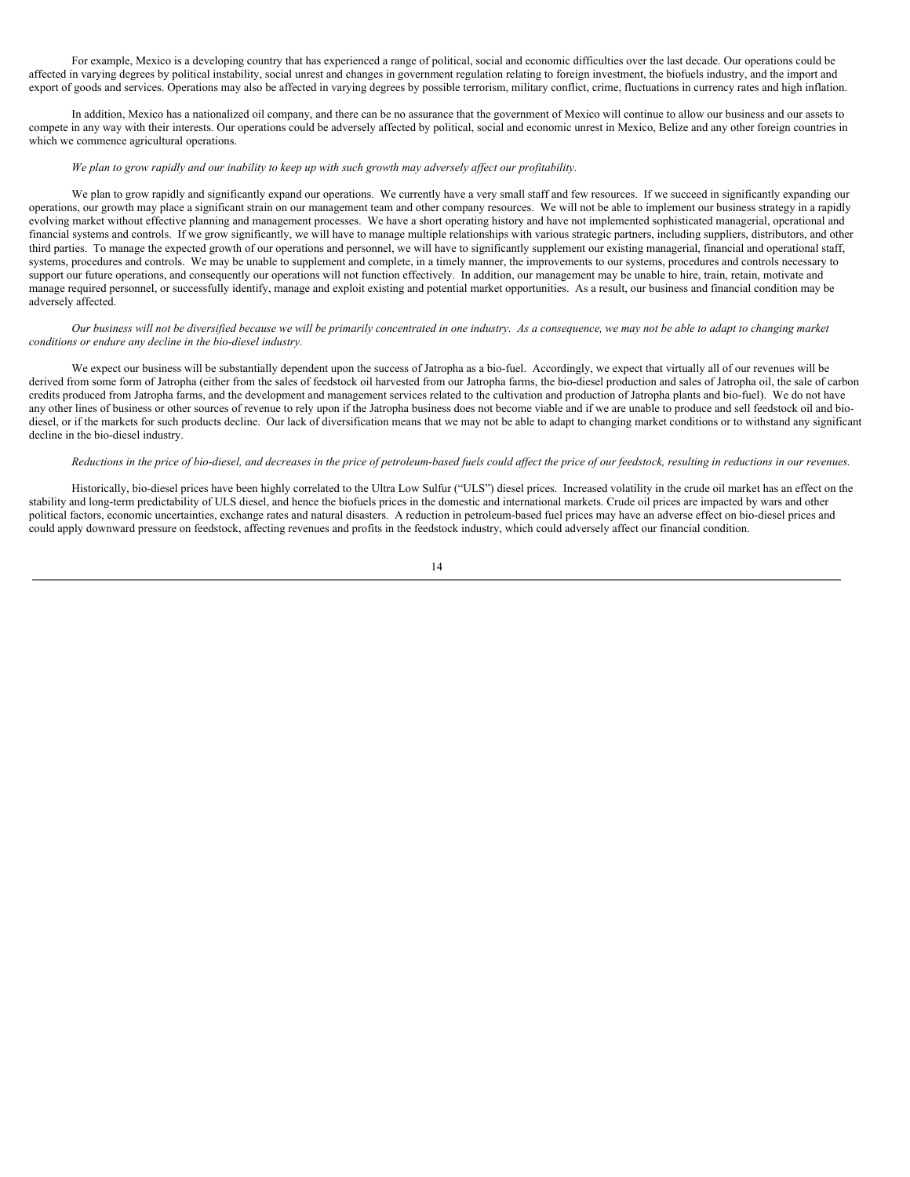For example, Mexico is a developing country that has experienced a range of political, social and economic difficulties over the last decade. Our operations could be affected in varying degrees by political instability, social unrest and changes in government regulation relating to foreign investment, the biofuels industry, and the import and export of goods and services. Operations may also be affected in varying degrees by possible terrorism, military conflict, crime, fluctuations in currency rates and high inflation.

In addition, Mexico has a nationalized oil company, and there can be no assurance that the government of Mexico will continue to allow our business and our assets to compete in any way with their interests. Our operations could be adversely affected by political, social and economic unrest in Mexico, Belize and any other foreign countries in which we commence agricultural operations.

*We plan to grow rapidly and our inability to keep up with such growth may adversely affect our profitability.*

We plan to grow rapidly and significantly expand our operations. We currently have a very small staff and few resources. If we succeed in significantly expanding our operations, our growth may place a significant strain on our management team and other company resources. We will not be able to implement our business strategy in a rapidly evolving market without effective planning and management processes. We have a short operating history and have not implemented sophisticated managerial, operational and financial systems and controls. If we grow significantly, we will have to manage multiple relationships with various strategic partners, including suppliers, distributors, and other third parties. To manage the expected growth of our operations and personnel, we will have to significantly supplement our existing managerial, financial and operational staff, systems, procedures and controls. We may be unable to supplement and complete, in a timely manner, the improvements to our systems, procedures and controls necessary to support our future operations, and consequently our operations will not function effectively. In addition, our management may be unable to hire, train, retain, motivate and manage required personnel, or successfully identify, manage and exploit existing and potential market opportunities. As a result, our business and financial condition may be adversely affected.

*Our business will not be diversified because we will be primarily concentrated in one industry. As a consequence, we may not be able to adapt to changing market conditions or endure any decline in the bio-diesel industry.*

We expect our business will be substantially dependent upon the success of Jatropha as a bio-fuel. Accordingly, we expect that virtually all of our revenues will be derived from some form of Jatropha (either from the sales of feedstock oil harvested from our Jatropha farms, the bio-diesel production and sales of Jatropha oil, the sale of carbon credits produced from Jatropha farms, and the development and management services related to the cultivation and production of Jatropha plants and bio-fuel). We do not have any other lines of business or other sources of revenue to rely upon if the Jatropha business does not become viable and if we are unable to produce and sell feedstock oil and bio-diesel, or if the markets for such products decline. Our lack of diversification means that we may not be able to adapt to changing market conditions or to withstand any significant decline in the bio-diesel industry.

*Reductions in the price of bio-diesel, and decreases in the price of petroleum-based fuels could affect the price of our feedstock, resulting in reductions in our revenues.*

Historically, bio-diesel prices have been highly correlated to the Ultra Low Sulfur ("ULS") diesel prices. Increased volatility in the crude oil market has an effect on the stability and long-term predictability of ULS diesel, and hence the biofuels prices in the domestic and international markets. Crude oil prices are impacted by wars and other political factors, economic uncertainties, exchange rates and natural disasters. A reduction in petroleum-based fuel prices may have an adverse effect on bio-diesel prices and could apply downward pressure on feedstock, affecting revenues and profits in the feedstock industry, which could adversely affect our financial condition.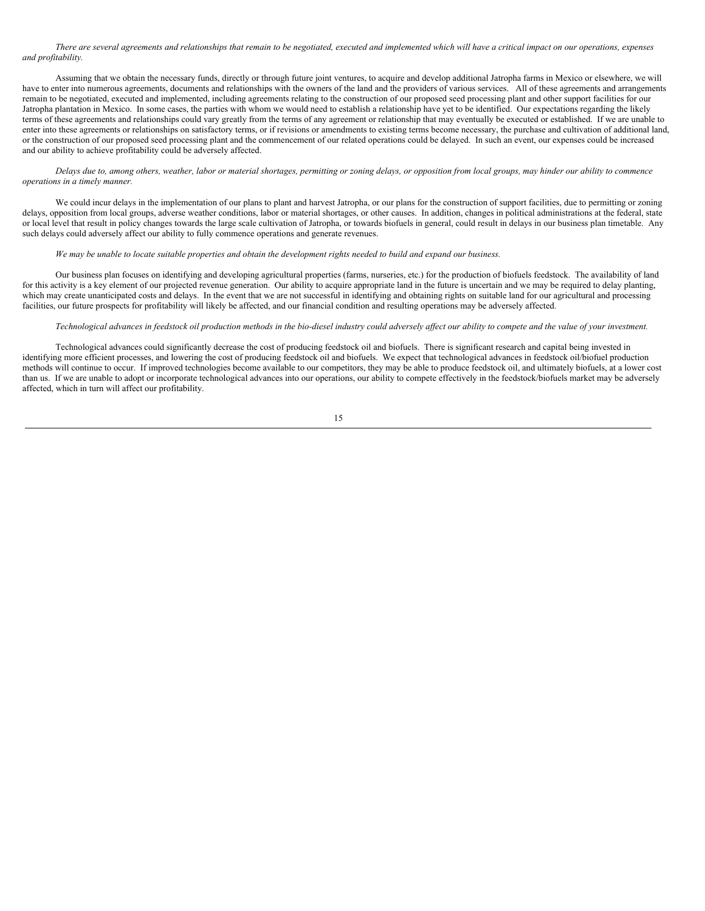*There are several agreements and relationships that remain to be negotiated, executed and implemented which will have a critical impact on our operations, expenses and profitability.*

Assuming that we obtain the necessary funds, directly or through future joint ventures, to acquire and develop additional Jatropha farms in Mexico or elsewhere, we will have to enter into numerous agreements, documents and relationships with the owners of the land and the providers of various services. All of these agreements and arrangements remain to be negotiated, executed and implemented, including agreements relating to the construction of our proposed seed processing plant and other support facilities for our Jatropha plantation in Mexico. In some cases, the parties with whom we would need to establish a relationship have yet to be identified. Our expectations regarding the likely terms of these agreements and relationships could vary greatly from the terms of any agreement or relationship that may eventually be executed or established. If we are unable to enter into these agreements or relationships on satisfactory terms, or if revisions or amendments to existing terms become necessary, the purchase and cultivation of additional land, or the construction of our proposed seed processing plant and the commencement of our related operations could be delayed. In such an event, our expenses could be increased and our ability to achieve profitability could be adversely affected.

*Delays due to, among others, weather, labor or material shortages, permitting or zoning delays, or opposition from local groups, may hinder our ability to commence operations in a timely manner.*

We could incur delays in the implementation of our plans to plant and harvest Jatropha, or our plans for the construction of support facilities, due to permitting or zoning delays, opposition from local groups, adverse weather conditions, labor or material shortages, or other causes. In addition, changes in political administrations at the federal, state or local level that result in policy changes towards the large scale cultivation of Jatropha, or towards biofuels in general, could result in delays in our business plan timetable. Any such delays could adversely affect our ability to fully commence operations and generate revenues.

*We may be unable to locate suitable properties and obtain the development rights needed to build and expand our business.*

Our business plan focuses on identifying and developing agricultural properties (farms, nurseries, etc.) for the production of biofuels feedstock. The availability of land for this activity is a key element of our projected revenue generation. Our ability to acquire appropriate land in the future is uncertain and we may be required to delay planting, which may create unanticipated costs and delays. In the event that we are not successful in identifying and obtaining rights on suitable land for our agricultural and processing facilities, our future prospects for profitability will likely be affected, and our financial condition and resulting operations may be adversely affected.

*Technological advances in feedstock oil production methods in the bio-diesel industry could adversely affect our ability to compete and the value of your investment.*

Technological advances could significantly decrease the cost of producing feedstock oil and biofuels. There is significant research and capital being invested in identifying more efficient processes, and lowering the cost of producing feedstock oil and biofuels. We expect that technological advances in feedstock oil/biofuel production methods will continue to occur. If improved technologies become available to our competitors, they may be able to produce feedstock oil, and ultimately biofuels, at a lower cost than us. If we are unable to adopt or incorporate technological advances into our operations, our ability to compete effectively in the feedstock/biofuels market may be adversely affected, which in turn will affect our profitability.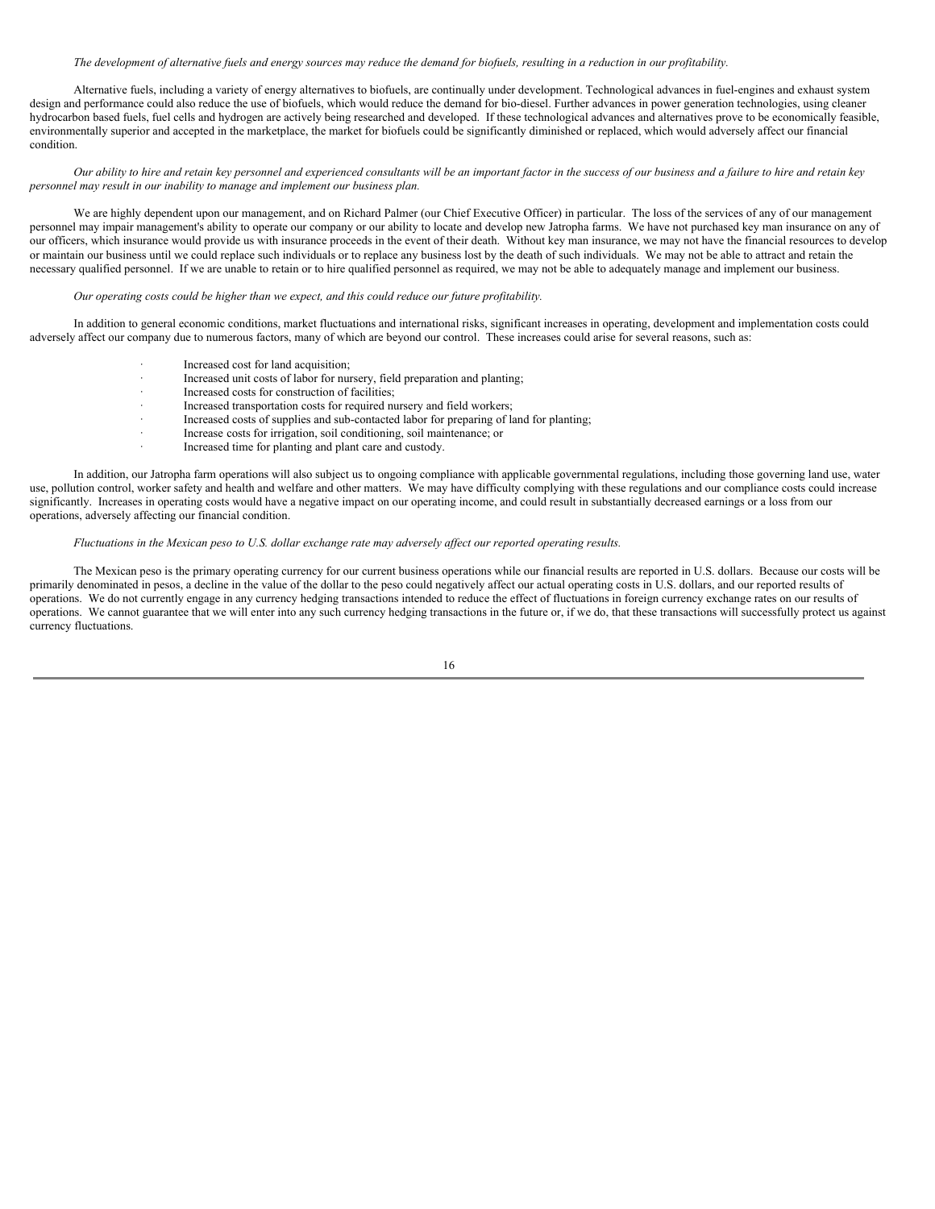*The development of alternative fuels and energy sources may reduce the demand for biofuels, resulting in a reduction in our profitability.*

Alternative fuels, including a variety of energy alternatives to biofuels, are continually under development. Technological advances in fuel-engines and exhaust system design and performance could also reduce the use of biofuels, which would reduce the demand for bio-diesel. Further advances in power generation technologies, using cleaner hydrocarbon based fuels, fuel cells and hydrogen are actively being researched and developed. If these technological advances and alternatives prove to be economically feasible, environmentally superior and accepted in the marketplace, the market for biofuels could be significantly diminished or replaced, which would adversely affect our financial condition.

*Our ability to hire and retain key personnel and experienced consultants will be an important factor in the success of our business and a failure to hire and retain key personnel may result in our inability to manage and implement our business plan.*

We are highly dependent upon our management, and on Richard Palmer (our Chief Executive Officer) in particular. The loss of the services of any of our management personnel may impair management's ability to operate our company or our ability to locate and develop new Jatropha farms. We have not purchased key man insurance on any of our officers, which insurance would provide us with insurance proceeds in the event of their death. Without key man insurance, we may not have the financial resources to develop or maintain our business until we could replace such individuals or to replace any business lost by the death of such individuals. We may not be able to attract and retain the necessary qualified personnel. If we are unable to retain or to hire qualified personnel as required, we may not be able to adequately manage and implement our business.

*Our operating costs could be higher than we expect, and this could reduce our future profitability.*

In addition to general economic conditions, market fluctuations and international risks, significant increases in operating, development and implementation costs could adversely affect our company due to numerous factors, many of which are beyond our control. These increases could arise for several reasons, such as:

- Increased cost for land acquisition;
- Increased unit costs of labor for nursery, field preparation and planting;
- Increased costs for construction of facilities;
- Increased transportation costs for required nursery and field workers;
- Increased costs of supplies and sub-contacted labor for preparing of land for planting;
- Increase costs for irrigation, soil conditioning, soil maintenance; or
- Increased time for planting and plant care and custody.

In addition, our Jatropha farm operations will also subject us to ongoing compliance with applicable governmental regulations, including those governing land use, water use, pollution control, worker safety and health and welfare and other matters. We may have difficulty complying with these regulations and our compliance costs could increase significantly. Increases in operating costs would have a negative impact on our operating income, and could result in substantially decreased earnings or a loss from our operations, adversely affecting our financial condition.

*Fluctuations in the Mexican peso to U.S. dollar exchange rate may adversely affect our reported operating results.*

The Mexican peso is the primary operating currency for our current business operations while our financial results are reported in U.S. dollars. Because our costs will be primarily denominated in pesos, a decline in the value of the dollar to the peso could negatively affect our actual operating costs in U.S. dollars, and our reported results of operations. We do not currently engage in any currency hedging transactions intended to reduce the effect of fluctuations in foreign currency exchange rates on our results of operations. We cannot guarantee that we will enter into any such currency hedging transactions in the future or, if we do, that these transactions will successfully protect us against currency fluctuations.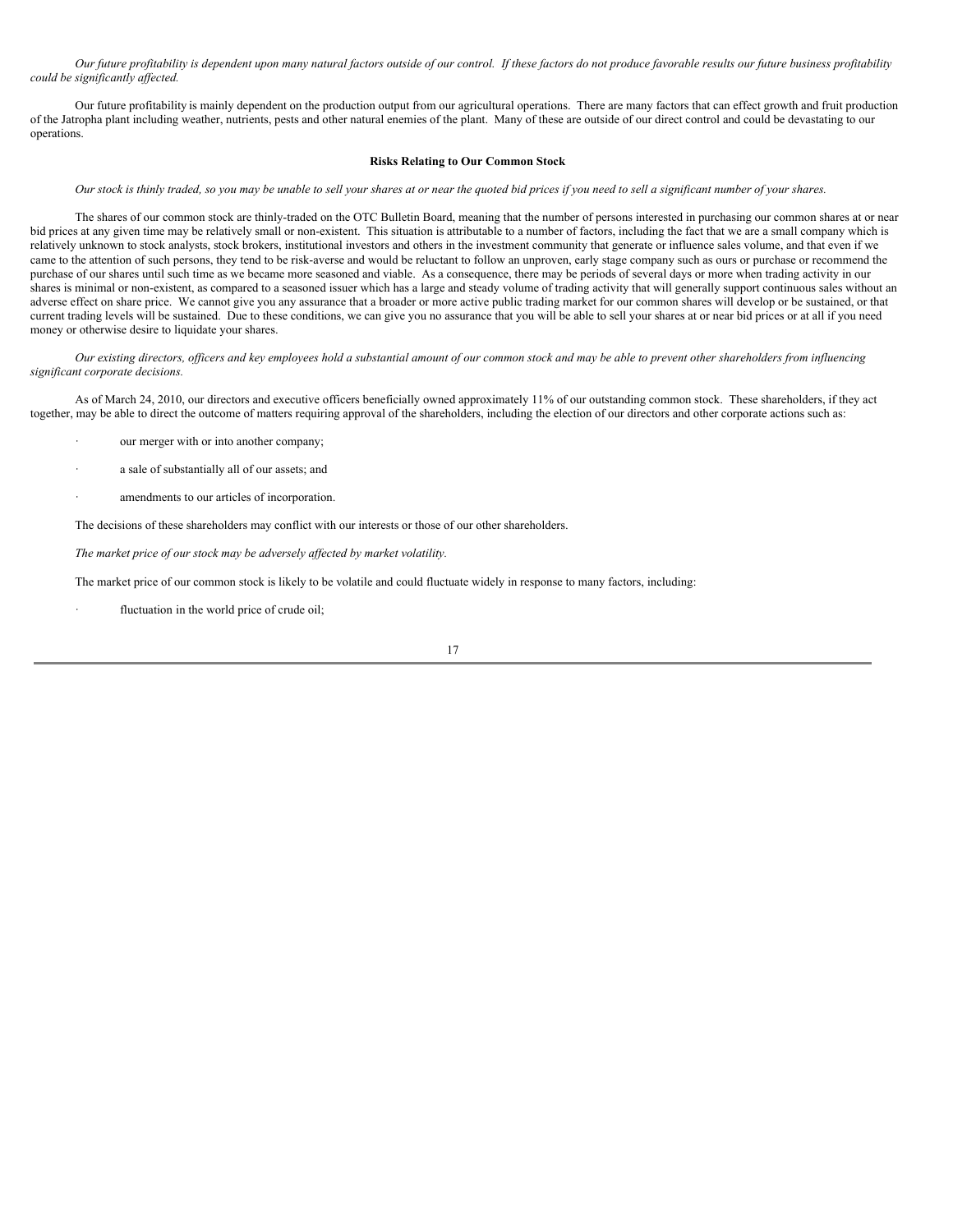*Our future profitability is dependent upon many natural factors outside of our control. If these factors do not produce favorable results our future business profitability could be significantly affected.*

Our future profitability is mainly dependent on the production output from our agricultural operations. There are many factors that can effect growth and fruit production of the Jatropha plant including weather, nutrients, pests and other natural enemies of the plant. Many of these are outside of our direct control and could be devastating to our operations.

**Risks Relating to Our Common Stock**

*Our stock is thinly traded, so you may be unable to sell your shares at or near the quoted bid prices if you need to sell a significant number of your shares.*

The shares of our common stock are thinly-traded on the OTC Bulletin Board, meaning that the number of persons interested in purchasing our common shares at or near bid prices at any given time may be relatively small or non-existent. This situation is attributable to a number of factors, including the fact that we are a small company which is relatively unknown to stock analysts, stock brokers, institutional investors and others in the investment community that generate or influence sales volume, and that even if we came to the attention of such persons, they tend to be risk-averse and would be reluctant to follow an unproven, early stage company such as ours or purchase or recommend the purchase of our shares until such time as we became more seasoned and viable. As a consequence, there may be periods of several days or more when trading activity in our shares is minimal or non-existent, as compared to a seasoned issuer which has a large and steady volume of trading activity that will generally support continuous sales without an adverse effect on share price. We cannot give you any assurance that a broader or more active public trading market for our common shares will develop or be sustained, or that current trading levels will be sustained. Due to these conditions, we can give you no assurance that you will be able to sell your shares at or near bid prices or at all if you need money or otherwise desire to liquidate your shares.

*Our existing directors, officers and key employees hold a substantial amount of our common stock and may be able to prevent other shareholders from influencing significant corporate decisions.*

As of March 24, 2010, our directors and executive officers beneficially owned approximately 11% of our outstanding common stock. These shareholders, if they act together, may be able to direct the outcome of matters requiring approval of the shareholders, including the election of our directors and other corporate actions such as:

- our merger with or into another company;
- a sale of substantially all of our assets; and
- amendments to our articles of incorporation.

The decisions of these shareholders may conflict with our interests or those of our other shareholders.

*The market price of our stock may be adversely affected by market volatility.*

The market price of our common stock is likely to be volatile and could fluctuate widely in response to many factors, including:

- fluctuation in the world price of crude oil;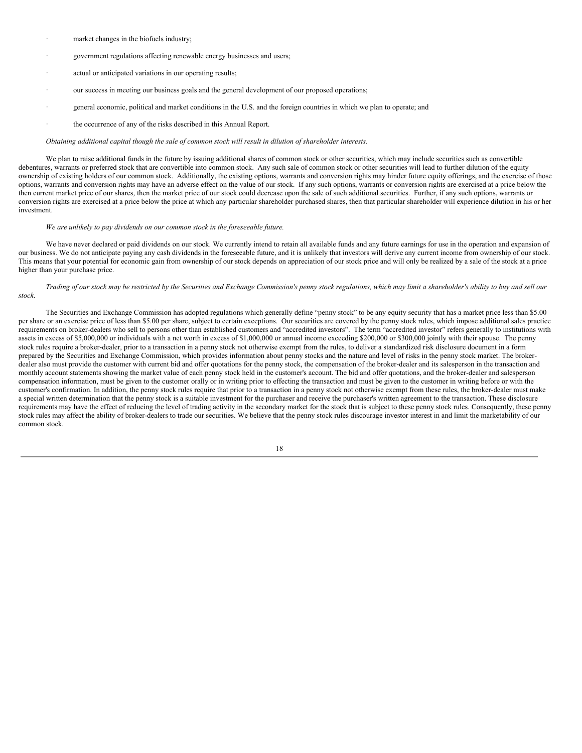- market changes in the biofuels industry;
- government regulations affecting renewable energy businesses and users;
- actual or anticipated variations in our operating results;
- our success in meeting our business goals and the general development of our proposed operations;
- general economic, political and market conditions in the U.S. and the foreign countries in which we plan to operate; and
- the occurrence of any of the risks described in this Annual Report.

*Obtaining additional capital though the sale of common stock will result in dilution of shareholder interests.*

We plan to raise additional funds in the future by issuing additional shares of common stock or other securities, which may include securities such as convertible debentures, warrants or preferred stock that are convertible into common stock. Any such sale of common stock or other securities will lead to further dilution of the equity ownership of existing holders of our common stock. Additionally, the existing options, warrants and conversion rights may hinder future equity offerings, and the exercise of those options, warrants and conversion rights may have an adverse effect on the value of our stock. If any such options, warrants or conversion rights are exercised at a price below the then current market price of our shares, then the market price of our stock could decrease upon the sale of such additional securities. Further, if any such options, warrants or conversion rights are exercised at a price below the price at which any particular shareholder purchased shares, then that particular shareholder will experience dilution in his or her investment.

*We are unlikely to pay dividends on our common stock in the foreseeable future.*

We have never declared or paid dividends on our stock. We currently intend to retain all available funds and any future earnings for use in the operation and expansion of our business. We do not anticipate paying any cash dividends in the foreseeable future, and it is unlikely that investors will derive any current income from ownership of our stock. This means that your potential for economic gain from ownership of our stock depends on appreciation of our stock price and will only be realized by a sale of the stock at a price higher than your purchase price.

*Trading of our stock may be restricted by the Securities and Exchange Commission's penny stock regulations, which may limit a shareholder's ability to buy and sell our stock.*

The Securities and Exchange Commission has adopted regulations which generally define "penny stock" to be any equity security that has a market price less than $5.00 per share or an exercise price of less than $5.00 per share, subject to certain exceptions. Our securities are covered by the penny stock rules, which impose additional sales practice requirements on broker-dealers who sell to persons other than established customers and "accredited investors". The term "accredited investor" refers generally to institutions with assets in excess of $5,000,000 or individuals with a net worth in excess of $1,000,000 or annual income exceeding $200,000 or $300,000 jointly with their spouse. The penny stock rules require a broker-dealer, prior to a transaction in a penny stock not otherwise exempt from the rules, to deliver a standardized risk disclosure document in a form prepared by the Securities and Exchange Commission, which provides information about penny stocks and the nature and level of risks in the penny stock market. The broker-dealer also must provide the customer with current bid and offer quotations for the penny stock, the compensation of the broker-dealer and its salesperson in the transaction and monthly account statements showing the market value of each penny stock held in the customer's account. The bid and offer quotations, and the broker-dealer and salesperson compensation information, must be given to the customer orally or in writing prior to effecting the transaction and must be given to the customer in writing before or with the customer's confirmation. In addition, the penny stock rules require that prior to a transaction in a penny stock not otherwise exempt from these rules, the broker-dealer must make a special written determination that the penny stock is a suitable investment for the purchaser and receive the purchaser's written agreement to the transaction. These disclosure requirements may have the effect of reducing the level of trading activity in the secondary market for the stock that is subject to these penny stock rules. Consequently, these penny stock rules may affect the ability of broker-dealers to trade our securities. We believe that the penny stock rules discourage investor interest in and limit the marketability of our common stock.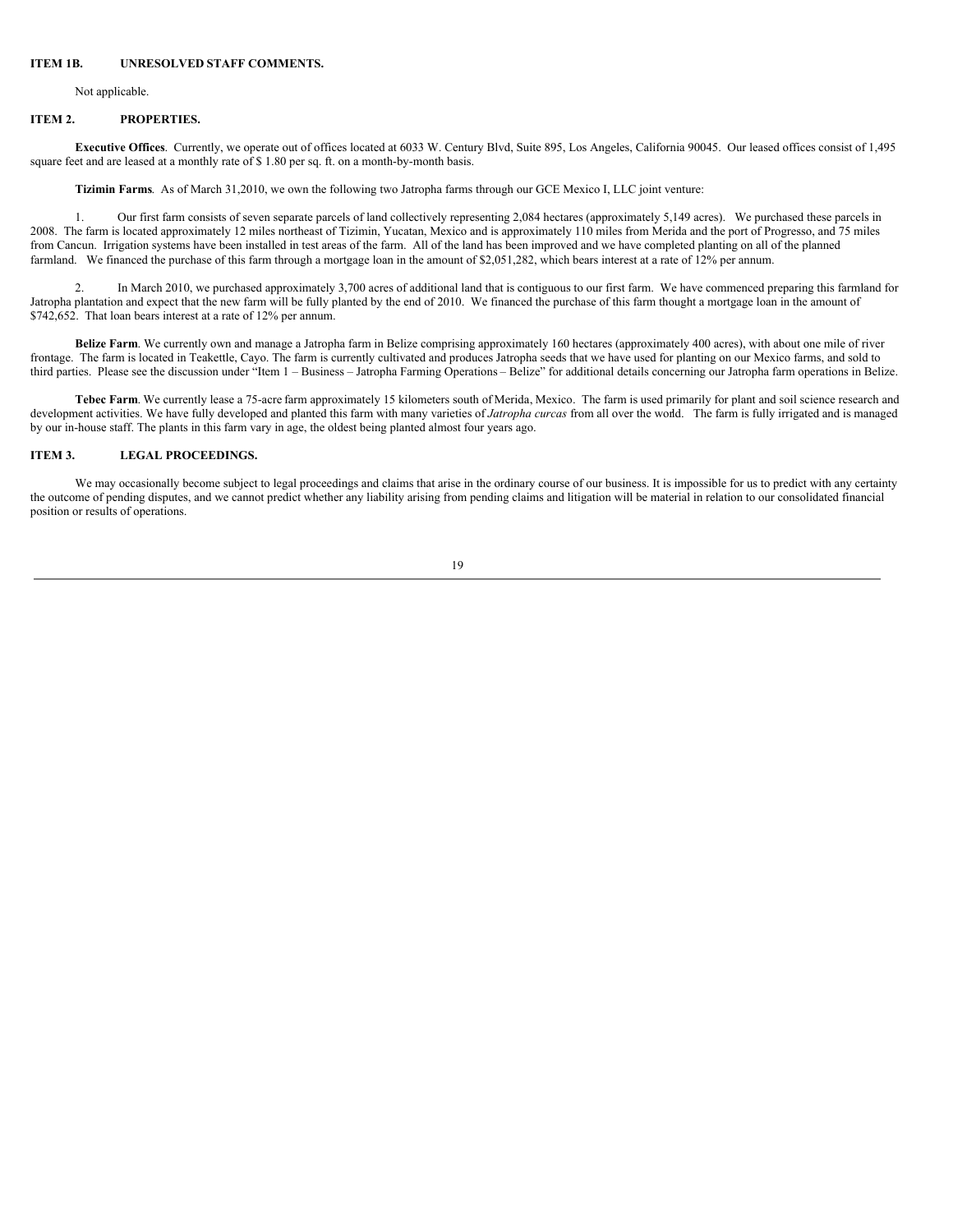## ITEM 1B. UNRESOLVED STAFF COMMENTS.

Not applicable.

## ITEM 2. PROPERTIES.

**Executive Offices**. Currently, we operate out of offices located at 6033 W. Century Blvd, Suite 895, Los Angeles, California 90045. Our leased offices consist of 1,495 square feet and are leased at a monthly rate of $ 1.80 per sq. ft. on a month-by-month basis.

**Tizimin Farms**. As of March 31,2010, we own the following two Jatropha farms through our GCE Mexico I, LLC joint venture:

1. Our first farm consists of seven separate parcels of land collectively representing 2,084 hectares (approximately 5,149 acres). We purchased these parcels in 2008. The farm is located approximately 12 miles northeast of Tizimin, Yucatan, Mexico and is approximately 110 miles from Merida and the port of Progresso, and 75 miles from Cancun. Irrigation systems have been installed in test areas of the farm. All of the land has been improved and we have completed planting on all of the planned farmland. We financed the purchase of this farm through a mortgage loan in the amount of $2,051,282, which bears interest at a rate of 12% per annum.

2. In March 2010, we purchased approximately 3,700 acres of additional land that is contiguous to our first farm. We have commenced preparing this farmland for Jatropha plantation and expect that the new farm will be fully planted by the end of 2010. We financed the purchase of this farm thought a mortgage loan in the amount of $742,652. That loan bears interest at a rate of 12% per annum.

**Belize Farm**. We currently own and manage a Jatropha farm in Belize comprising approximately 160 hectares (approximately 400 acres), with about one mile of river frontage. The farm is located in Teakettle, Cayo. The farm is currently cultivated and produces Jatropha seeds that we have used for planting on our Mexico farms, and sold to third parties. Please see the discussion under "Item 1 – Business – Jatropha Farming Operations – Belize" for additional details concerning our Jatropha farm operations in Belize.

**Tebec Farm**. We currently lease a 75-acre farm approximately 15 kilometers south of Merida, Mexico. The farm is used primarily for plant and soil science research and development activities. We have fully developed and planted this farm with many varieties of *Jatropha curcas* from all over the world. The farm is fully irrigated and is managed by our in-house staff. The plants in this farm vary in age, the oldest being planted almost four years ago.

## ITEM 3. LEGAL PROCEEDINGS.

We may occasionally become subject to legal proceedings and claims that arise in the ordinary course of our business. It is impossible for us to predict with any certainty the outcome of pending disputes, and we cannot predict whether any liability arising from pending claims and litigation will be material in relation to our consolidated financial position or results of operations.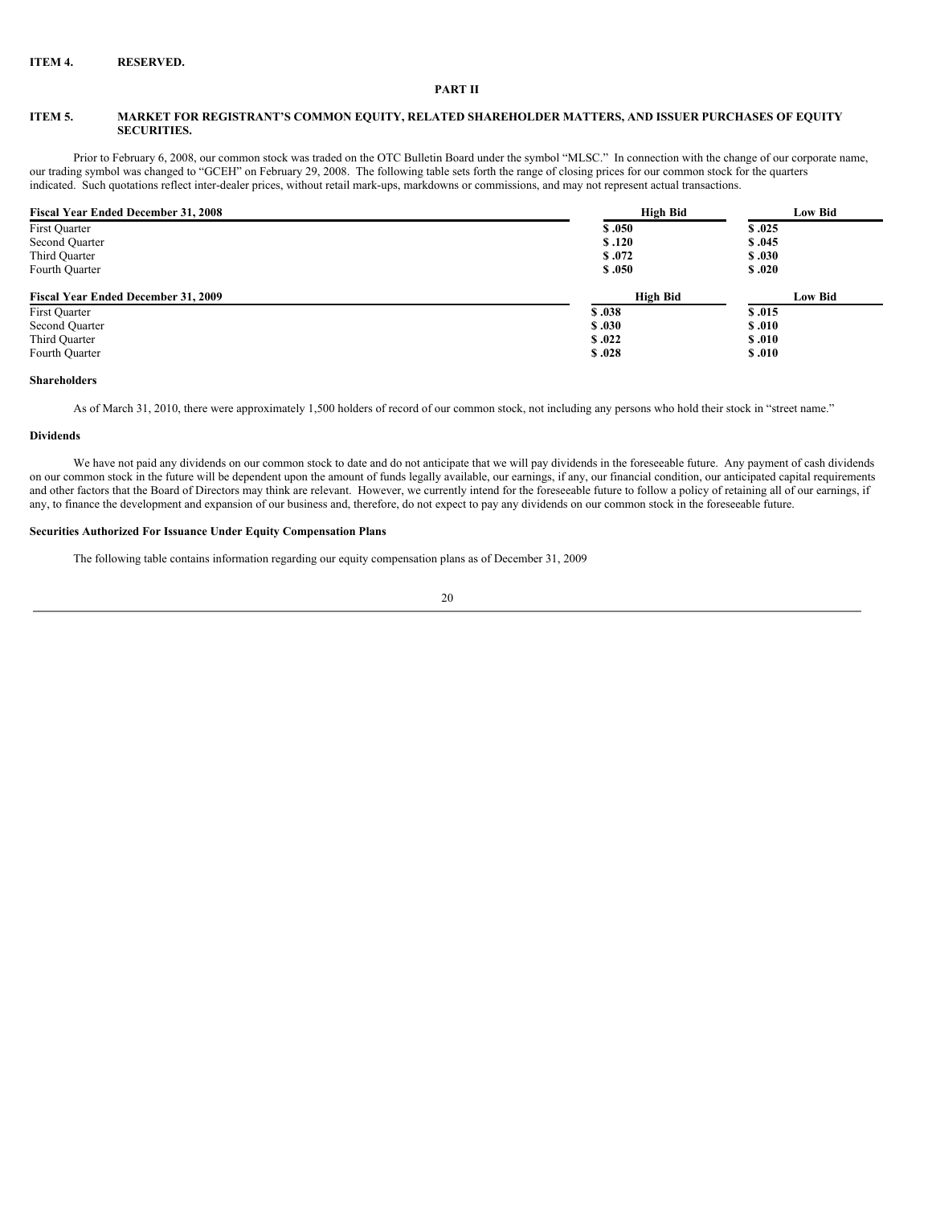**ITEM 4. RESERVED.**

**PART II**

**ITEM 5. MARKET FOR REGISTRANT'S COMMON EQUITY, RELATED SHAREHOLDER MATTERS, AND ISSUER PURCHASES OF EQUITY SECURITIES.**

Prior to February 6, 2008, our common stock was traded on the OTC Bulletin Board under the symbol "MLSC." In connection with the change of our corporate name, our trading symbol was changed to "GCEH" on February 29, 2008. The following table sets forth the range of closing prices for our common stock for the quarters indicated. Such quotations reflect inter-dealer prices, without retail mark-ups, markdowns or commissions, and may not represent actual transactions.

| Fiscal Year Ended December 31, 2008 | High Bid | Low Bid |
|---|---|---|
| First Quarter | $ .050 | $ .025 |
| Second Quarter | $ .120 | $ .045 |
| Third Quarter | $ .072 | $ .030 |
| Fourth Quarter | $ .050 | $ .020 |
| **Fiscal Year Ended December 31, 2009** | **High Bid** | **Low Bid** |
| First Quarter | $ .038 | $ .015 |
| Second Quarter | $ .030 | $ .010 |
| Third Quarter | $ .022 | $ .010 |
| Fourth Quarter | $ .028 | $ .010 |

**Shareholders**

As of March 31, 2010, there were approximately 1,500 holders of record of our common stock, not including any persons who hold their stock in "street name."

**Dividends**

We have not paid any dividends on our common stock to date and do not anticipate that we will pay dividends in the foreseeable future. Any payment of cash dividends on our common stock in the future will be dependent upon the amount of funds legally available, our earnings, if any, our financial condition, our anticipated capital requirements and other factors that the Board of Directors may think are relevant. However, we currently intend for the foreseeable future to follow a policy of retaining all of our earnings, if any, to finance the development and expansion of our business and, therefore, do not expect to pay any dividends on our common stock in the foreseeable future.

**Securities Authorized For Issuance Under Equity Compensation Plans**

The following table contains information regarding our equity compensation plans as of December 31, 2009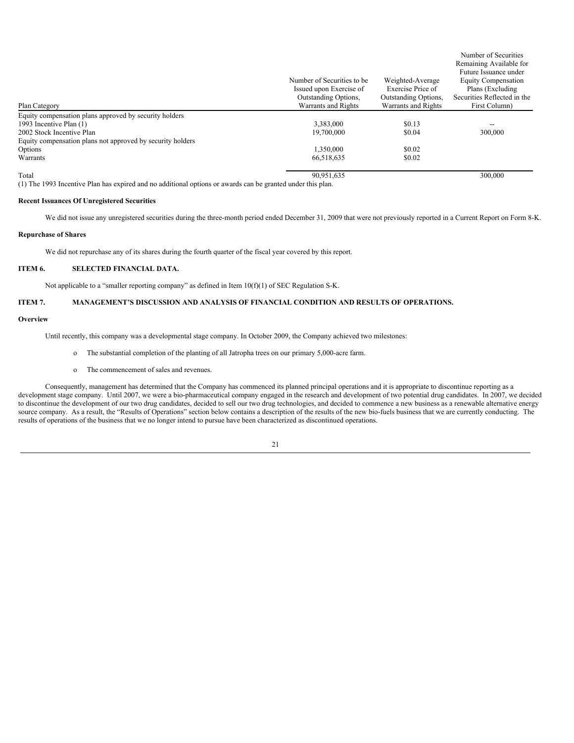| Plan Category | Number of Securities to be Issued upon Exercise of Outstanding Options, Warrants and Rights | Weighted-Average Exercise Price of Outstanding Options, Warrants and Rights | Number of Securities Remaining Available for Future Issuance under Equity Compensation Plans (Excluding Securities Reflected in the First Column) |
|---|---|---|---|
| Equity compensation plans approved by security holders | | | |
| 1993 Incentive Plan (1) | 3,383,000 | $0.13 | -- |
| 2002 Stock Incentive Plan | 19,700,000 | $0.04 | 300,000 |
| Equity compensation plans not approved by security holders | | | |
| Options | 1,350,000 | $0.02 | |
| Warrants | 66,518,635 | $0.02 | |
| Total | 90,951,635 | | 300,000 |

(1) The 1993 Incentive Plan has expired and no additional options or awards can be granted under this plan.

**Recent Issuances Of Unregistered Securities**

We did not issue any unregistered securities during the three-month period ended December 31, 2009 that were not previously reported in a Current Report on Form 8-K.

**Repurchase of Shares**

We did not repurchase any of its shares during the fourth quarter of the fiscal year covered by this report.

## ITEM 6. SELECTED FINANCIAL DATA.

Not applicable to a "smaller reporting company" as defined in Item 10(f)(1) of SEC Regulation S-K.

## ITEM 7. MANAGEMENT'S DISCUSSION AND ANALYSIS OF FINANCIAL CONDITION AND RESULTS OF OPERATIONS.

**Overview**

Until recently, this company was a developmental stage company. In October 2009, the Company achieved two milestones:

- The substantial completion of the planting of all Jatropha trees on our primary 5,000-acre farm.
- The commencement of sales and revenues.

Consequently, management has determined that the Company has commenced its planned principal operations and it is appropriate to discontinue reporting as a development stage company. Until 2007, we were a bio-pharmaceutical company engaged in the research and development of two potential drug candidates. In 2007, we decided to discontinue the development of our two drug candidates, decided to sell our two drug technologies, and decided to commence a new business as a renewable alternative energy source company. As a result, the "Results of Operations" section below contains a description of the results of the new bio-fuels business that we are currently conducting. The results of operations of the business that we no longer intend to pursue have been characterized as discontinued operations.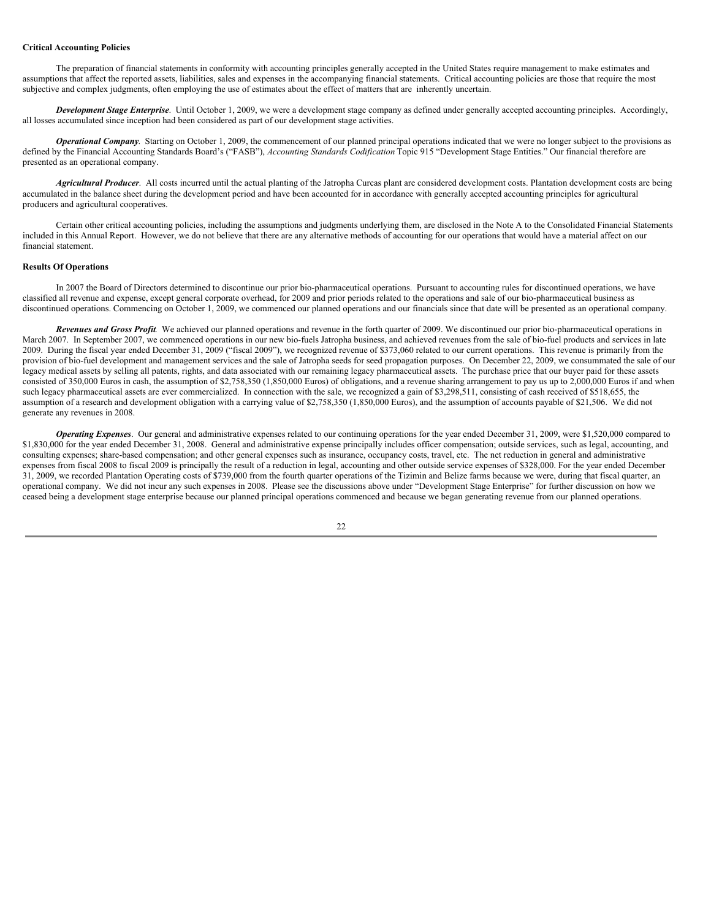**Critical Accounting Policies**

The preparation of financial statements in conformity with accounting principles generally accepted in the United States require management to make estimates and assumptions that affect the reported assets, liabilities, sales and expenses in the accompanying financial statements. Critical accounting policies are those that require the most subjective and complex judgments, often employing the use of estimates about the effect of matters that are inherently uncertain.

***Development Stage Enterprise***. Until October 1, 2009, we were a development stage company as defined under generally accepted accounting principles. Accordingly, all losses accumulated since inception had been considered as part of our development stage activities.

***Operational Company***. Starting on October 1, 2009, the commencement of our planned principal operations indicated that we were no longer subject to the provisions as defined by the Financial Accounting Standards Board's ("FASB"), *Accounting Standards Codification* Topic 915 "Development Stage Entities." Our financial therefore are presented as an operational company.

***Agricultural Producer***. All costs incurred until the actual planting of the Jatropha Curcas plant are considered development costs. Plantation development costs are being accumulated in the balance sheet during the development period and have been accounted for in accordance with generally accepted accounting principles for agricultural producers and agricultural cooperatives.

Certain other critical accounting policies, including the assumptions and judgments underlying them, are disclosed in the Note A to the Consolidated Financial Statements included in this Annual Report. However, we do not believe that there are any alternative methods of accounting for our operations that would have a material affect on our financial statement.

**Results Of Operations**

In 2007 the Board of Directors determined to discontinue our prior bio-pharmaceutical operations. Pursuant to accounting rules for discontinued operations, we have classified all revenue and expense, except general corporate overhead, for 2009 and prior periods related to the operations and sale of our bio-pharmaceutical business as discontinued operations. Commencing on October 1, 2009, we commenced our planned operations and our financials since that date will be presented as an operational company.

***Revenues and Gross Profit***. We achieved our planned operations and revenue in the forth quarter of 2009. We discontinued our prior bio-pharmaceutical operations in March 2007. In September 2007, we commenced operations in our new bio-fuels Jatropha business, and achieved revenues from the sale of bio-fuel products and services in late 2009. During the fiscal year ended December 31, 2009 ("fiscal 2009"), we recognized revenue of $373,060 related to our current operations. This revenue is primarily from the provision of bio-fuel development and management services and the sale of Jatropha seeds for seed propagation purposes. On December 22, 2009, we consummated the sale of our legacy medical assets by selling all patents, rights, and data associated with our remaining legacy pharmaceutical assets. The purchase price that our buyer paid for these assets consisted of 350,000 Euros in cash, the assumption of $2,758,350 (1,850,000 Euros) of obligations, and a revenue sharing arrangement to pay us up to 2,000,000 Euros if and when such legacy pharmaceutical assets are ever commercialized. In connection with the sale, we recognized a gain of $3,298,511, consisting of cash received of $518,655, the assumption of a research and development obligation with a carrying value of $2,758,350 (1,850,000 Euros), and the assumption of accounts payable of $21,506. We did not generate any revenues in 2008.

***Operating Expenses***. Our general and administrative expenses related to our continuing operations for the year ended December 31, 2009, were $1,520,000 compared to $1,830,000 for the year ended December 31, 2008. General and administrative expense principally includes officer compensation; outside services, such as legal, accounting, and consulting expenses; share-based compensation; and other general expenses such as insurance, occupancy costs, travel, etc. The net reduction in general and administrative expenses from fiscal 2008 to fiscal 2009 is principally the result of a reduction in legal, accounting and other outside service expenses of $328,000. For the year ended December 31, 2009, we recorded Plantation Operating costs of $739,000 from the fourth quarter operations of the Tizimin and Belize farms because we were, during that fiscal quarter, an operational company. We did not incur any such expenses in 2008. Please see the discussions above under "Development Stage Enterprise" for further discussion on how we ceased being a development stage enterprise because our planned principal operations commenced and because we began generating revenue from our planned operations.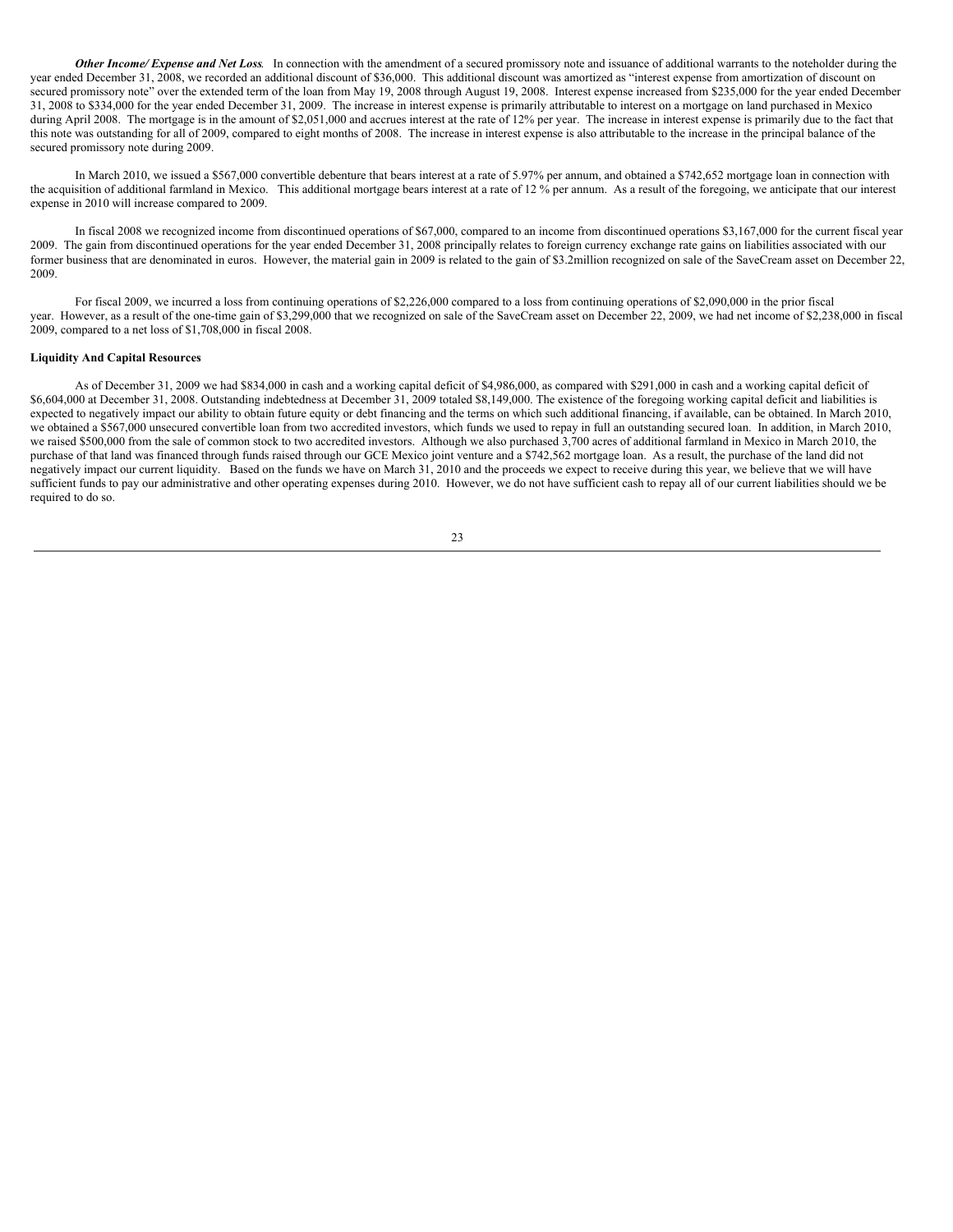***Other Income/ Expense and Net Loss***. In connection with the amendment of a secured promissory note and issuance of additional warrants to the noteholder during the year ended December 31, 2008, we recorded an additional discount of $36,000. This additional discount was amortized as "interest expense from amortization of discount on secured promissory note" over the extended term of the loan from May 19, 2008 through August 19, 2008. Interest expense increased from $235,000 for the year ended December 31, 2008 to $334,000 for the year ended December 31, 2009. The increase in interest expense is primarily attributable to interest on a mortgage on land purchased in Mexico during April 2008. The mortgage is in the amount of $2,051,000 and accrues interest at the rate of 12% per year. The increase in interest expense is primarily due to the fact that this note was outstanding for all of 2009, compared to eight months of 2008. The increase in interest expense is also attributable to the increase in the principal balance of the secured promissory note during 2009.

In March 2010, we issued a $567,000 convertible debenture that bears interest at a rate of 5.97% per annum, and obtained a $742,652 mortgage loan in connection with the acquisition of additional farmland in Mexico. This additional mortgage bears interest at a rate of 12 % per annum. As a result of the foregoing, we anticipate that our interest expense in 2010 will increase compared to 2009.

In fiscal 2008 we recognized income from discontinued operations of $67,000, compared to an income from discontinued operations $3,167,000 for the current fiscal year 2009. The gain from discontinued operations for the year ended December 31, 2008 principally relates to foreign currency exchange rate gains on liabilities associated with our former business that are denominated in euros. However, the material gain in 2009 is related to the gain of $3.2million recognized on sale of the SaveCream asset on December 22, 2009.

For fiscal 2009, we incurred a loss from continuing operations of $2,226,000 compared to a loss from continuing operations of $2,090,000 in the prior fiscal year. However, as a result of the one-time gain of $3,299,000 that we recognized on sale of the SaveCream asset on December 22, 2009, we had net income of $2,238,000 in fiscal 2009, compared to a net loss of $1,708,000 in fiscal 2008.

**Liquidity And Capital Resources**

As of December 31, 2009 we had $834,000 in cash and a working capital deficit of $4,986,000, as compared with $291,000 in cash and a working capital deficit of $6,604,000 at December 31, 2008. Outstanding indebtedness at December 31, 2009 totaled $8,149,000. The existence of the foregoing working capital deficit and liabilities is expected to negatively impact our ability to obtain future equity or debt financing and the terms on which such additional financing, if available, can be obtained. In March 2010, we obtained a $567,000 unsecured convertible loan from two accredited investors, which funds we used to repay in full an outstanding secured loan. In addition, in March 2010, we raised $500,000 from the sale of common stock to two accredited investors. Although we also purchased 3,700 acres of additional farmland in Mexico in March 2010, the purchase of that land was financed through funds raised through our GCE Mexico joint venture and a $742,562 mortgage loan. As a result, the purchase of the land did not negatively impact our current liquidity. Based on the funds we have on March 31, 2010 and the proceeds we expect to receive during this year, we believe that we will have sufficient funds to pay our administrative and other operating expenses during 2010. However, we do not have sufficient cash to repay all of our current liabilities should we be required to do so.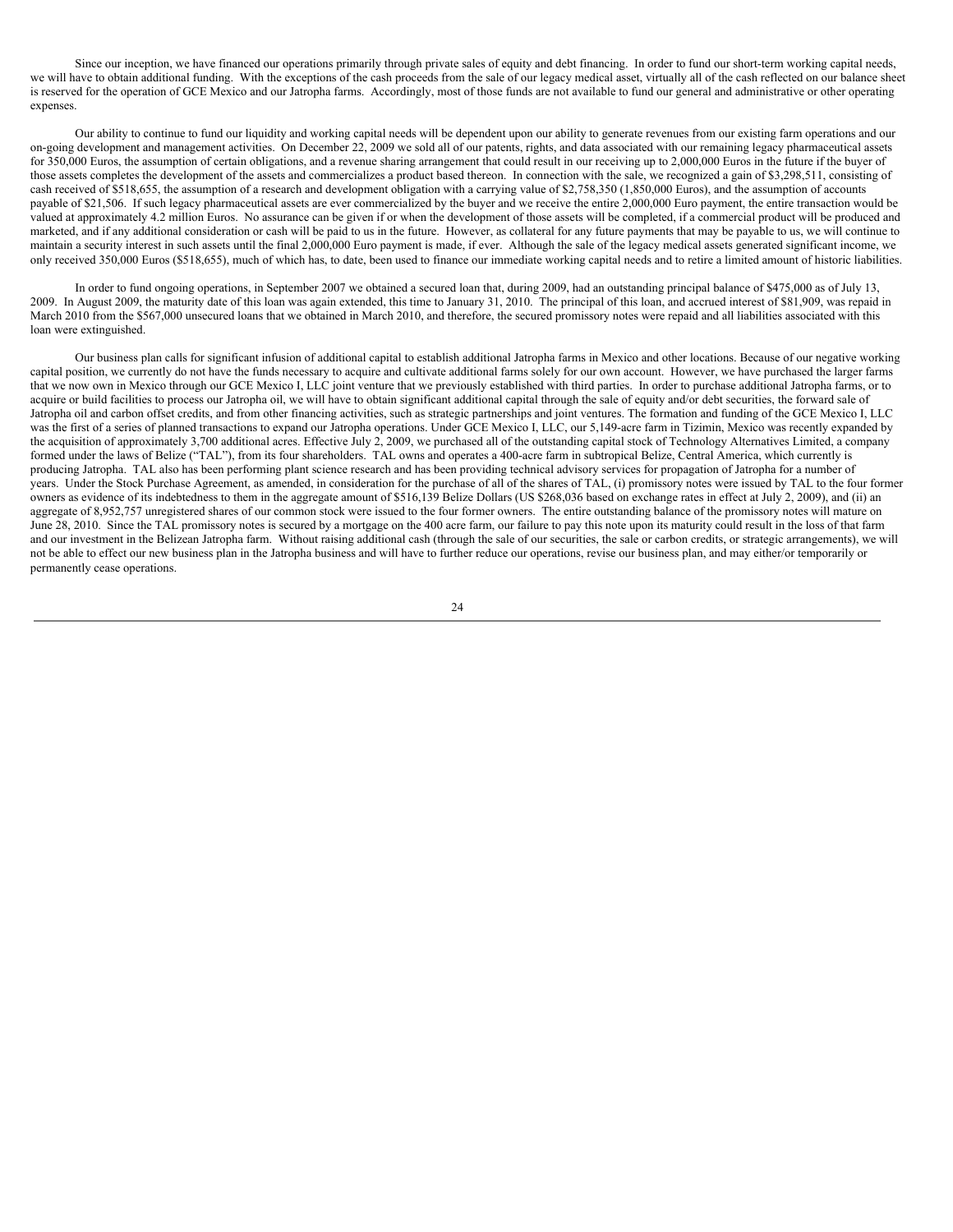Since our inception, we have financed our operations primarily through private sales of equity and debt financing. In order to fund our short-term working capital needs, we will have to obtain additional funding. With the exceptions of the cash proceeds from the sale of our legacy medical asset, virtually all of the cash reflected on our balance sheet is reserved for the operation of GCE Mexico and our Jatropha farms. Accordingly, most of those funds are not available to fund our general and administrative or other operating expenses.

Our ability to continue to fund our liquidity and working capital needs will be dependent upon our ability to generate revenues from our existing farm operations and our on-going development and management activities. On December 22, 2009 we sold all of our patents, rights, and data associated with our remaining legacy pharmaceutical assets for 350,000 Euros, the assumption of certain obligations, and a revenue sharing arrangement that could result in our receiving up to 2,000,000 Euros in the future if the buyer of those assets completes the development of the assets and commercializes a product based thereon. In connection with the sale, we recognized a gain of $3,298,511, consisting of cash received of $518,655, the assumption of a research and development obligation with a carrying value of $2,758,350 (1,850,000 Euros), and the assumption of accounts payable of $21,506. If such legacy pharmaceutical assets are ever commercialized by the buyer and we receive the entire 2,000,000 Euro payment, the entire transaction would be valued at approximately 4.2 million Euros. No assurance can be given if or when the development of those assets will be completed, if a commercial product will be produced and marketed, and if any additional consideration or cash will be paid to us in the future. However, as collateral for any future payments that may be payable to us, we will continue to maintain a security interest in such assets until the final 2,000,000 Euro payment is made, if ever. Although the sale of the legacy medical assets generated significant income, we only received 350,000 Euros ($518,655), much of which has, to date, been used to finance our immediate working capital needs and to retire a limited amount of historic liabilities.

In order to fund ongoing operations, in September 2007 we obtained a secured loan that, during 2009, had an outstanding principal balance of $475,000 as of July 13, 2009. In August 2009, the maturity date of this loan was again extended, this time to January 31, 2010. The principal of this loan, and accrued interest of $81,909, was repaid in March 2010 from the $567,000 unsecured loans that we obtained in March 2010, and therefore, the secured promissory notes were repaid and all liabilities associated with this loan were extinguished.

Our business plan calls for significant infusion of additional capital to establish additional Jatropha farms in Mexico and other locations. Because of our negative working capital position, we currently do not have the funds necessary to acquire and cultivate additional farms solely for our own account. However, we have purchased the larger farms that we now own in Mexico through our GCE Mexico I, LLC joint venture that we previously established with third parties. In order to purchase additional Jatropha farms, or to acquire or build facilities to process our Jatropha oil, we will have to obtain significant additional capital through the sale of equity and/or debt securities, the forward sale of Jatropha oil and carbon offset credits, and from other financing activities, such as strategic partnerships and joint ventures. The formation and funding of the GCE Mexico I, LLC was the first of a series of planned transactions to expand our Jatropha operations. Under GCE Mexico I, LLC, our 5,149-acre farm in Tizimin, Mexico was recently expanded by the acquisition of approximately 3,700 additional acres. Effective July 2, 2009, we purchased all of the outstanding capital stock of Technology Alternatives Limited, a company formed under the laws of Belize ("TAL"), from its four shareholders. TAL owns and operates a 400-acre farm in subtropical Belize, Central America, which currently is producing Jatropha. TAL also has been performing plant science research and has been providing technical advisory services for propagation of Jatropha for a number of years. Under the Stock Purchase Agreement, as amended, in consideration for the purchase of all of the shares of TAL, (i) promissory notes were issued by TAL to the four former owners as evidence of its indebtedness to them in the aggregate amount of $516,139 Belize Dollars (US $268,036 based on exchange rates in effect at July 2, 2009), and (ii) an aggregate of 8,952,757 unregistered shares of our common stock were issued to the four former owners. The entire outstanding balance of the promissory notes will mature on June 28, 2010. Since the TAL promissory notes is secured by a mortgage on the 400 acre farm, our failure to pay this note upon its maturity could result in the loss of that farm and our investment in the Belizean Jatropha farm. Without raising additional cash (through the sale of our securities, the sale or carbon credits, or strategic arrangements), we will not be able to effect our new business plan in the Jatropha business and will have to further reduce our operations, revise our business plan, and may either/or temporarily or permanently cease operations.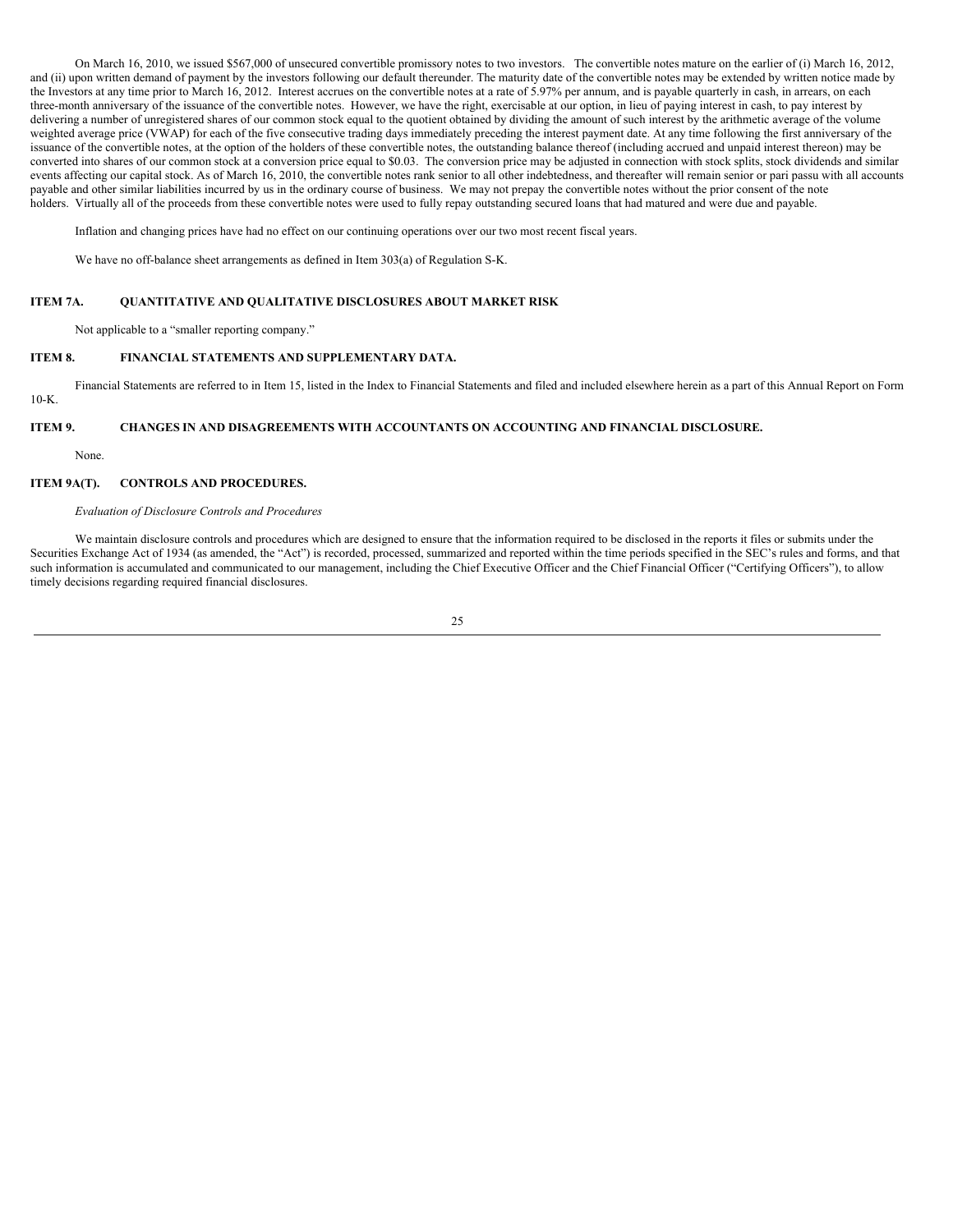On March 16, 2010, we issued $567,000 of unsecured convertible promissory notes to two investors. The convertible notes mature on the earlier of (i) March 16, 2012, and (ii) upon written demand of payment by the investors following our default thereunder. The maturity date of the convertible notes may be extended by written notice made by the Investors at any time prior to March 16, 2012. Interest accrues on the convertible notes at a rate of 5.97% per annum, and is payable quarterly in cash, in arrears, on each three-month anniversary of the issuance of the convertible notes. However, we have the right, exercisable at our option, in lieu of paying interest in cash, to pay interest by delivering a number of unregistered shares of our common stock equal to the quotient obtained by dividing the amount of such interest by the arithmetic average of the volume weighted average price (VWAP) for each of the five consecutive trading days immediately preceding the interest payment date. At any time following the first anniversary of the issuance of the convertible notes, at the option of the holders of these convertible notes, the outstanding balance thereof (including accrued and unpaid interest thereon) may be converted into shares of our common stock at a conversion price equal to $0.03. The conversion price may be adjusted in connection with stock splits, stock dividends and similar events affecting our capital stock. As of March 16, 2010, the convertible notes rank senior to all other indebtedness, and thereafter will remain senior or pari passu with all accounts payable and other similar liabilities incurred by us in the ordinary course of business. We may not prepay the convertible notes without the prior consent of the note holders. Virtually all of the proceeds from these convertible notes were used to fully repay outstanding secured loans that had matured and were due and payable.

Inflation and changing prices have had no effect on our continuing operations over our two most recent fiscal years.

We have no off-balance sheet arrangements as defined in Item 303(a) of Regulation S-K.

## ITEM 7A. QUANTITATIVE AND QUALITATIVE DISCLOSURES ABOUT MARKET RISK

Not applicable to a "smaller reporting company."

## ITEM 8. FINANCIAL STATEMENTS AND SUPPLEMENTARY DATA.

Financial Statements are referred to in Item 15, listed in the Index to Financial Statements and filed and included elsewhere herein as a part of this Annual Report on Form 10-K.

## ITEM 9. CHANGES IN AND DISAGREEMENTS WITH ACCOUNTANTS ON ACCOUNTING AND FINANCIAL DISCLOSURE.

None.

## ITEM 9A(T). CONTROLS AND PROCEDURES.

*Evaluation of Disclosure Controls and Procedures*

We maintain disclosure controls and procedures which are designed to ensure that the information required to be disclosed in the reports it files or submits under the Securities Exchange Act of 1934 (as amended, the "Act") is recorded, processed, summarized and reported within the time periods specified in the SEC's rules and forms, and that such information is accumulated and communicated to our management, including the Chief Executive Officer and the Chief Financial Officer ("Certifying Officers"), to allow timely decisions regarding required financial disclosures.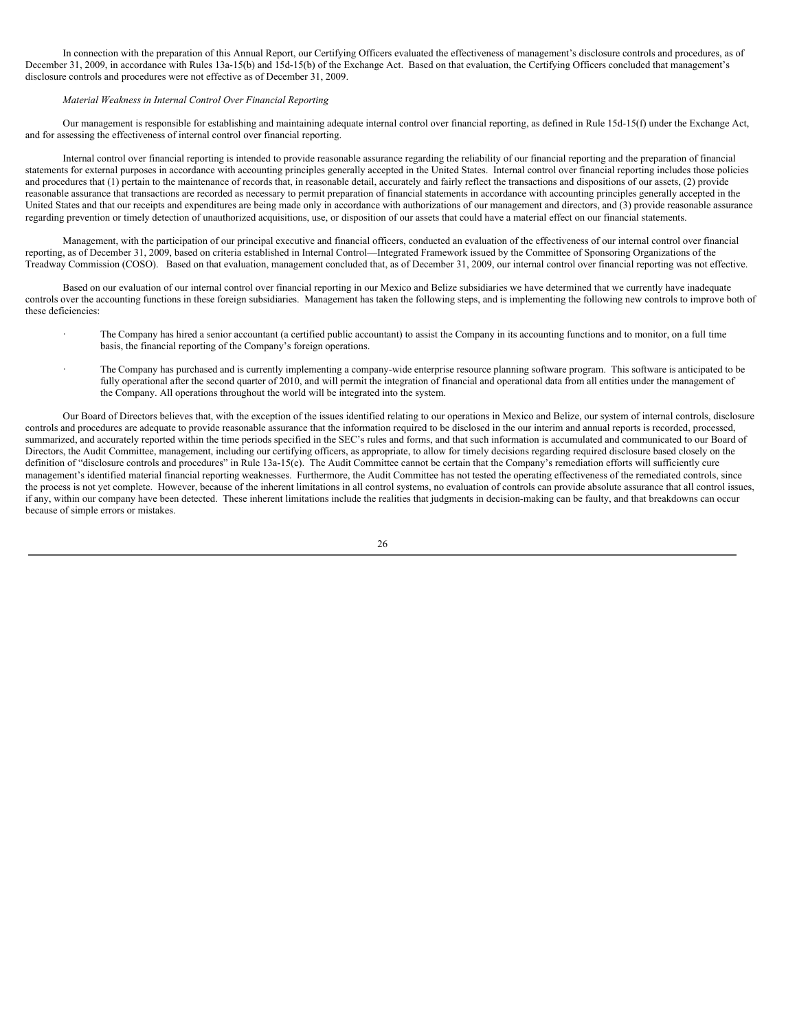In connection with the preparation of this Annual Report, our Certifying Officers evaluated the effectiveness of management's disclosure controls and procedures, as of December 31, 2009, in accordance with Rules 13a-15(b) and 15d-15(b) of the Exchange Act. Based on that evaluation, the Certifying Officers concluded that management's disclosure controls and procedures were not effective as of December 31, 2009.

*Material Weakness in Internal Control Over Financial Reporting*

Our management is responsible for establishing and maintaining adequate internal control over financial reporting, as defined in Rule 15d-15(f) under the Exchange Act, and for assessing the effectiveness of internal control over financial reporting.

Internal control over financial reporting is intended to provide reasonable assurance regarding the reliability of our financial reporting and the preparation of financial statements for external purposes in accordance with accounting principles generally accepted in the United States. Internal control over financial reporting includes those policies and procedures that (1) pertain to the maintenance of records that, in reasonable detail, accurately and fairly reflect the transactions and dispositions of our assets, (2) provide reasonable assurance that transactions are recorded as necessary to permit preparation of financial statements in accordance with accounting principles generally accepted in the United States and that our receipts and expenditures are being made only in accordance with authorizations of our management and directors, and (3) provide reasonable assurance regarding prevention or timely detection of unauthorized acquisitions, use, or disposition of our assets that could have a material effect on our financial statements.

Management, with the participation of our principal executive and financial officers, conducted an evaluation of the effectiveness of our internal control over financial reporting, as of December 31, 2009, based on criteria established in Internal Control—Integrated Framework issued by the Committee of Sponsoring Organizations of the Treadway Commission (COSO). Based on that evaluation, management concluded that, as of December 31, 2009, our internal control over financial reporting was not effective.

Based on our evaluation of our internal control over financial reporting in our Mexico and Belize subsidiaries we have determined that we currently have inadequate controls over the accounting functions in these foreign subsidiaries. Management has taken the following steps, and is implementing the following new controls to improve both of these deficiencies:

- The Company has hired a senior accountant (a certified public accountant) to assist the Company in its accounting functions and to monitor, on a full time basis, the financial reporting of the Company's foreign operations.
- The Company has purchased and is currently implementing a company-wide enterprise resource planning software program. This software is anticipated to be fully operational after the second quarter of 2010, and will permit the integration of financial and operational data from all entities under the management of the Company. All operations throughout the world will be integrated into the system.

Our Board of Directors believes that, with the exception of the issues identified relating to our operations in Mexico and Belize, our system of internal controls, disclosure controls and procedures are adequate to provide reasonable assurance that the information required to be disclosed in the our interim and annual reports is recorded, processed, summarized, and accurately reported within the time periods specified in the SEC's rules and forms, and that such information is accumulated and communicated to our Board of Directors, the Audit Committee, management, including our certifying officers, as appropriate, to allow for timely decisions regarding required disclosure based closely on the definition of "disclosure controls and procedures" in Rule 13a-15(e). The Audit Committee cannot be certain that the Company's remediation efforts will sufficiently cure management's identified material financial reporting weaknesses. Furthermore, the Audit Committee has not tested the operating effectiveness of the remediated controls, since the process is not yet complete. However, because of the inherent limitations in all control systems, no evaluation of controls can provide absolute assurance that all control issues, if any, within our company have been detected. These inherent limitations include the realities that judgments in decision-making can be faulty, and that breakdowns can occur because of simple errors or mistakes.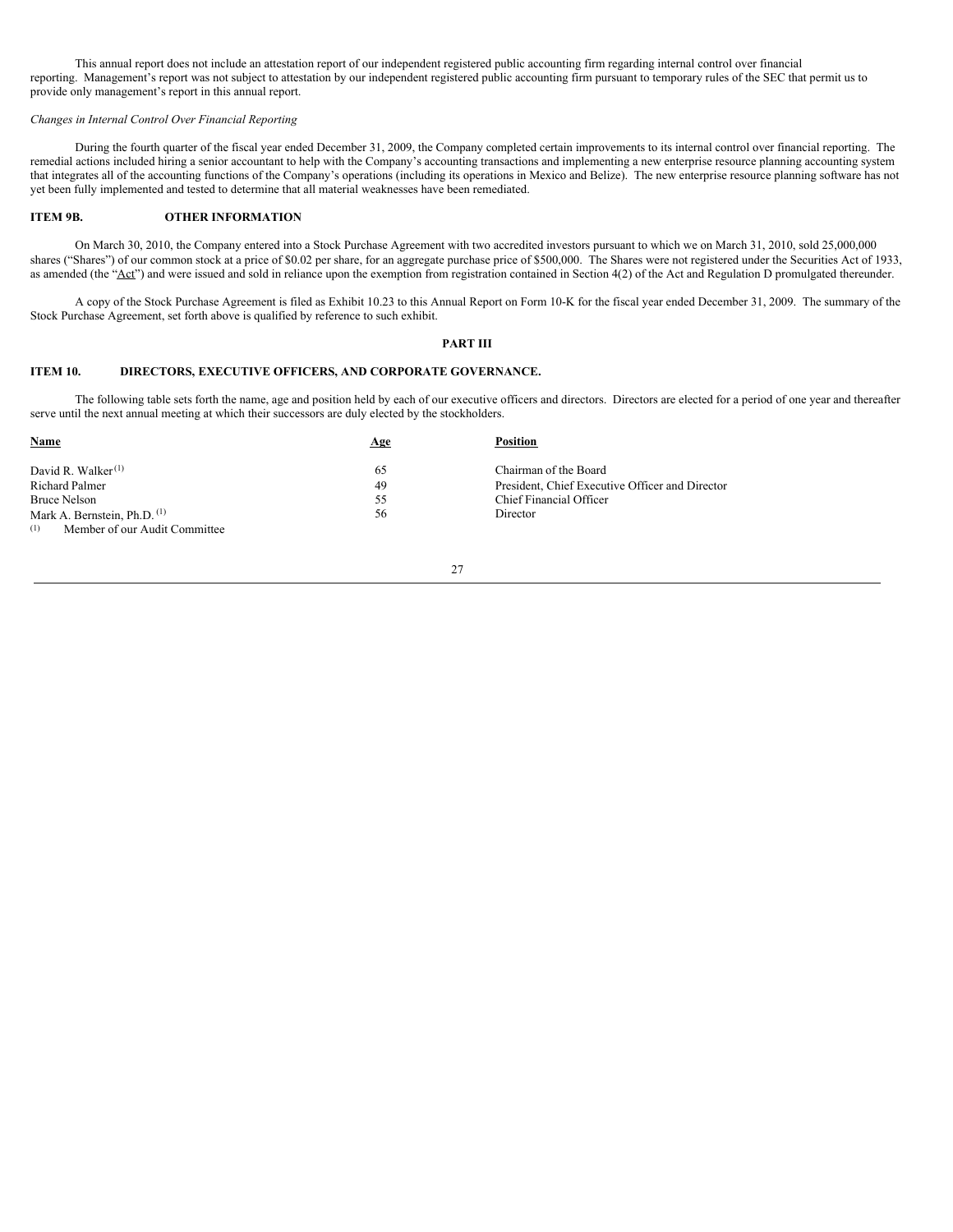This annual report does not include an attestation report of our independent registered public accounting firm regarding internal control over financial reporting. Management's report was not subject to attestation by our independent registered public accounting firm pursuant to temporary rules of the SEC that permit us to provide only management's report in this annual report.

*Changes in Internal Control Over Financial Reporting*

During the fourth quarter of the fiscal year ended December 31, 2009, the Company completed certain improvements to its internal control over financial reporting. The remedial actions included hiring a senior accountant to help with the Company's accounting transactions and implementing a new enterprise resource planning accounting system that integrates all of the accounting functions of the Company's operations (including its operations in Mexico and Belize). The new enterprise resource planning software has not yet been fully implemented and tested to determine that all material weaknesses have been remediated.

## ITEM 9B. OTHER INFORMATION

On March 30, 2010, the Company entered into a Stock Purchase Agreement with two accredited investors pursuant to which we on March 31, 2010, sold 25,000,000 shares ("Shares") of our common stock at a price of $0.02 per share, for an aggregate purchase price of $500,000. The Shares were not registered under the Securities Act of 1933, as amended (the "Act") and were issued and sold in reliance upon the exemption from registration contained in Section 4(2) of the Act and Regulation D promulgated thereunder.

A copy of the Stock Purchase Agreement is filed as Exhibit 10.23 to this Annual Report on Form 10-K for the fiscal year ended December 31, 2009. The summary of the Stock Purchase Agreement, set forth above is qualified by reference to such exhibit.

# PART III

## ITEM 10. DIRECTORS, EXECUTIVE OFFICERS, AND CORPORATE GOVERNANCE.

The following table sets forth the name, age and position held by each of our executive officers and directors. Directors are elected for a period of one year and thereafter serve until the next annual meeting at which their successors are duly elected by the stockholders.

| Name | Age | Position |
|---|---|---|
| David R. Walker [(1)] | 65 | Chairman of the Board |
| Richard Palmer | 49 | President, Chief Executive Officer and Director |
| Bruce Nelson | 55 | Chief Financial Officer |
| Mark A. Bernstein, Ph.D. [(1)] | 56 | Director |

(1) Member of our Audit Committee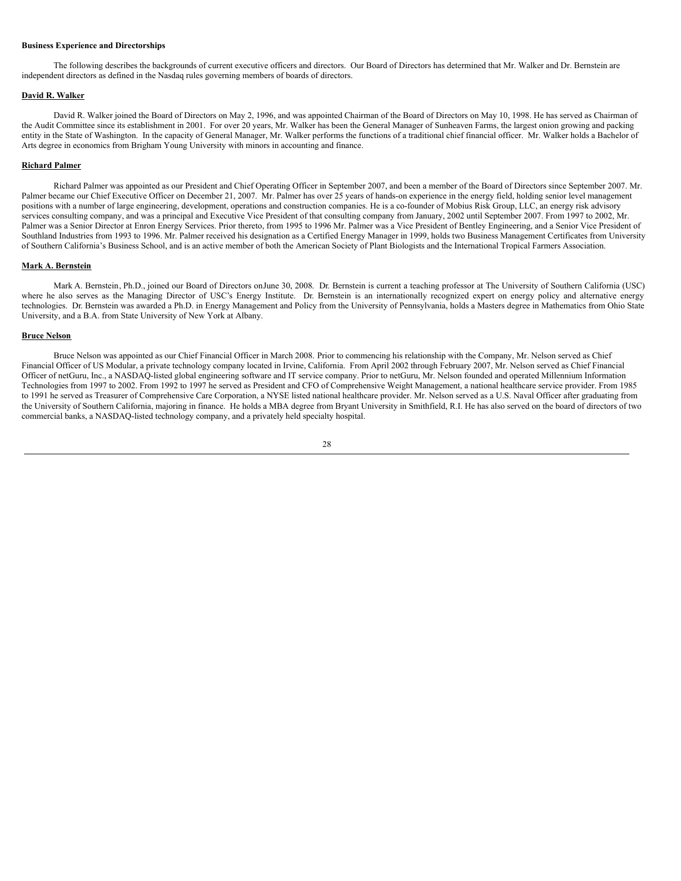**Business Experience and Directorships**

The following describes the backgrounds of current executive officers and directors. Our Board of Directors has determined that Mr. Walker and Dr. Bernstein are independent directors as defined in the Nasdaq rules governing members of boards of directors.

**David R. Walker**

David R. Walker joined the Board of Directors on May 2, 1996, and was appointed Chairman of the Board of Directors on May 10, 1998. He has served as Chairman of the Audit Committee since its establishment in 2001. For over 20 years, Mr. Walker has been the General Manager of Sunheaven Farms, the largest onion growing and packing entity in the State of Washington. In the capacity of General Manager, Mr. Walker performs the functions of a traditional chief financial officer. Mr. Walker holds a Bachelor of Arts degree in economics from Brigham Young University with minors in accounting and finance.

**Richard Palmer**

Richard Palmer was appointed as our President and Chief Operating Officer in September 2007, and been a member of the Board of Directors since September 2007. Mr. Palmer became our Chief Executive Officer on December 21, 2007. Mr. Palmer has over 25 years of hands-on experience in the energy field, holding senior level management positions with a number of large engineering, development, operations and construction companies. He is a co-founder of Mobius Risk Group, LLC, an energy risk advisory services consulting company, and was a principal and Executive Vice President of that consulting company from January, 2002 until September 2007. From 1997 to 2002, Mr. Palmer was a Senior Director at Enron Energy Services. Prior thereto, from 1995 to 1996 Mr. Palmer was a Vice President of Bentley Engineering, and a Senior Vice President of Southland Industries from 1993 to 1996. Mr. Palmer received his designation as a Certified Energy Manager in 1999, holds two Business Management Certificates from University of Southern California's Business School, and is an active member of both the American Society of Plant Biologists and the International Tropical Farmers Association.

**Mark A. Bernstein**

Mark A. Bernstein, Ph.D., joined our Board of Directors onJune 30, 2008. Dr. Bernstein is current a teaching professor at The University of Southern California (USC) where he also serves as the Managing Director of USC's Energy Institute. Dr. Bernstein is an internationally recognized expert on energy policy and alternative energy technologies. Dr. Bernstein was awarded a Ph.D. in Energy Management and Policy from the University of Pennsylvania, holds a Masters degree in Mathematics from Ohio State University, and a B.A. from State University of New York at Albany.

**Bruce Nelson**

Bruce Nelson was appointed as our Chief Financial Officer in March 2008. Prior to commencing his relationship with the Company, Mr. Nelson served as Chief Financial Officer of US Modular, a private technology company located in Irvine, California. From April 2002 through February 2007, Mr. Nelson served as Chief Financial Officer of netGuru, Inc., a NASDAQ-listed global engineering software and IT service company. Prior to netGuru, Mr. Nelson founded and operated Millennium Information Technologies from 1997 to 2002. From 1992 to 1997 he served as President and CFO of Comprehensive Weight Management, a national healthcare service provider. From 1985 to 1991 he served as Treasurer of Comprehensive Care Corporation, a NYSE listed national healthcare provider. Mr. Nelson served as a U.S. Naval Officer after graduating from the University of Southern California, majoring in finance. He holds a MBA degree from Bryant University in Smithfield, R.I. He has also served on the board of directors of two commercial banks, a NASDAQ-listed technology company, and a privately held specialty hospital.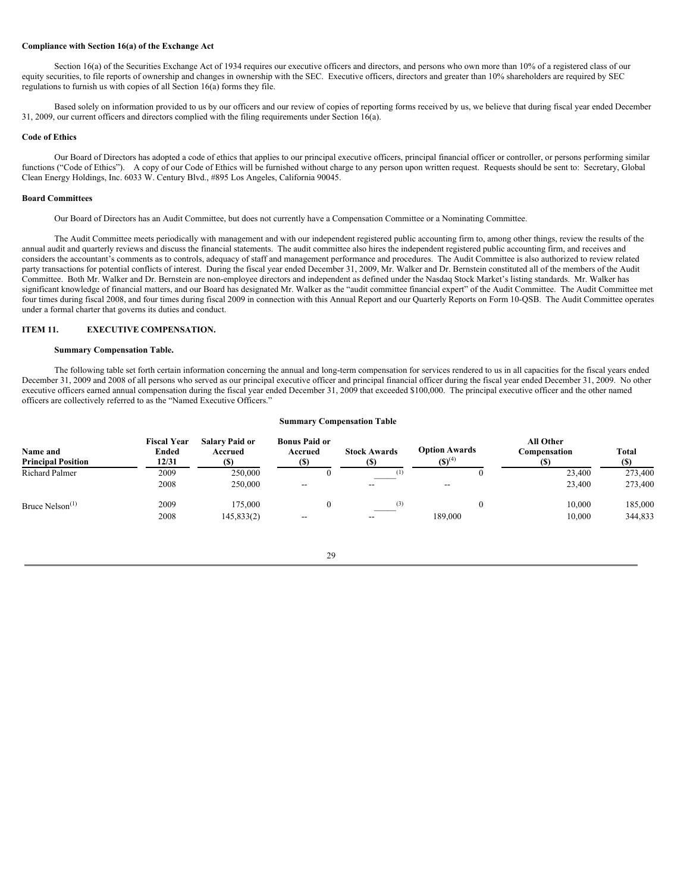**Compliance with Section 16(a) of the Exchange Act**

Section 16(a) of the Securities Exchange Act of 1934 requires our executive officers and directors, and persons who own more than 10% of a registered class of our equity securities, to file reports of ownership and changes in ownership with the SEC. Executive officers, directors and greater than 10% shareholders are required by SEC regulations to furnish us with copies of all Section 16(a) forms they file.

Based solely on information provided to us by our officers and our review of copies of reporting forms received by us, we believe that during fiscal year ended December 31, 2009, our current officers and directors complied with the filing requirements under Section 16(a).

**Code of Ethics**

Our Board of Directors has adopted a code of ethics that applies to our principal executive officers, principal financial officer or controller, or persons performing similar functions ("Code of Ethics"). A copy of our Code of Ethics will be furnished without charge to any person upon written request. Requests should be sent to: Secretary, Global Clean Energy Holdings, Inc. 6033 W. Century Blvd., #895 Los Angeles, California 90045.

**Board Committees**

Our Board of Directors has an Audit Committee, but does not currently have a Compensation Committee or a Nominating Committee.

The Audit Committee meets periodically with management and with our independent registered public accounting firm to, among other things, review the results of the annual audit and quarterly reviews and discuss the financial statements. The audit committee also hires the independent registered public accounting firm, and receives and considers the accountant's comments as to controls, adequacy of staff and management performance and procedures. The Audit Committee is also authorized to review related party transactions for potential conflicts of interest. During the fiscal year ended December 31, 2009, Mr. Walker and Dr. Bernstein constituted all of the members of the Audit Committee. Both Mr. Walker and Dr. Bernstein are non-employee directors and independent as defined under the Nasdaq Stock Market's listing standards. Mr. Walker has significant knowledge of financial matters, and our Board has designated Mr. Walker as the "audit committee financial expert" of the Audit Committee. The Audit Committee met four times during fiscal 2008, and four times during fiscal 2009 in connection with this Annual Report and our Quarterly Reports on Form 10-QSB. The Audit Committee operates under a formal charter that governs its duties and conduct.

## ITEM 11. EXECUTIVE COMPENSATION.

**Summary Compensation Table.**

The following table set forth certain information concerning the annual and long-term compensation for services rendered to us in all capacities for the fiscal years ended December 31, 2009 and 2008 of all persons who served as our principal executive officer and principal financial officer during the fiscal year ended December 31, 2009. No other executive officers earned annual compensation during the fiscal year ended December 31, 2009 that exceeded $100,000. The principal executive officer and the other named officers are collectively referred to as the "Named Executive Officers."

**Summary Compensation Table**

| Name and Principal Position | Fiscal Year Ended 12/31 | Salary Paid or Accrued ($) | Bonus Paid or Accrued ($) | Stock Awards ($) | Option Awards ($)[4] | All Other Compensation ($) | Total ($) |
|---|---|---|---|---|---|---|---|
| Richard Palmer | 2009 | 250,000 | 0 | _____[1] | 0 | 23,400 | 273,400 |
| | 2008 | 250,000 | -- | -- | -- | 23,400 | 273,400 |
| Bruce Nelson[1] | 2009 | 175,000 | 0 | _____[3] | 0 | 10,000 | 185,000 |
| | 2008 | 145,833(2) | -- | -- | 189,000 | 10,000 | 344,833 |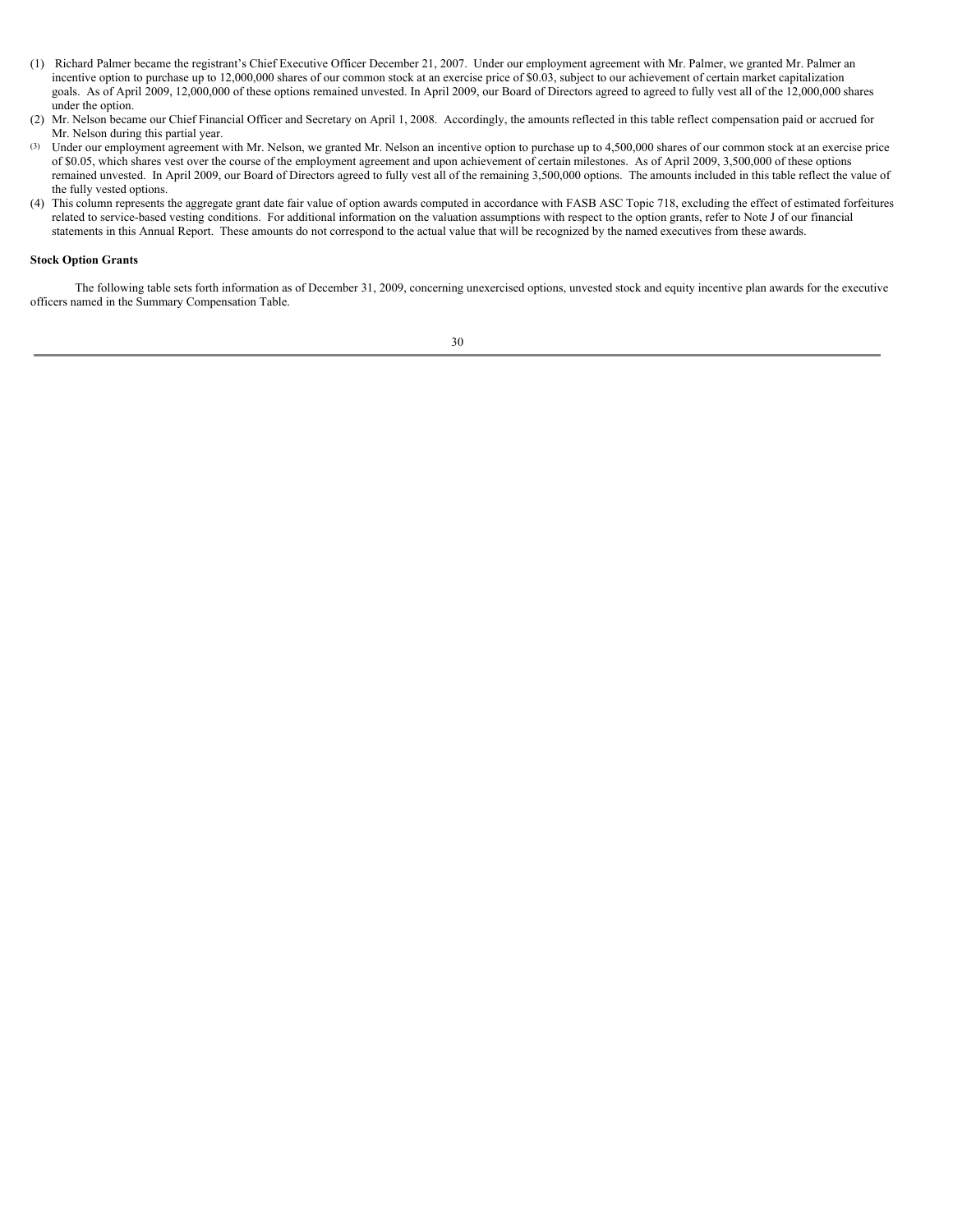(1) Richard Palmer became the registrant's Chief Executive Officer December 21, 2007. Under our employment agreement with Mr. Palmer, we granted Mr. Palmer an incentive option to purchase up to 12,000,000 shares of our common stock at an exercise price of $0.03, subject to our achievement of certain market capitalization goals. As of April 2009, 12,000,000 of these options remained unvested. In April 2009, our Board of Directors agreed to agreed to fully vest all of the 12,000,000 shares under the option.

(2) Mr. Nelson became our Chief Financial Officer and Secretary on April 1, 2008. Accordingly, the amounts reflected in this table reflect compensation paid or accrued for Mr. Nelson during this partial year.

(3) Under our employment agreement with Mr. Nelson, we granted Mr. Nelson an incentive option to purchase up to 4,500,000 shares of our common stock at an exercise price of $0.05, which shares vest over the course of the employment agreement and upon achievement of certain milestones. As of April 2009, 3,500,000 of these options remained unvested. In April 2009, our Board of Directors agreed to fully vest all of the remaining 3,500,000 options. The amounts included in this table reflect the value of the fully vested options.

(4) This column represents the aggregate grant date fair value of option awards computed in accordance with FASB ASC Topic 718, excluding the effect of estimated forfeitures related to service-based vesting conditions. For additional information on the valuation assumptions with respect to the option grants, refer to Note J of our financial statements in this Annual Report. These amounts do not correspond to the actual value that will be recognized by the named executives from these awards.

**Stock Option Grants**

The following table sets forth information as of December 31, 2009, concerning unexercised options, unvested stock and equity incentive plan awards for the executive officers named in the Summary Compensation Table.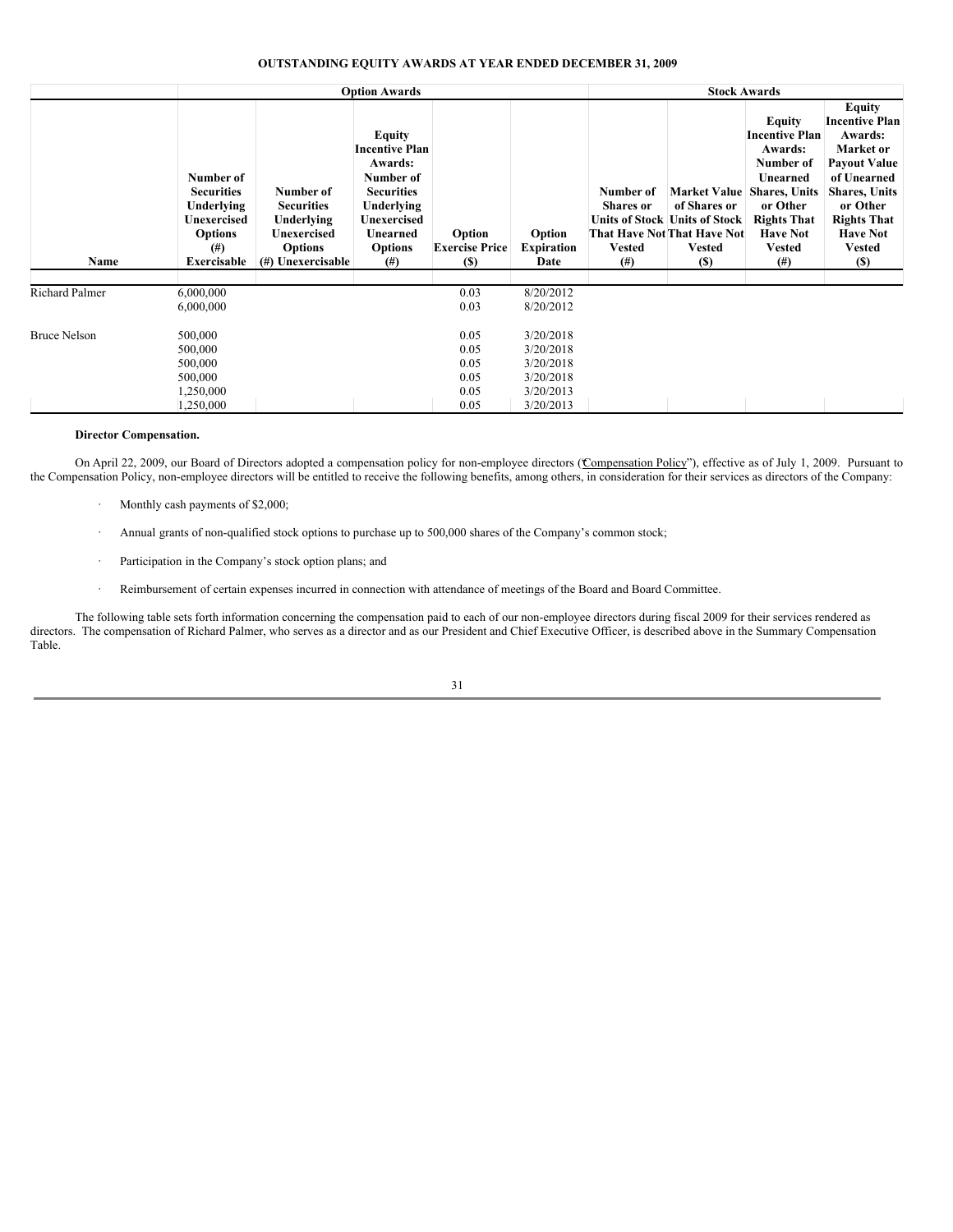**OUTSTANDING EQUITY AWARDS AT YEAR ENDED DECEMBER 31, 2009**

| | Option Awards | | | | | Stock Awards | | | |
|---|---|---|---|---|---|---|---|---|---|
| Name | Number of Securities Underlying Unexercised Options (#) Exercisable | Number of Securities Underlying Unexercised Options (#) Unexercisable | Equity Incentive Plan Awards: Number of Securities Underlying Unexercised Unearned Options (#) | Option Exercise Price ($) | Option Expiration Date | Number of Shares or Units of Stock That Have Not Vested (#) | Market Value of Shares or Units of Stock That Have Not Vested ($) | Equity Incentive Plan Awards: Number of Unearned Shares, Units or Other Rights That Have Not Vested (#) | Equity Incentive Plan Awards: Market or Payout Value of Unearned Shares, Units or Other Rights That Have Not Vested ($) |
| Richard Palmer | 6,000,000 | | | 0.03 | 8/20/2012 | | | | |
| | 6,000,000 | | | 0.03 | 8/20/2012 | | | | |
| Bruce Nelson | 500,000 | | | 0.05 | 3/20/2018 | | | | |
| | 500,000 | | | 0.05 | 3/20/2018 | | | | |
| | 500,000 | | | 0.05 | 3/20/2018 | | | | |
| | 500,000 | | | 0.05 | 3/20/2018 | | | | |
| | 1,250,000 | | | 0.05 | 3/20/2013 | | | | |
| | 1,250,000 | | | 0.05 | 3/20/2013 | | | | |

**Director Compensation.**

On April 22, 2009, our Board of Directors adopted a compensation policy for non-employee directors ("Compensation Policy"), effective as of July 1, 2009. Pursuant to the Compensation Policy, non-employee directors will be entitled to receive the following benefits, among others, in consideration for their services as directors of the Company:

- Monthly cash payments of $2,000;
- Annual grants of non-qualified stock options to purchase up to 500,000 shares of the Company's common stock;
- Participation in the Company's stock option plans; and
- Reimbursement of certain expenses incurred in connection with attendance of meetings of the Board and Board Committee.

The following table sets forth information concerning the compensation paid to each of our non-employee directors during fiscal 2009 for their services rendered as directors. The compensation of Richard Palmer, who serves as a director and as our President and Chief Executive Officer, is described above in the Summary Compensation Table.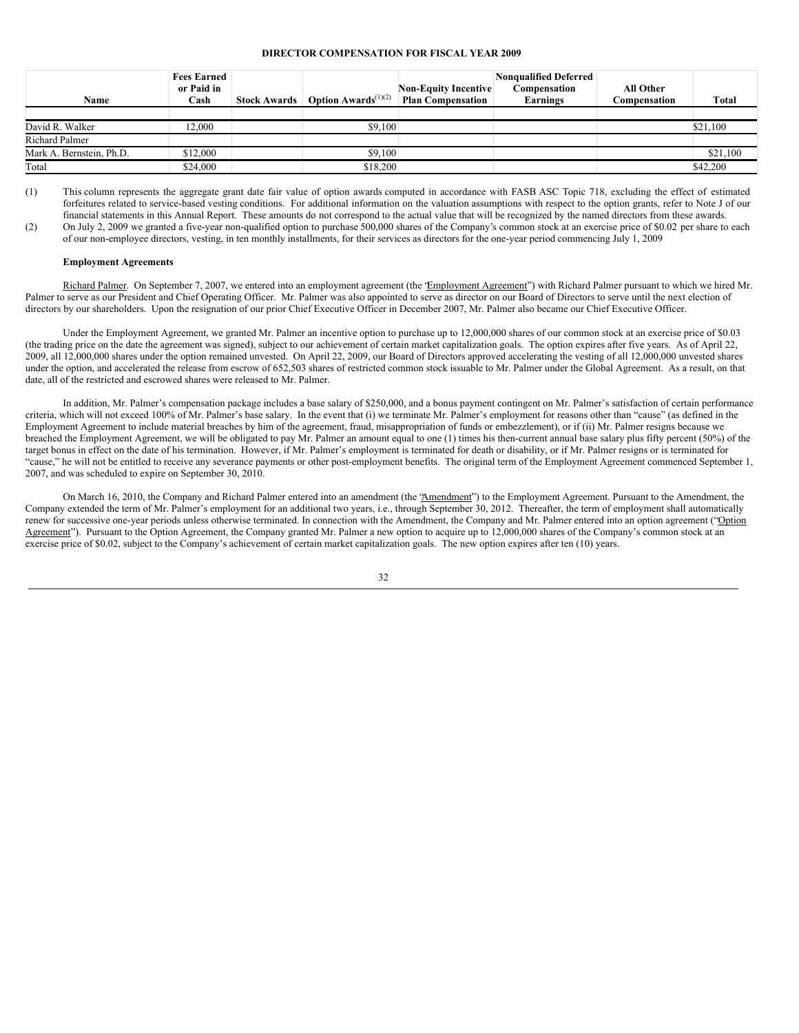# DIRECTOR COMPENSATION FOR FISCAL YEAR 2009

| Name | Fees Earned or Paid in Cash | Stock Awards | Option Awards[(1)(2)] | Non-Equity Incentive Plan Compensation | Nonqualified Deferred Compensation Earnings | All Other Compensation | Total |
|---|---|---|---|---|---|---|---|
| David R. Walker | 12,000 | | $9,100 | | | | $21,100 |
| Richard Palmer | | | | | | | |
| Mark A. Bernstein, Ph.D. | $12,000 | | $9,100 | | | | $21,100 |
| Total | $24,000 | | $18,200 | | | | $42,200 |

(1) This column represents the aggregate grant date fair value of option awards computed in accordance with FASB ASC Topic 718, excluding the effect of estimated forfeitures related to service-based vesting conditions. For additional information on the valuation assumptions with respect to the option grants, refer to Note J of our financial statements in this Annual Report. These amounts do not correspond to the actual value that will be recognized by the named directors from these awards.

(2) On July 2, 2009 we granted a five-year non-qualified option to purchase 500,000 shares of the Company's common stock at an exercise price of $0.02 per share to each of our non-employee directors, vesting, in ten monthly installments, for their services as directors for the one-year period commencing July 1, 2009

**Employment Agreements**

Richard Palmer. On September 7, 2007, we entered into an employment agreement (the "Employment Agreement") with Richard Palmer pursuant to which we hired Mr. Palmer to serve as our President and Chief Operating Officer. Mr. Palmer was also appointed to serve as director on our Board of Directors to serve until the next election of directors by our shareholders. Upon the resignation of our prior Chief Executive Officer in December 2007, Mr. Palmer also became our Chief Executive Officer.

Under the Employment Agreement, we granted Mr. Palmer an incentive option to purchase up to 12,000,000 shares of our common stock at an exercise price of $0.03 (the trading price on the date the agreement was signed), subject to our achievement of certain market capitalization goals. The option expires after five years. As of April 22, 2009, all 12,000,000 shares under the option remained unvested. On April 22, 2009, our Board of Directors approved accelerating the vesting of all 12,000,000 unvested shares under the option, and accelerated the release from escrow of 652,503 shares of restricted common stock issuable to Mr. Palmer under the Global Agreement. As a result, on that date, all of the restricted and escrowed shares were released to Mr. Palmer.

In addition, Mr. Palmer's compensation package includes a base salary of $250,000, and a bonus payment contingent on Mr. Palmer's satisfaction of certain performance criteria, which will not exceed 100% of Mr. Palmer's base salary. In the event that (i) we terminate Mr. Palmer's employment for reasons other than "cause" (as defined in the Employment Agreement to include material breaches by him of the agreement, fraud, misappropriation of funds or embezzlement), or if (ii) Mr. Palmer resigns because we breached the Employment Agreement, we will be obligated to pay Mr. Palmer an amount equal to one (1) times his then-current annual base salary plus fifty percent (50%) of the target bonus in effect on the date of his termination. However, if Mr. Palmer's employment is terminated for death or disability, or if Mr. Palmer resigns or is terminated for "cause," he will not be entitled to receive any severance payments or other post-employment benefits. The original term of the Employment Agreement commenced September 1, 2007, and was scheduled to expire on September 30, 2010.

On March 16, 2010, the Company and Richard Palmer entered into an amendment (the "Amendment") to the Employment Agreement. Pursuant to the Amendment, the Company extended the term of Mr. Palmer's employment for an additional two years, i.e., through September 30, 2012. Thereafter, the term of employment shall automatically renew for successive one-year periods unless otherwise terminated. In connection with the Amendment, the Company and Mr. Palmer entered into an option agreement ("Option Agreement"). Pursuant to the Option Agreement, the Company granted Mr. Palmer a new option to acquire up to 12,000,000 shares of the Company's common stock at an exercise price of $0.02, subject to the Company's achievement of certain market capitalization goals. The new option expires after ten (10) years.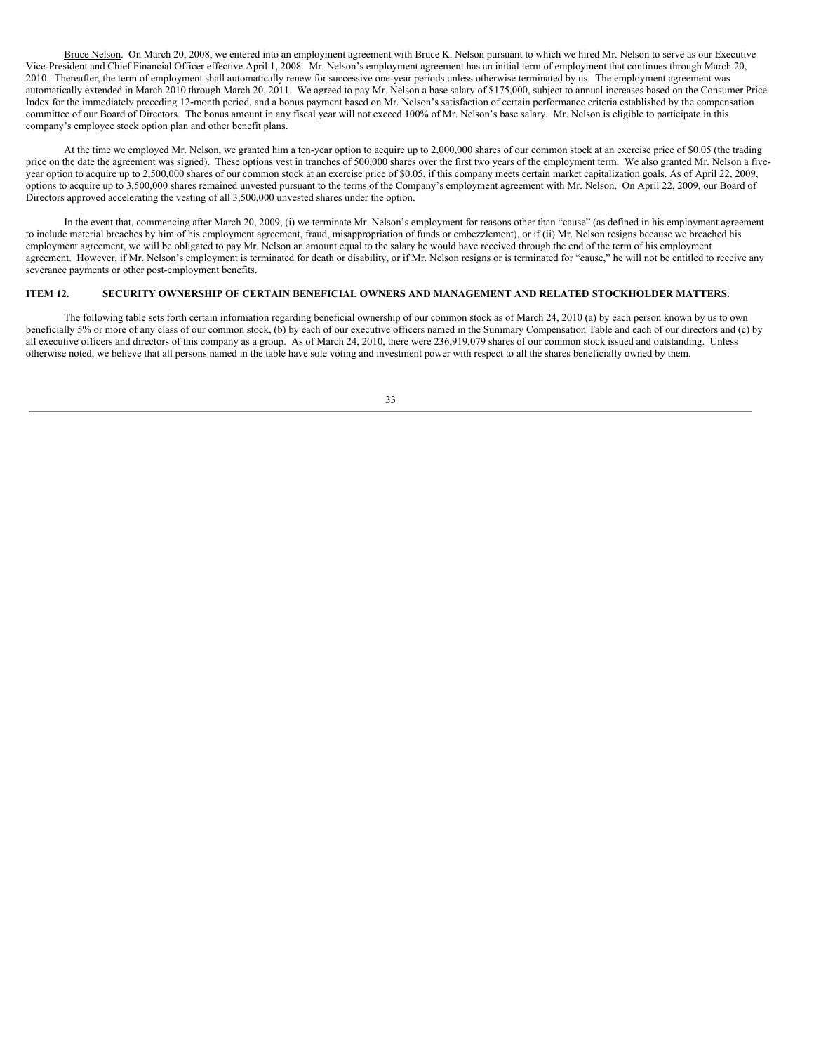Bruce Nelson. On March 20, 2008, we entered into an employment agreement with Bruce K. Nelson pursuant to which we hired Mr. Nelson to serve as our Executive Vice-President and Chief Financial Officer effective April 1, 2008. Mr. Nelson's employment agreement has an initial term of employment that continues through March 20, 2010. Thereafter, the term of employment shall automatically renew for successive one-year periods unless otherwise terminated by us. The employment agreement was automatically extended in March 2010 through March 20, 2011. We agreed to pay Mr. Nelson a base salary of $175,000, subject to annual increases based on the Consumer Price Index for the immediately preceding 12-month period, and a bonus payment based on Mr. Nelson's satisfaction of certain performance criteria established by the compensation committee of our Board of Directors. The bonus amount in any fiscal year will not exceed 100% of Mr. Nelson's base salary. Mr. Nelson is eligible to participate in this company's employee stock option plan and other benefit plans.

At the time we employed Mr. Nelson, we granted him a ten-year option to acquire up to 2,000,000 shares of our common stock at an exercise price of $0.05 (the trading price on the date the agreement was signed). These options vest in tranches of 500,000 shares over the first two years of the employment term. We also granted Mr. Nelson a five-year option to acquire up to 2,500,000 shares of our common stock at an exercise price of $0.05, if this company meets certain market capitalization goals. As of April 22, 2009, options to acquire up to 3,500,000 shares remained unvested pursuant to the terms of the Company's employment agreement with Mr. Nelson. On April 22, 2009, our Board of Directors approved accelerating the vesting of all 3,500,000 unvested shares under the option.

In the event that, commencing after March 20, 2009, (i) we terminate Mr. Nelson's employment for reasons other than "cause" (as defined in his employment agreement to include material breaches by him of his employment agreement, fraud, misappropriation of funds or embezzlement), or if (ii) Mr. Nelson resigns because we breached his employment agreement, we will be obligated to pay Mr. Nelson an amount equal to the salary he would have received through the end of the term of his employment agreement. However, if Mr. Nelson's employment is terminated for death or disability, or if Mr. Nelson resigns or is terminated for "cause," he will not be entitled to receive any severance payments or other post-employment benefits.

## ITEM 12. SECURITY OWNERSHIP OF CERTAIN BENEFICIAL OWNERS AND MANAGEMENT AND RELATED STOCKHOLDER MATTERS.

The following table sets forth certain information regarding beneficial ownership of our common stock as of March 24, 2010 (a) by each person known by us to own beneficially 5% or more of any class of our common stock, (b) by each of our executive officers named in the Summary Compensation Table and each of our directors and (c) by all executive officers and directors of this company as a group. As of March 24, 2010, there were 236,919,079 shares of our common stock issued and outstanding. Unless otherwise noted, we believe that all persons named in the table have sole voting and investment power with respect to all the shares beneficially owned by them.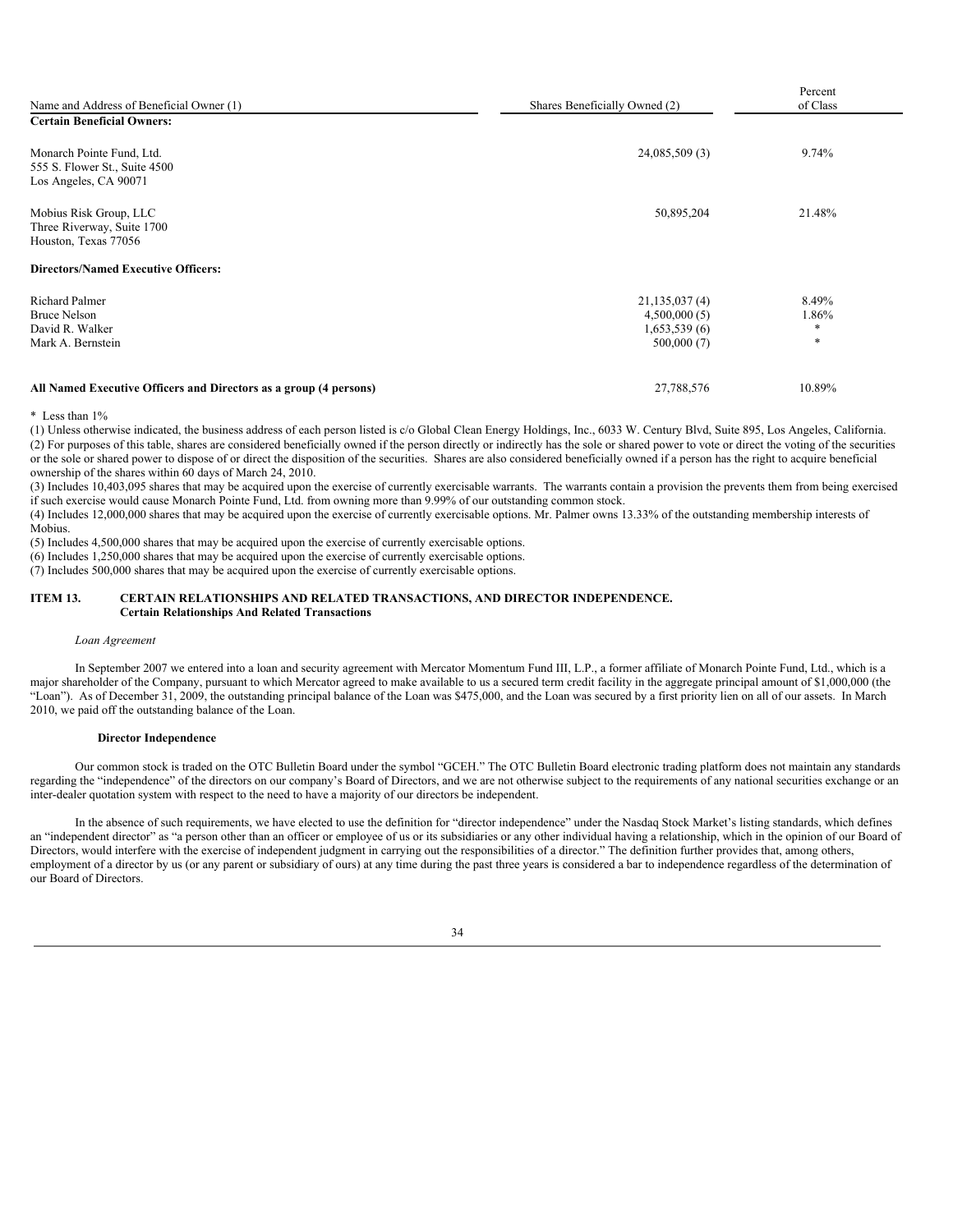| Name and Address of Beneficial Owner (1) | Shares Beneficially Owned (2) | Percent of Class |
|---|---|---|
| **Certain Beneficial Owners:** | | |
| Monarch Pointe Fund, Ltd.<br>555 S. Flower St., Suite 4500<br>Los Angeles, CA 90071 | 24,085,509 (3) | 9.74% |
| Mobius Risk Group, LLC<br>Three Riverway, Suite 1700<br>Houston, Texas 77056 | 50,895,204 | 21.48% |
| **Directors/Named Executive Officers:** | | |
| Richard Palmer | 21,135,037 (4) | 8.49% |
| Bruce Nelson | 4,500,000 (5) | 1.86% |
| David R. Walker | 1,653,539 (6) | * |
| Mark A. Bernstein | 500,000 (7) | * |
| **All Named Executive Officers and Directors as a group (4 persons)** | 27,788,576 | 10.89% |

\* Less than 1%

(1) Unless otherwise indicated, the business address of each person listed is c/o Global Clean Energy Holdings, Inc., 6033 W. Century Blvd, Suite 895, Los Angeles, California.

(2) For purposes of this table, shares are considered beneficially owned if the person directly or indirectly has the sole or shared power to vote or direct the voting of the securities or the sole or shared power to dispose of or direct the disposition of the securities. Shares are also considered beneficially owned if a person has the right to acquire beneficial ownership of the shares within 60 days of March 24, 2010.

(3) Includes 10,403,095 shares that may be acquired upon the exercise of currently exercisable warrants. The warrants contain a provision the prevents them from being exercised if such exercise would cause Monarch Pointe Fund, Ltd. from owning more than 9.99% of our outstanding common stock.

(4) Includes 12,000,000 shares that may be acquired upon the exercise of currently exercisable options. Mr. Palmer owns 13.33% of the outstanding membership interests of Mobius.

(5) Includes 4,500,000 shares that may be acquired upon the exercise of currently exercisable options.

(6) Includes 1,250,000 shares that may be acquired upon the exercise of currently exercisable options.

(7) Includes 500,000 shares that may be acquired upon the exercise of currently exercisable options.

## ITEM 13. CERTAIN RELATIONSHIPS AND RELATED TRANSACTIONS, AND DIRECTOR INDEPENDENCE.

### Certain Relationships And Related Transactions

*Loan Agreement*

In September 2007 we entered into a loan and security agreement with Mercator Momentum Fund III, L.P., a former affiliate of Monarch Pointe Fund, Ltd., which is a major shareholder of the Company, pursuant to which Mercator agreed to make available to us a secured term credit facility in the aggregate principal amount of $1,000,000 (the "Loan"). As of December 31, 2009, the outstanding principal balance of the Loan was $475,000, and the Loan was secured by a first priority lien on all of our assets. In March 2010, we paid off the outstanding balance of the Loan.

### Director Independence

Our common stock is traded on the OTC Bulletin Board under the symbol "GCEH." The OTC Bulletin Board electronic trading platform does not maintain any standards regarding the "independence" of the directors on our company's Board of Directors, and we are not otherwise subject to the requirements of any national securities exchange or an inter-dealer quotation system with respect to the need to have a majority of our directors be independent.

In the absence of such requirements, we have elected to use the definition for "director independence" under the Nasdaq Stock Market's listing standards, which defines an "independent director" as "a person other than an officer or employee of us or its subsidiaries or any other individual having a relationship, which in the opinion of our Board of Directors, would interfere with the exercise of independent judgment in carrying out the responsibilities of a director." The definition further provides that, among others, employment of a director by us (or any parent or subsidiary of ours) at any time during the past three years is considered a bar to independence regardless of the determination of our Board of Directors.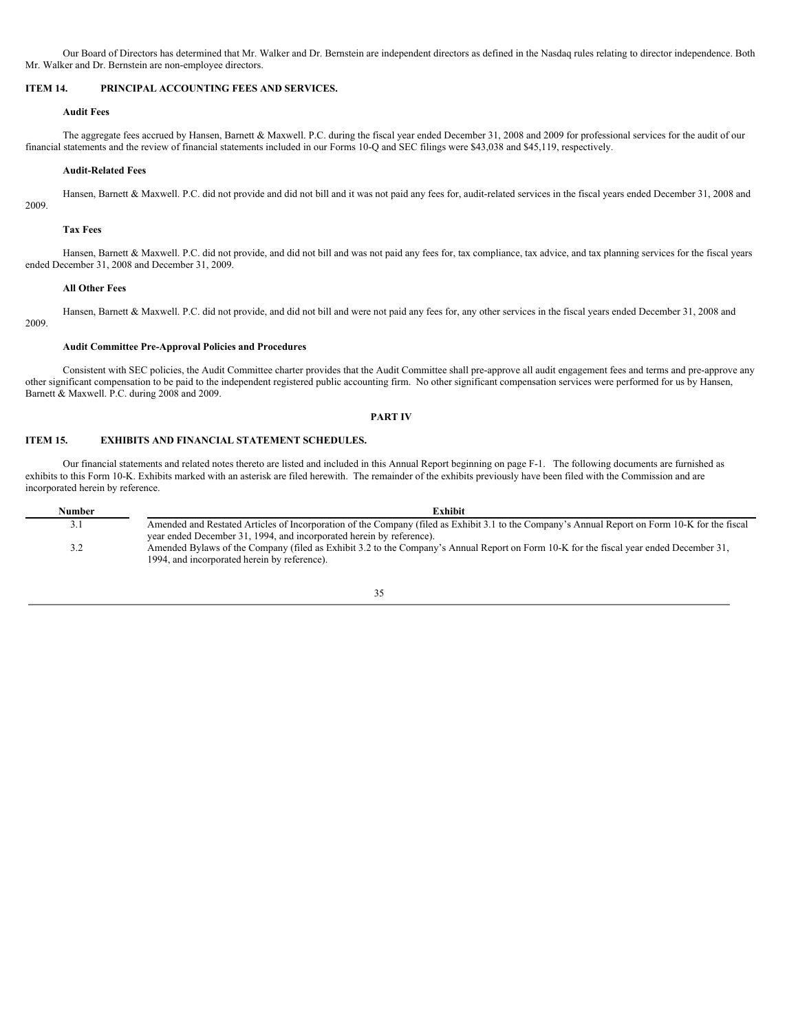Our Board of Directors has determined that Mr. Walker and Dr. Bernstein are independent directors as defined in the Nasdaq rules relating to director independence. Both Mr. Walker and Dr. Bernstein are non-employee directors.

## ITEM 14. PRINCIPAL ACCOUNTING FEES AND SERVICES.

**Audit Fees**

The aggregate fees accrued by Hansen, Barnett & Maxwell. P.C. during the fiscal year ended December 31, 2008 and 2009 for professional services for the audit of our financial statements and the review of financial statements included in our Forms 10-Q and SEC filings were $43,038 and $45,119, respectively.

**Audit-Related Fees**

Hansen, Barnett & Maxwell. P.C. did not provide and did not bill and it was not paid any fees for, audit-related services in the fiscal years ended December 31, 2008 and 2009.

**Tax Fees**

Hansen, Barnett & Maxwell. P.C. did not provide, and did not bill and was not paid any fees for, tax compliance, tax advice, and tax planning services for the fiscal years ended December 31, 2008 and December 31, 2009.

**All Other Fees**

Hansen, Barnett & Maxwell. P.C. did not provide, and did not bill and were not paid any fees for, any other services in the fiscal years ended December 31, 2008 and 2009.

**Audit Committee Pre-Approval Policies and Procedures**

Consistent with SEC policies, the Audit Committee charter provides that the Audit Committee shall pre-approve all audit engagement fees and terms and pre-approve any other significant compensation to be paid to the independent registered public accounting firm. No other significant compensation services were performed for us by Hansen, Barnett & Maxwell. P.C. during 2008 and 2009.

# PART IV

## ITEM 15. EXHIBITS AND FINANCIAL STATEMENT SCHEDULES.

Our financial statements and related notes thereto are listed and included in this Annual Report beginning on page F-1. The following documents are furnished as exhibits to this Form 10-K. Exhibits marked with an asterisk are filed herewith. The remainder of the exhibits previously have been filed with the Commission and are incorporated herein by reference.

| Number | Exhibit |
|---|---|
| 3.1 | Amended and Restated Articles of Incorporation of the Company (filed as Exhibit 3.1 to the Company's Annual Report on Form 10-K for the fiscal year ended December 31, 1994, and incorporated herein by reference). |
| 3.2 | Amended Bylaws of the Company (filed as Exhibit 3.2 to the Company's Annual Report on Form 10-K for the fiscal year ended December 31, 1994, and incorporated herein by reference). |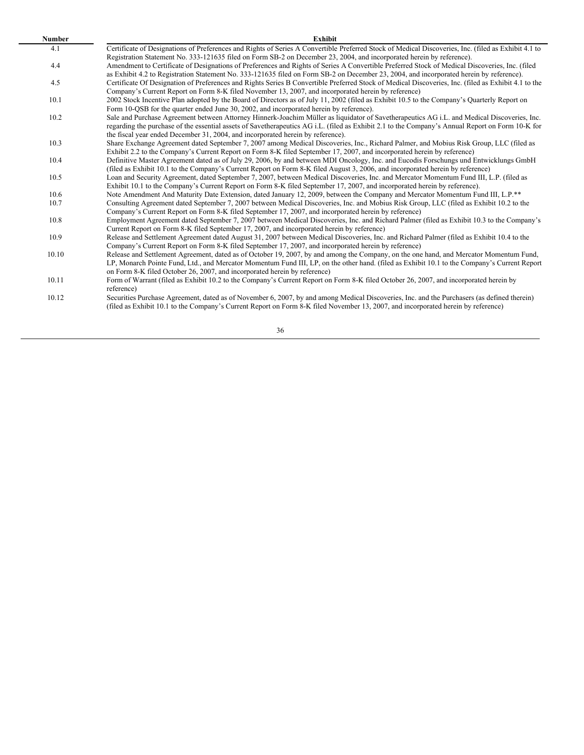| Number | Exhibit |
|---|---|
| 4.1 | Certificate of Designations of Preferences and Rights of Series A Convertible Preferred Stock of Medical Discoveries, Inc. (filed as Exhibit 4.1 to Registration Statement No. 333-121635 filed on Form SB-2 on December 23, 2004, and incorporated herein by reference). |
| 4.4 | Amendment to Certificate of Designations of Preferences and Rights of Series A Convertible Preferred Stock of Medical Discoveries, Inc. (filed as Exhibit 4.2 to Registration Statement No. 333-121635 filed on Form SB-2 on December 23, 2004, and incorporated herein by reference). |
| 4.5 | Certificate Of Designation of Preferences and Rights Series B Convertible Preferred Stock of Medical Discoveries, Inc. (filed as Exhibit 4.1 to the Company's Current Report on Form 8-K filed November 13, 2007, and incorporated herein by reference) |
| 10.1 | 2002 Stock Incentive Plan adopted by the Board of Directors as of July 11, 2002 (filed as Exhibit 10.5 to the Company's Quarterly Report on Form 10-QSB for the quarter ended June 30, 2002, and incorporated herein by reference). |
| 10.2 | Sale and Purchase Agreement between Attorney Hinnerk-Joachim Müller as liquidator of Savetherapeutics AG i.L. and Medical Discoveries, Inc. regarding the purchase of the essential assets of Savetherapeutics AG i.L. (filed as Exhibit 2.1 to the Company's Annual Report on Form 10-K for the fiscal year ended December 31, 2004, and incorporated herein by reference). |
| 10.3 | Share Exchange Agreement dated September 7, 2007 among Medical Discoveries, Inc., Richard Palmer, and Mobius Risk Group, LLC (filed as Exhibit 2.2 to the Company's Current Report on Form 8-K filed September 17, 2007, and incorporated herein by reference) |
| 10.4 | Definitive Master Agreement dated as of July 29, 2006, by and between MDI Oncology, Inc. and Eucodis Forschungs und Entwicklungs GmbH (filed as Exhibit 10.1 to the Company's Current Report on Form 8-K filed August 3, 2006, and incorporated herein by reference) |
| 10.5 | Loan and Security Agreement, dated September 7, 2007, between Medical Discoveries, Inc. and Mercator Momentum Fund III, L.P. (filed as Exhibit 10.1 to the Company's Current Report on Form 8-K filed September 17, 2007, and incorporated herein by reference). |
| 10.6 | Note Amendment And Maturity Date Extension, dated January 12, 2009, between the Company and Mercator Momentum Fund III, L.P.** |
| 10.7 | Consulting Agreement dated September 7, 2007 between Medical Discoveries, Inc. and Mobius Risk Group, LLC (filed as Exhibit 10.2 to the Company's Current Report on Form 8-K filed September 17, 2007, and incorporated herein by reference) |
| 10.8 | Employment Agreement dated September 7, 2007 between Medical Discoveries, Inc. and Richard Palmer (filed as Exhibit 10.3 to the Company's Current Report on Form 8-K filed September 17, 2007, and incorporated herein by reference) |
| 10.9 | Release and Settlement Agreement dated August 31, 2007 between Medical Discoveries, Inc. and Richard Palmer (filed as Exhibit 10.4 to the Company's Current Report on Form 8-K filed September 17, 2007, and incorporated herein by reference) |
| 10.10 | Release and Settlement Agreement, dated as of October 19, 2007, by and among the Company, on the one hand, and Mercator Momentum Fund, LP, Monarch Pointe Fund, Ltd., and Mercator Momentum Fund III, LP, on the other hand. (filed as Exhibit 10.1 to the Company's Current Report on Form 8-K filed October 26, 2007, and incorporated herein by reference) |
| 10.11 | Form of Warrant (filed as Exhibit 10.2 to the Company's Current Report on Form 8-K filed October 26, 2007, and incorporated herein by reference) |
| 10.12 | Securities Purchase Agreement, dated as of November 6, 2007, by and among Medical Discoveries, Inc. and the Purchasers (as defined therein) (filed as Exhibit 10.1 to the Company's Current Report on Form 8-K filed November 13, 2007, and incorporated herein by reference) |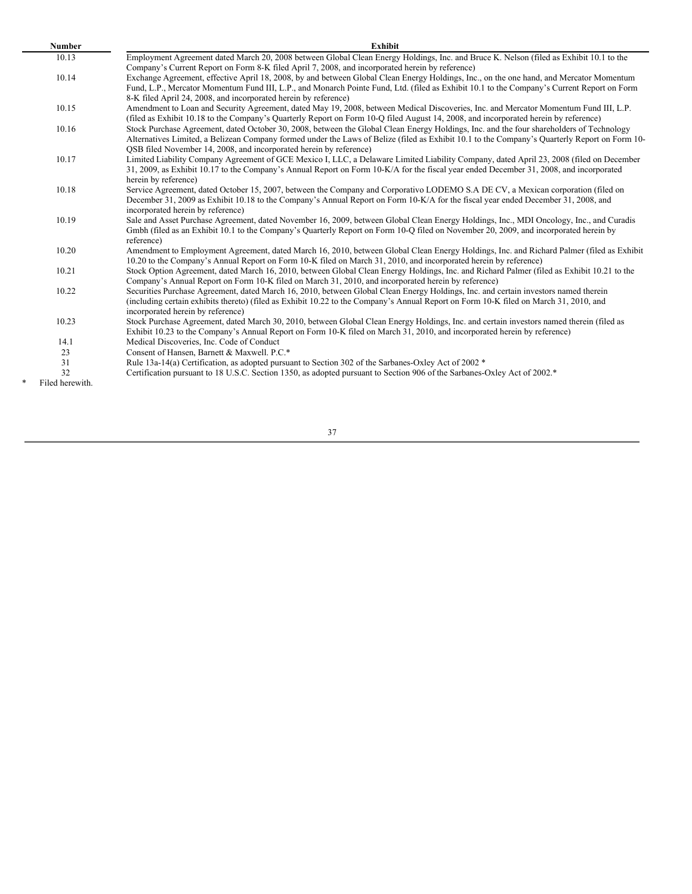| Number | Exhibit |
| --- | --- |
| 10.13 | Employment Agreement dated March 20, 2008 between Global Clean Energy Holdings, Inc. and Bruce K. Nelson (filed as Exhibit 10.1 to the Company's Current Report on Form 8-K filed April 7, 2008, and incorporated herein by reference) |
| 10.14 | Exchange Agreement, effective April 18, 2008, by and between Global Clean Energy Holdings, Inc., on the one hand, and Mercator Momentum Fund, L.P., Mercator Momentum Fund III, L.P., and Monarch Pointe Fund, Ltd. (filed as Exhibit 10.1 to the Company's Current Report on Form 8-K filed April 24, 2008, and incorporated herein by reference) |
| 10.15 | Amendment to Loan and Security Agreement, dated May 19, 2008, between Medical Discoveries, Inc. and Mercator Momentum Fund III, L.P. (filed as Exhibit 10.18 to the Company's Quarterly Report on Form 10-Q filed August 14, 2008, and incorporated herein by reference) |
| 10.16 | Stock Purchase Agreement, dated October 30, 2008, between the Global Clean Energy Holdings, Inc. and the four shareholders of Technology Alternatives Limited, a Belizean Company formed under the Laws of Belize (filed as Exhibit 10.1 to the Company's Quarterly Report on Form 10-QSB filed November 14, 2008, and incorporated herein by reference) |
| 10.17 | Limited Liability Company Agreement of GCE Mexico I, LLC, a Delaware Limited Liability Company, dated April 23, 2008 (filed on December 31, 2009, as Exhibit 10.17 to the Company's Annual Report on Form 10-K/A for the fiscal year ended December 31, 2008, and incorporated herein by reference) |
| 10.18 | Service Agreement, dated October 15, 2007, between the Company and Corporativo LODEMO S.A DE CV, a Mexican corporation (filed on December 31, 2009 as Exhibit 10.18 to the Company's Annual Report on Form 10-K/A for the fiscal year ended December 31, 2008, and incorporated herein by reference) |
| 10.19 | Sale and Asset Purchase Agreement, dated November 16, 2009, between Global Clean Energy Holdings, Inc., MDI Oncology, Inc., and Curadis Gmbh (filed as an Exhibit 10.1 to the Company's Quarterly Report on Form 10-Q filed on November 20, 2009, and incorporated herein by reference) |
| 10.20 | Amendment to Employment Agreement, dated March 16, 2010, between Global Clean Energy Holdings, Inc. and Richard Palmer (filed as Exhibit 10.20 to the Company's Annual Report on Form 10-K filed on March 31, 2010, and incorporated herein by reference) |
| 10.21 | Stock Option Agreement, dated March 16, 2010, between Global Clean Energy Holdings, Inc. and Richard Palmer (filed as Exhibit 10.21 to the Company's Annual Report on Form 10-K filed on March 31, 2010, and incorporated herein by reference) |
| 10.22 | Securities Purchase Agreement, dated March 16, 2010, between Global Clean Energy Holdings, Inc. and certain investors named therein (including certain exhibits thereto) (filed as Exhibit 10.22 to the Company's Annual Report on Form 10-K filed on March 31, 2010, and incorporated herein by reference) |
| 10.23 | Stock Purchase Agreement, dated March 30, 2010, between Global Clean Energy Holdings, Inc. and certain investors named therein (filed as Exhibit 10.23 to the Company's Annual Report on Form 10-K filed on March 31, 2010, and incorporated herein by reference) |
| 14.1 | Medical Discoveries, Inc. Code of Conduct |
| 23 | Consent of Hansen, Barnett & Maxwell. P.C.* |
| 31 | Rule 13a-14(a) Certification, as adopted pursuant to Section 302 of the Sarbanes-Oxley Act of 2002 * |
| 32 | Certification pursuant to 18 U.S.C. Section 1350, as adopted pursuant to Section 906 of the Sarbanes-Oxley Act of 2002.* |

\* Filed herewith.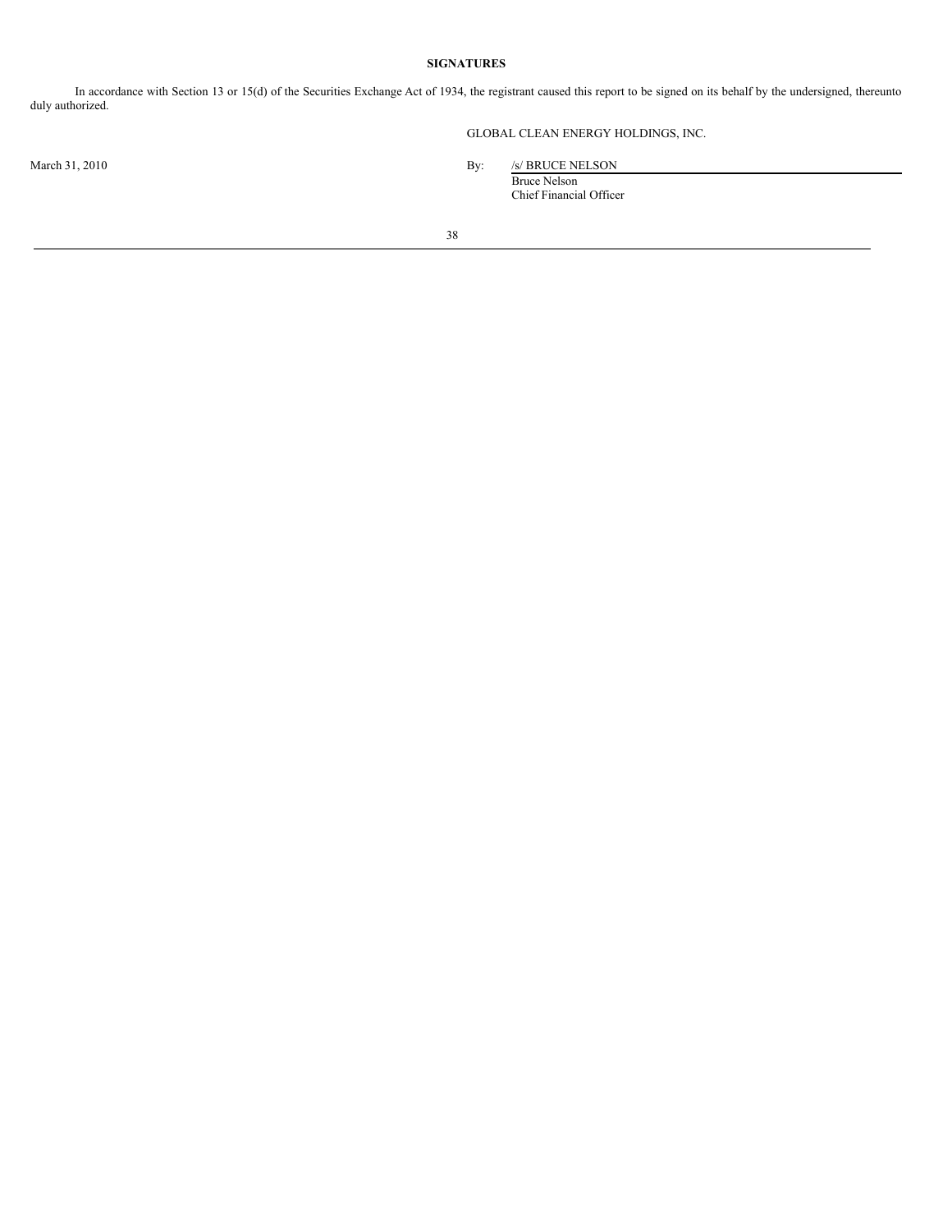**SIGNATURES**

In accordance with Section 13 or 15(d) of the Securities Exchange Act of 1934, the registrant caused this report to be signed on its behalf by the undersigned, thereunto duly authorized.

GLOBAL CLEAN ENERGY HOLDINGS, INC.

March 31, 2010

By: /s/ BRUCE NELSON
Bruce Nelson
Chief Financial Officer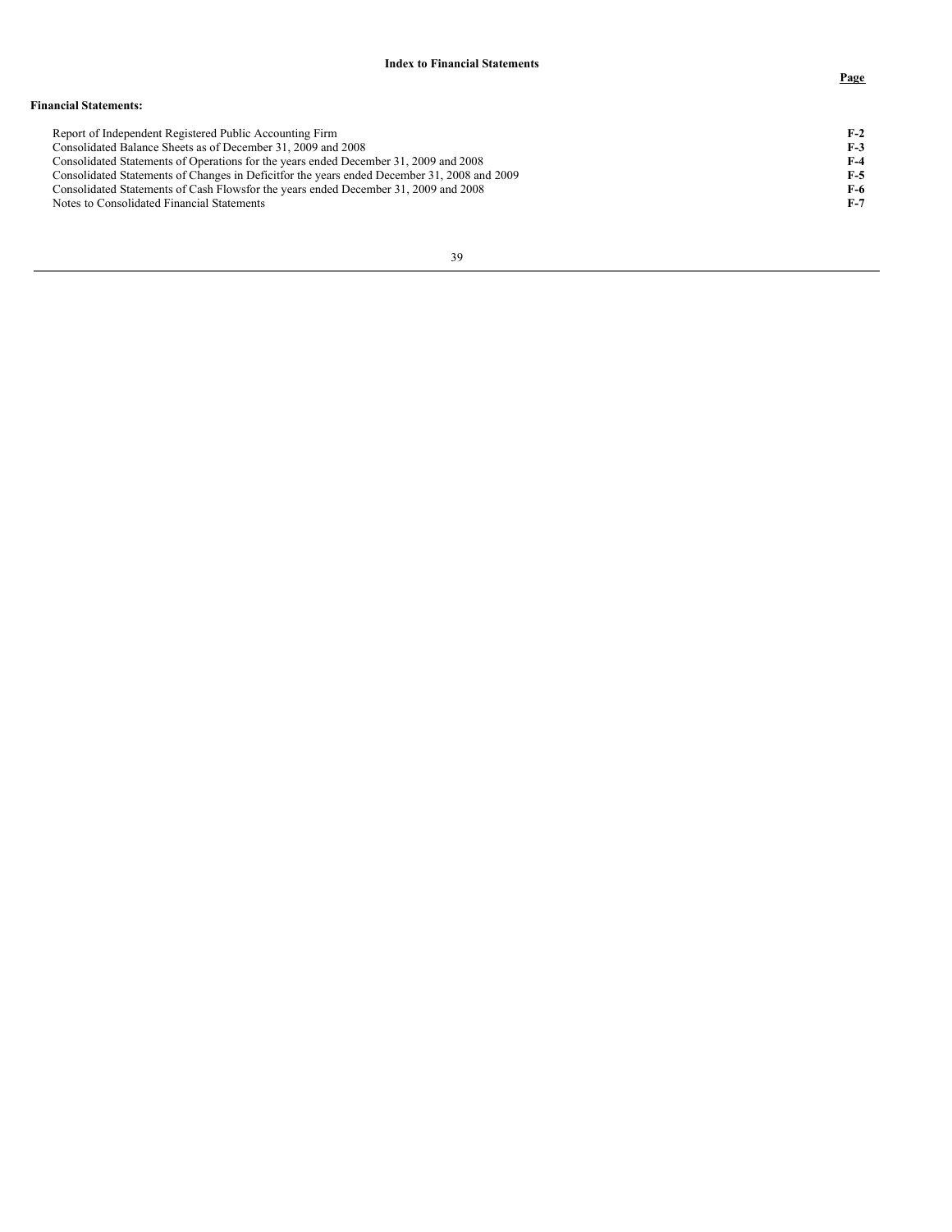## Index to Financial Statements

| | Page |
|---|---|
| **Financial Statements:** | |
| Report of Independent Registered Public Accounting Firm | **F-2** |
| Consolidated Balance Sheets as of December 31, 2009 and 2008 | **F-3** |
| Consolidated Statements of Operations for the years ended December 31, 2009 and 2008 | **F-4** |
| Consolidated Statements of Changes in Deficitfor the years ended December 31, 2008 and 2009 | **F-5** |
| Consolidated Statements of Cash Flowsfor the years ended December 31, 2009 and 2008 | **F-6** |
| Notes to Consolidated Financial Statements | **F-7** |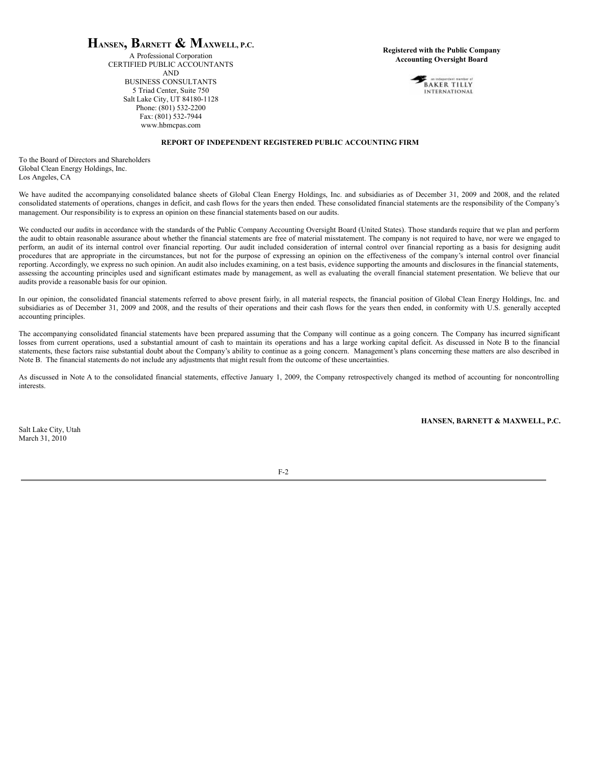**HANSEN, BARNETT & MAXWELL, P.C.**
A Professional Corporation
CERTIFIED PUBLIC ACCOUNTANTS
AND
BUSINESS CONSULTANTS
5 Triad Center, Suite 750
Salt Lake City, UT 84180-1128
Phone: (801) 532-2200
Fax: (801) 532-7944
www.hbmcpas.com

**Registered with the Public Company Accounting Oversight Board**

an independent member of
BAKER TILLY
INTERNATIONAL

**REPORT OF INDEPENDENT REGISTERED PUBLIC ACCOUNTING FIRM**

To the Board of Directors and Shareholders
Global Clean Energy Holdings, Inc.
Los Angeles, CA

We have audited the accompanying consolidated balance sheets of Global Clean Energy Holdings, Inc. and subsidiaries as of December 31, 2009 and 2008, and the related consolidated statements of operations, changes in deficit, and cash flows for the years then ended. These consolidated financial statements are the responsibility of the Company's management. Our responsibility is to express an opinion on these financial statements based on our audits.

We conducted our audits in accordance with the standards of the Public Company Accounting Oversight Board (United States). Those standards require that we plan and perform the audit to obtain reasonable assurance about whether the financial statements are free of material misstatement. The company is not required to have, nor were we engaged to perform, an audit of its internal control over financial reporting. Our audit included consideration of internal control over financial reporting as a basis for designing audit procedures that are appropriate in the circumstances, but not for the purpose of expressing an opinion on the effectiveness of the company's internal control over financial reporting. Accordingly, we express no such opinion. An audit also includes examining, on a test basis, evidence supporting the amounts and disclosures in the financial statements, assessing the accounting principles used and significant estimates made by management, as well as evaluating the overall financial statement presentation. We believe that our audits provide a reasonable basis for our opinion.

In our opinion, the consolidated financial statements referred to above present fairly, in all material respects, the financial position of Global Clean Energy Holdings, Inc. and subsidiaries as of December 31, 2009 and 2008, and the results of their operations and their cash flows for the years then ended, in conformity with U.S. generally accepted accounting principles.

The accompanying consolidated financial statements have been prepared assuming that the Company will continue as a going concern. The Company has incurred significant losses from current operations, used a substantial amount of cash to maintain its operations and has a large working capital deficit. As discussed in Note B to the financial statements, these factors raise substantial doubt about the Company's ability to continue as a going concern. Management's plans concerning these matters are also described in Note B. The financial statements do not include any adjustments that might result from the outcome of these uncertainties.

As discussed in Note A to the consolidated financial statements, effective January 1, 2009, the Company retrospectively changed its method of accounting for noncontrolling interests.

**HANSEN, BARNETT & MAXWELL, P.C.**

Salt Lake City, Utah
March 31, 2010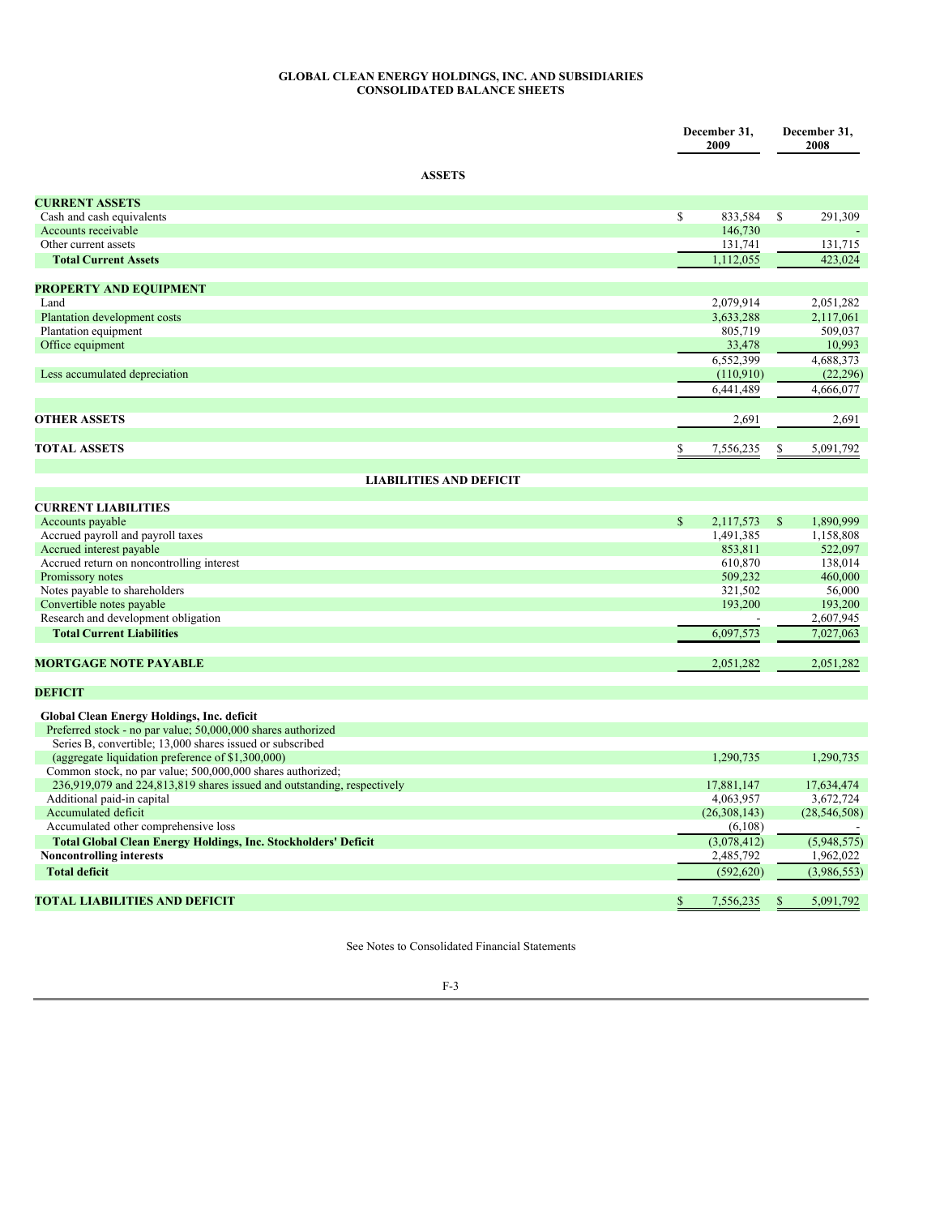# GLOBAL CLEAN ENERGY HOLDINGS, INC. AND SUBSIDIARIES
## CONSOLIDATED BALANCE SHEETS

| | December 31, 2009 | December 31, 2008 |
|---|---|---|
| **ASSETS** | | |
| **CURRENT ASSETS** | | |
| Cash and cash equivalents | $ 833,584 | $ 291,309 |
| Accounts receivable | 146,730 | - |
| Other current assets | 131,741 | 131,715 |
| **Total Current Assets** | 1,112,055 | 423,024 |
| **PROPERTY AND EQUIPMENT** | | |
| Land | 2,079,914 | 2,051,282 |
| Plantation development costs | 3,633,288 | 2,117,061 |
| Plantation equipment | 805,719 | 509,037 |
| Office equipment | 33,478 | 10,993 |
| | 6,552,399 | 4,688,373 |
| Less accumulated depreciation | (110,910) | (22,296) |
| | 6,441,489 | 4,666,077 |
| **OTHER ASSETS** | 2,691 | 2,691 |
| **TOTAL ASSETS** | $ 7,556,235 | $ 5,091,792 |
| **LIABILITIES AND DEFICIT** | | |
| **CURRENT LIABILITIES** | | |
| Accounts payable | $ 2,117,573 | $ 1,890,999 |
| Accrued payroll and payroll taxes | 1,491,385 | 1,158,808 |
| Accrued interest payable | 853,811 | 522,097 |
| Accrued return on noncontrolling interest | 610,870 | 138,014 |
| Promissory notes | 509,232 | 460,000 |
| Notes payable to shareholders | 321,502 | 56,000 |
| Convertible notes payable | 193,200 | 193,200 |
| Research and development obligation | - | 2,607,945 |
| **Total Current Liabilities** | 6,097,573 | 7,027,063 |
| **MORTGAGE NOTE PAYABLE** | 2,051,282 | 2,051,282 |
| **DEFICIT** | | |
| **Global Clean Energy Holdings, Inc. deficit** | | |
| Preferred stock - no par value; 50,000,000 shares authorized | | |
| Series B, convertible; 13,000 shares issued or subscribed (aggregate liquidation preference of $1,300,000) | 1,290,735 | 1,290,735 |
| Common stock, no par value; 500,000,000 shares authorized; 236,919,079 and 224,813,819 shares issued and outstanding, respectively | 17,881,147 | 17,634,474 |
| Additional paid-in capital | 4,063,957 | 3,672,724 |
| Accumulated deficit | (26,308,143) | (28,546,508) |
| Accumulated other comprehensive loss | (6,108) | - |
| **Total Global Clean Energy Holdings, Inc. Stockholders' Deficit** | (3,078,412) | (5,948,575) |
| **Noncontrolling interests** | 2,485,792 | 1,962,022 |
| **Total deficit** | (592,620) | (3,986,553) |
| **TOTAL LIABILITIES AND DEFICIT** | $ 7,556,235 | $ 5,091,792 |

See Notes to Consolidated Financial Statements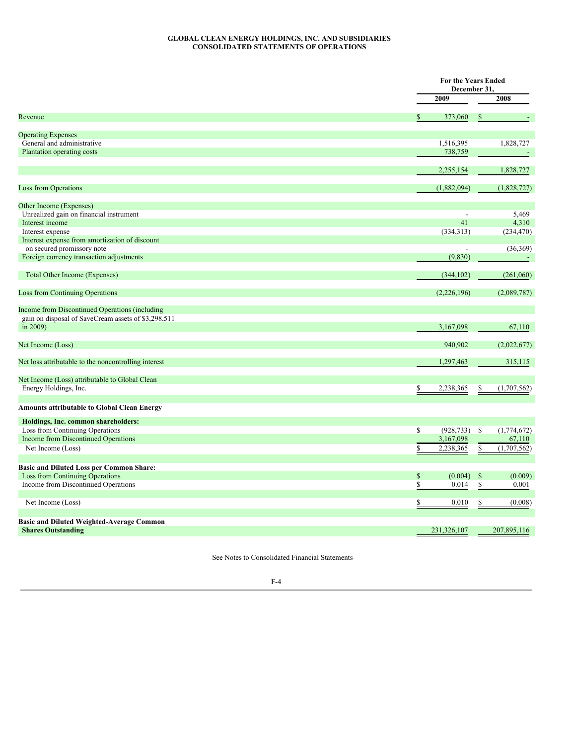**GLOBAL CLEAN ENERGY HOLDINGS, INC. AND SUBSIDIARIES**
**CONSOLIDATED STATEMENTS OF OPERATIONS**

| | For the Years Ended December 31, | |
|---|---|---|
| | 2009 | 2008 |
| Revenue | $ 373,060 | $ - |
| Operating Expenses | | |
| General and administrative | 1,516,395 | 1,828,727 |
| Plantation operating costs | 738,759 | - |
| | 2,255,154 | 1,828,727 |
| Loss from Operations | (1,882,094) | (1,828,727) |
| Other Income (Expenses) | | |
| Unrealized gain on financial instrument | - | 5,469 |
| Interest income | 41 | 4,310 |
| Interest expense | (334,313) | (234,470) |
| Interest expense from amortization of discount on secured promissory note | - | (36,369) |
| Foreign currency transaction adjustments | (9,830) | - |
| Total Other Income (Expenses) | (344,102) | (261,060) |
| Loss from Continuing Operations | (2,226,196) | (2,089,787) |
| Income from Discontinued Operations (including gain on disposal of SaveCream assets of $3,298,511 in 2009) | 3,167,098 | 67,110 |
| Net Income (Loss) | 940,902 | (2,022,677) |
| Net loss attributable to the noncontrolling interest | 1,297,463 | 315,115 |
| Net Income (Loss) attributable to Global Clean Energy Holdings, Inc. | $ 2,238,365 | $ (1,707,562) |
| **Amounts attributable to Global Clean Energy Holdings, Inc. common shareholders:** | | |
| Loss from Continuing Operations | $ (928,733) | $ (1,774,672) |
| Income from Discontinued Operations | 3,167,098 | 67,110 |
| Net Income (Loss) | $ 2,238,365 | $ (1,707,562) |
| **Basic and Diluted Loss per Common Share:** | | |
| Loss from Continuing Operations | $ (0.004) | $ (0.009) |
| Income from Discontinued Operations | $ 0.014 | $ 0.001 |
| Net Income (Loss) | $ 0.010 | $ (0.008) |
| **Basic and Diluted Weighted-Average Common Shares Outstanding** | 231,326,107 | 207,895,116 |

See Notes to Consolidated Financial Statements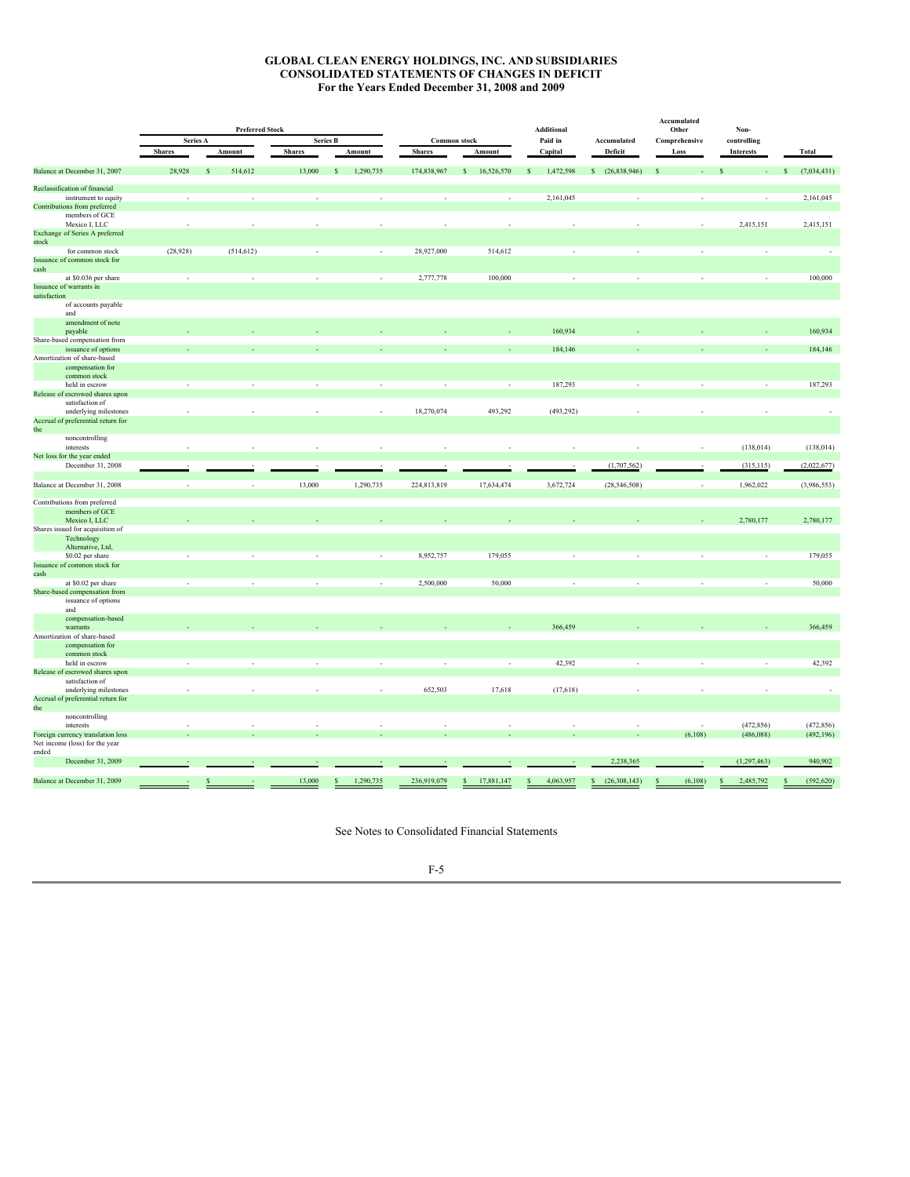# GLOBAL CLEAN ENERGY HOLDINGS, INC. AND SUBSIDIARIES
## CONSOLIDATED STATEMENTS OF CHANGES IN DEFICIT
### For the Years Ended December 31, 2008 and 2009

| | Preferred Stock | | | | Common stock | | Additional | | Accumulated Other | Non- | |
|---|---|---|---|---|---|---|---|---|---|---|---|
| | Series A | | Series B | | | | Paid in | Accumulated | Comprehensive | controlling | |
| | Shares | Amount | Shares | Amount | Shares | Amount | Capital | Deficit | Loss | Interests | Total |
| Balance at December 31, 2007 | 28,928 | $ 514,612 | 13,000 | $ 1,290,735 | 174,838,967 | $ 16,526,570 | $ 1,472,598 | $ (26,838,946) | $ - | $ - | $ (7,034,431) |
| Reclassification of financial instrument to equity | - | - | - | - | - | - | 2,161,045 | - | - | - | 2,161,045 |
| Contributions from preferred members of GCE Mexico I, LLC | - | - | - | - | - | - | - | - | - | 2,415,151 | 2,415,151 |
| Exchange of Series A preferred stock for common stock | (28,928) | (514,612) | - | - | 28,927,000 | 514,612 | - | - | - | - | - |
| Issuance of common stock for cash at $0.036 per share | - | - | - | - | 2,777,778 | 100,000 | - | - | - | - | 100,000 |
| Issuance of warrants in satisfaction of accounts payable and amendment of note payable | - | - | - | - | - | - | 160,934 | - | - | - | 160,934 |
| Share-based compensation from issuance of options | - | - | - | - | - | - | 184,146 | - | - | - | 184,146 |
| Amortization of share-based compensation for common stock held in escrow | - | - | - | - | - | - | 187,293 | - | - | - | 187,293 |
| Release of escrowed shares upon satisfaction of underlying milestones | - | - | - | - | 18,270,074 | 493,292 | (493,292) | - | - | - | - |
| Accrual of preferential return for the noncontrolling interests | - | - | - | - | - | - | - | - | - | (138,014) | (138,014) |
| Net loss for the year ended December 31, 2008 | - | - | - | - | - | - | - | (1,707,562) | - | (315,115) | (2,022,677) |
| Balance at December 31, 2008 | - | - | 13,000 | 1,290,735 | 224,813,819 | 17,634,474 | 3,672,724 | (28,546,508) | - | 1,962,022 | (3,986,553) |
| Contributions from preferred members of GCE Mexico I, LLC | - | - | - | - | - | - | - | - | - | 2,780,177 | 2,780,177 |
| Shares issued for acquisition of Technology Alternative, Ltd, $0.02 per share | - | - | - | - | 8,952,757 | 179,055 | - | - | - | - | 179,055 |
| Issuance of common stock for cash at $0.02 per share | - | - | - | - | 2,500,000 | 50,000 | - | - | - | - | 50,000 |
| Share-based compensation from issuance of options and compensation-based warrants | - | - | - | - | - | - | 366,459 | - | - | - | 366,459 |
| Amortization of share-based compensation for common stock held in escrow | - | - | - | - | - | - | 42,392 | - | - | - | 42,392 |
| Release of escrowed shares upon satisfaction of underlying milestones | - | - | - | - | 652,503 | 17,618 | (17,618) | - | - | - | - |
| Accrual of preferential return for the noncontrolling interests | - | - | - | - | - | - | - | - | - | (472,856) | (472,856) |
| Foreign currency translation loss | - | - | - | - | - | - | - | - | (6,108) | (486,088) | (492,196) |
| Net income (loss) for the year ended December 31, 2009 | - | - | - | - | - | - | - | 2,238,365 | - | (1,297,463) | 940,902 |
| Balance at December 31, 2009 | - | $ - | 13,000 | $ 1,290,735 | 236,919,079 | $ 17,881,147 | $ 4,063,957 | $ (26,308,143) | $ (6,108) | $ 2,485,792 | $ (592,620) |

See Notes to Consolidated Financial Statements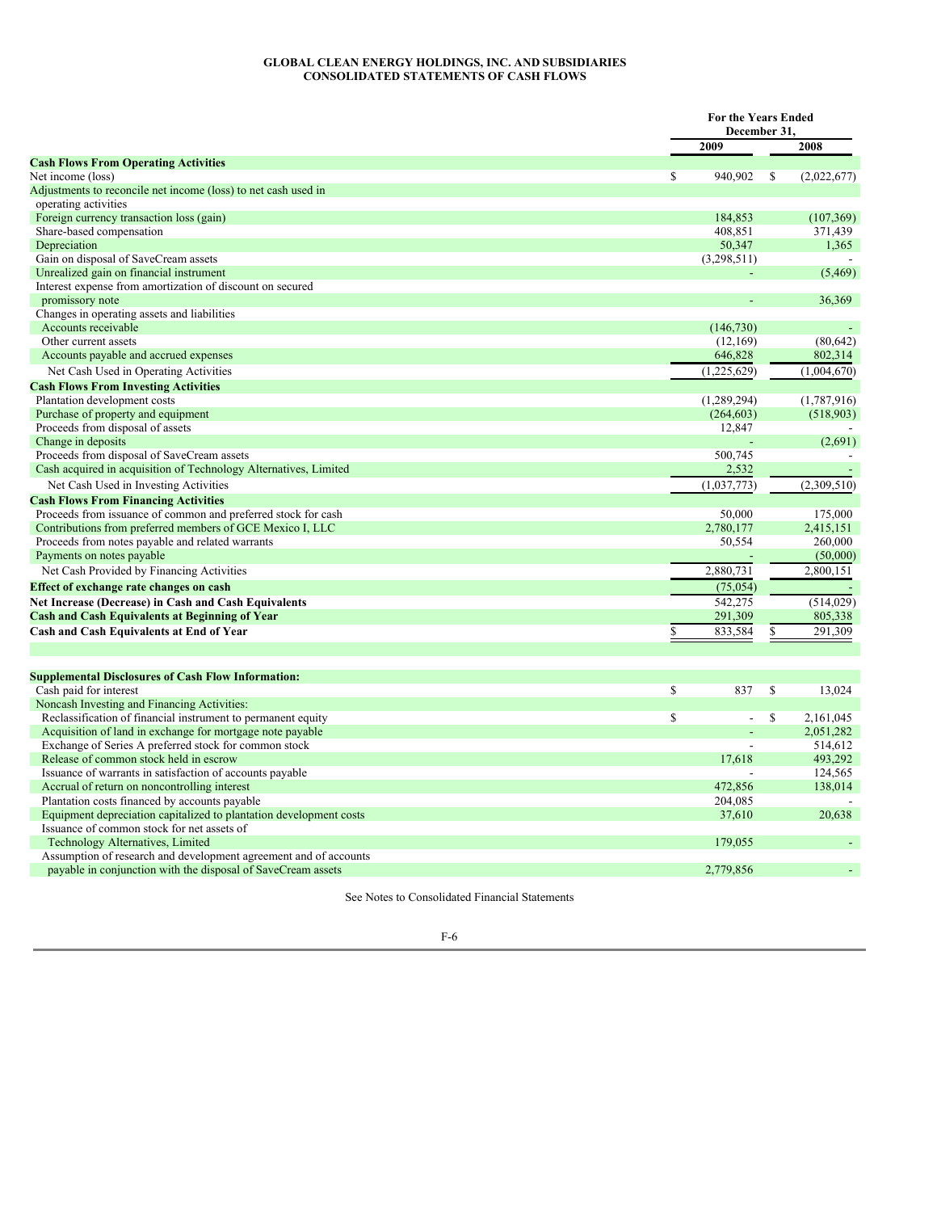# GLOBAL CLEAN ENERGY HOLDINGS, INC. AND SUBSIDIARIES
## CONSOLIDATED STATEMENTS OF CASH FLOWS

| | For the Years Ended December 31, | |
|---|---|---|
| | 2009 | 2008 |
| **Cash Flows From Operating Activities** | | |
| Net income (loss) | $ 940,902 | $ (2,022,677) |
| Adjustments to reconcile net income (loss) to net cash used in operating activities | | |
| Foreign currency transaction loss (gain) | 184,853 | (107,369) |
| Share-based compensation | 408,851 | 371,439 |
| Depreciation | 50,347 | 1,365 |
| Gain on disposal of SaveCream assets | (3,298,511) | - |
| Unrealized gain on financial instrument | - | (5,469) |
| Interest expense from amortization of discount on secured promissory note | - | 36,369 |
| Changes in operating assets and liabilities | | |
| Accounts receivable | (146,730) | - |
| Other current assets | (12,169) | (80,642) |
| Accounts payable and accrued expenses | 646,828 | 802,314 |
| Net Cash Used in Operating Activities | (1,225,629) | (1,004,670) |
| **Cash Flows From Investing Activities** | | |
| Plantation development costs | (1,289,294) | (1,787,916) |
| Purchase of property and equipment | (264,603) | (518,903) |
| Proceeds from disposal of assets | 12,847 | - |
| Change in deposits | - | (2,691) |
| Proceeds from disposal of SaveCream assets | 500,745 | - |
| Cash acquired in acquisition of Technology Alternatives, Limited | 2,532 | - |
| Net Cash Used in Investing Activities | (1,037,773) | (2,309,510) |
| **Cash Flows From Financing Activities** | | |
| Proceeds from issuance of common and preferred stock for cash | 50,000 | 175,000 |
| Contributions from preferred members of GCE Mexico I, LLC | 2,780,177 | 2,415,151 |
| Proceeds from notes payable and related warrants | 50,554 | 260,000 |
| Payments on notes payable | - | (50,000) |
| Net Cash Provided by Financing Activities | 2,880,731 | 2,800,151 |
| **Effect of exchange rate changes on cash** | (75,054) | - |
| **Net Increase (Decrease) in Cash and Cash Equivalents** | 542,275 | (514,029) |
| **Cash and Cash Equivalents at Beginning of Year** | 291,309 | 805,338 |
| **Cash and Cash Equivalents at End of Year** | $ 833,584 | $ 291,309 |
| | | |
| **Supplemental Disclosures of Cash Flow Information:** | | |
| Cash paid for interest | $ 837 | $ 13,024 |
| Noncash Investing and Financing Activities: | | |
| Reclassification of financial instrument to permanent equity | $ - | $ 2,161,045 |
| Acquisition of land in exchange for mortgage note payable | - | 2,051,282 |
| Exchange of Series A preferred stock for common stock | - | 514,612 |
| Release of common stock held in escrow | 17,618 | 493,292 |
| Issuance of warrants in satisfaction of accounts payable | - | 124,565 |
| Accrual of return on noncontrolling interest | 472,856 | 138,014 |
| Plantation costs financed by accounts payable | 204,085 | - |
| Equipment depreciation capitalized to plantation development costs | 37,610 | 20,638 |
| Issuance of common stock for net assets of Technology Alternatives, Limited | 179,055 | - |
| Assumption of research and development agreement and of accounts payable in conjunction with the disposal of SaveCream assets | 2,779,856 | - |

See Notes to Consolidated Financial Statements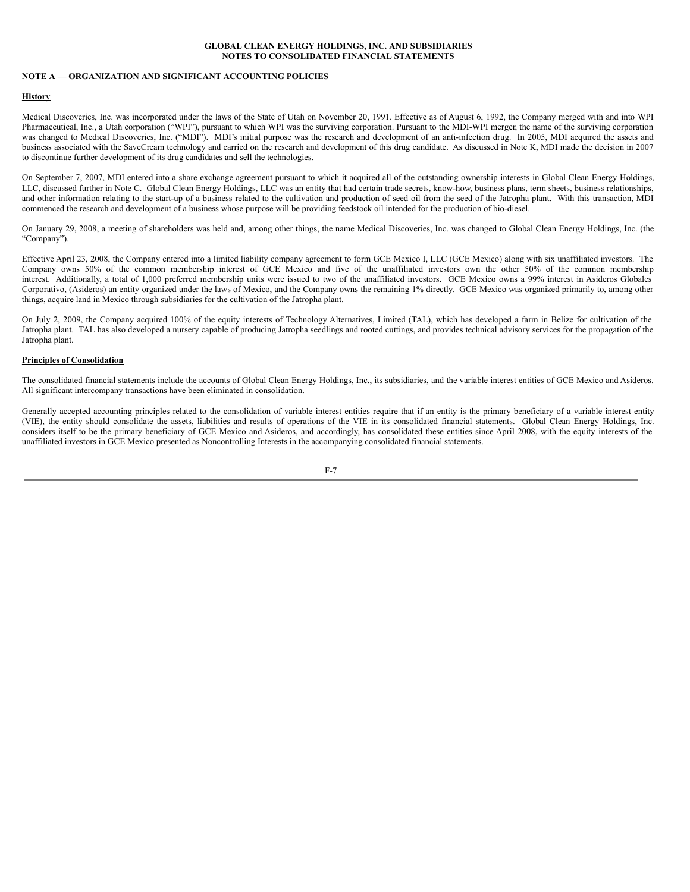# GLOBAL CLEAN ENERGY HOLDINGS, INC. AND SUBSIDIARIES
## NOTES TO CONSOLIDATED FINANCIAL STATEMENTS

### NOTE A — ORGANIZATION AND SIGNIFICANT ACCOUNTING POLICIES

**History**

Medical Discoveries, Inc. was incorporated under the laws of the State of Utah on November 20, 1991. Effective as of August 6, 1992, the Company merged with and into WPI Pharmaceutical, Inc., a Utah corporation ("WPI"), pursuant to which WPI was the surviving corporation. Pursuant to the MDI-WPI merger, the name of the surviving corporation was changed to Medical Discoveries, Inc. ("MDI"). MDI's initial purpose was the research and development of an anti-infection drug. In 2005, MDI acquired the assets and business associated with the SaveCream technology and carried on the research and development of this drug candidate. As discussed in Note K, MDI made the decision in 2007 to discontinue further development of its drug candidates and sell the technologies.

On September 7, 2007, MDI entered into a share exchange agreement pursuant to which it acquired all of the outstanding ownership interests in Global Clean Energy Holdings, LLC, discussed further in Note C. Global Clean Energy Holdings, LLC was an entity that had certain trade secrets, know-how, business plans, term sheets, business relationships, and other information relating to the start-up of a business related to the cultivation and production of seed oil from the seed of the Jatropha plant. With this transaction, MDI commenced the research and development of a business whose purpose will be providing feedstock oil intended for the production of bio-diesel.

On January 29, 2008, a meeting of shareholders was held and, among other things, the name Medical Discoveries, Inc. was changed to Global Clean Energy Holdings, Inc. (the "Company").

Effective April 23, 2008, the Company entered into a limited liability company agreement to form GCE Mexico I, LLC (GCE Mexico) along with six unaffiliated investors. The Company owns 50% of the common membership interest of GCE Mexico and five of the unaffiliated investors own the other 50% of the common membership interest. Additionally, a total of 1,000 preferred membership units were issued to two of the unaffiliated investors. GCE Mexico owns a 99% interest in Asideros Globales Corporativo, (Asideros) an entity organized under the laws of Mexico, and the Company owns the remaining 1% directly. GCE Mexico was organized primarily to, among other things, acquire land in Mexico through subsidiaries for the cultivation of the Jatropha plant.

On July 2, 2009, the Company acquired 100% of the equity interests of Technology Alternatives, Limited (TAL), which has developed a farm in Belize for cultivation of the Jatropha plant. TAL has also developed a nursery capable of producing Jatropha seedlings and rooted cuttings, and provides technical advisory services for the propagation of the Jatropha plant.

**Principles of Consolidation**

The consolidated financial statements include the accounts of Global Clean Energy Holdings, Inc., its subsidiaries, and the variable interest entities of GCE Mexico and Asideros. All significant intercompany transactions have been eliminated in consolidation.

Generally accepted accounting principles related to the consolidation of variable interest entities require that if an entity is the primary beneficiary of a variable interest entity (VIE), the entity should consolidate the assets, liabilities and results of operations of the VIE in its consolidated financial statements. Global Clean Energy Holdings, Inc. considers itself to be the primary beneficiary of GCE Mexico and Asideros, and accordingly, has consolidated these entities since April 2008, with the equity interests of the unaffiliated investors in GCE Mexico presented as Noncontrolling Interests in the accompanying consolidated financial statements.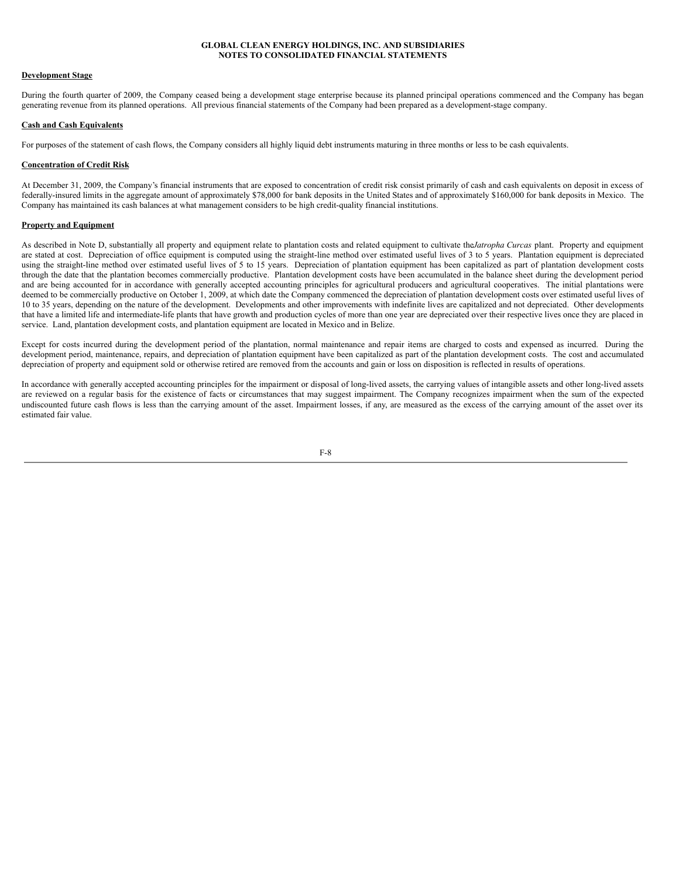**Development Stage**

During the fourth quarter of 2009, the Company ceased being a development stage enterprise because its planned principal operations commenced and the Company has began generating revenue from its planned operations. All previous financial statements of the Company had been prepared as a development-stage company.

**Cash and Cash Equivalents**

For purposes of the statement of cash flows, the Company considers all highly liquid debt instruments maturing in three months or less to be cash equivalents.

**Concentration of Credit Risk**

At December 31, 2009, the Company's financial instruments that are exposed to concentration of credit risk consist primarily of cash and cash equivalents on deposit in excess of federally-insured limits in the aggregate amount of approximately $78,000 for bank deposits in the United States and of approximately $160,000 for bank deposits in Mexico. The Company has maintained its cash balances at what management considers to be high credit-quality financial institutions.

**Property and Equipment**

As described in Note D, substantially all property and equipment relate to plantation costs and related equipment to cultivate the*Jatropha Curcas* plant. Property and equipment are stated at cost. Depreciation of office equipment is computed using the straight-line method over estimated useful lives of 3 to 5 years. Plantation equipment is depreciated using the straight-line method over estimated useful lives of 5 to 15 years. Depreciation of plantation equipment has been capitalized as part of plantation development costs through the date that the plantation becomes commercially productive. Plantation development costs have been accumulated in the balance sheet during the development period and are being accounted for in accordance with generally accepted accounting principles for agricultural producers and agricultural cooperatives. The initial plantations were deemed to be commercially productive on October 1, 2009, at which date the Company commenced the depreciation of plantation development costs over estimated useful lives of 10 to 35 years, depending on the nature of the development. Developments and other improvements with indefinite lives are capitalized and not depreciated. Other developments that have a limited life and intermediate-life plants that have growth and production cycles of more than one year are depreciated over their respective lives once they are placed in service. Land, plantation development costs, and plantation equipment are located in Mexico and in Belize.

Except for costs incurred during the development period of the plantation, normal maintenance and repair items are charged to costs and expensed as incurred. During the development period, maintenance, repairs, and depreciation of plantation equipment have been capitalized as part of the plantation development costs. The cost and accumulated depreciation of property and equipment sold or otherwise retired are removed from the accounts and gain or loss on disposition is reflected in results of operations.

In accordance with generally accepted accounting principles for the impairment or disposal of long-lived assets, the carrying values of intangible assets and other long-lived assets are reviewed on a regular basis for the existence of facts or circumstances that may suggest impairment. The Company recognizes impairment when the sum of the expected undiscounted future cash flows is less than the carrying amount of the asset. Impairment losses, if any, are measured as the excess of the carrying amount of the asset over its estimated fair value.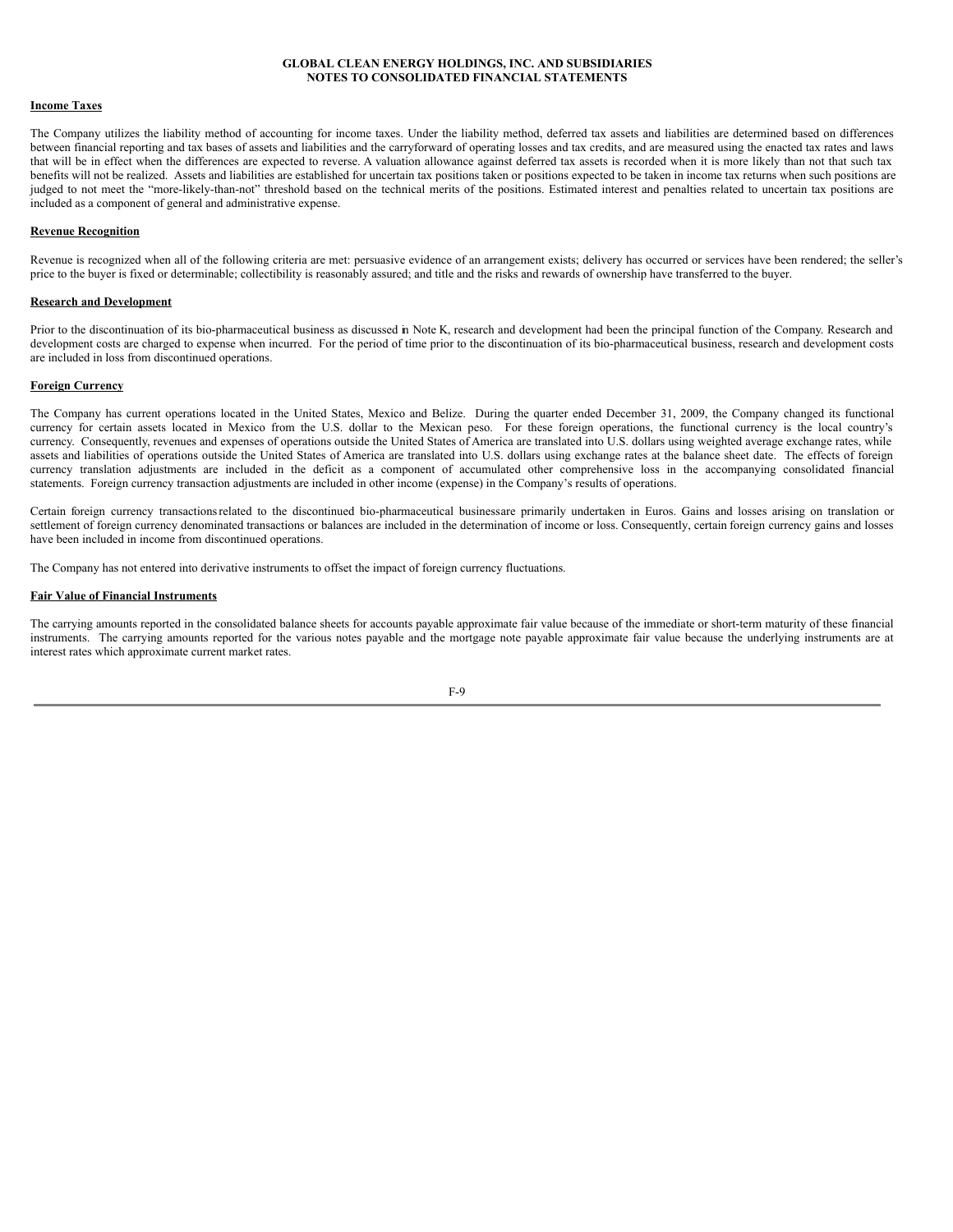**GLOBAL CLEAN ENERGY HOLDINGS, INC. AND SUBSIDIARIES**
**NOTES TO CONSOLIDATED FINANCIAL STATEMENTS**

**Income Taxes**

The Company utilizes the liability method of accounting for income taxes. Under the liability method, deferred tax assets and liabilities are determined based on differences between financial reporting and tax bases of assets and liabilities and the carryforward of operating losses and tax credits, and are measured using the enacted tax rates and laws that will be in effect when the differences are expected to reverse. A valuation allowance against deferred tax assets is recorded when it is more likely than not that such tax benefits will not be realized. Assets and liabilities are established for uncertain tax positions taken or positions expected to be taken in income tax returns when such positions are judged to not meet the "more-likely-than-not" threshold based on the technical merits of the positions. Estimated interest and penalties related to uncertain tax positions are included as a component of general and administrative expense.

**Revenue Recognition**

Revenue is recognized when all of the following criteria are met: persuasive evidence of an arrangement exists; delivery has occurred or services have been rendered; the seller's price to the buyer is fixed or determinable; collectibility is reasonably assured; and title and the risks and rewards of ownership have transferred to the buyer.

**Research and Development**

Prior to the discontinuation of its bio-pharmaceutical business as discussed in Note K, research and development had been the principal function of the Company. Research and development costs are charged to expense when incurred. For the period of time prior to the discontinuation of its bio-pharmaceutical business, research and development costs are included in loss from discontinued operations.

**Foreign Currency**

The Company has current operations located in the United States, Mexico and Belize. During the quarter ended December 31, 2009, the Company changed its functional currency for certain assets located in Mexico from the U.S. dollar to the Mexican peso. For these foreign operations, the functional currency is the local country's currency. Consequently, revenues and expenses of operations outside the United States of America are translated into U.S. dollars using weighted average exchange rates, while assets and liabilities of operations outside the United States of America are translated into U.S. dollars using exchange rates at the balance sheet date. The effects of foreign currency translation adjustments are included in the deficit as a component of accumulated other comprehensive loss in the accompanying consolidated financial statements. Foreign currency transaction adjustments are included in other income (expense) in the Company's results of operations.

Certain foreign currency transactions related to the discontinued bio-pharmaceutical businessare primarily undertaken in Euros. Gains and losses arising on translation or settlement of foreign currency denominated transactions or balances are included in the determination of income or loss. Consequently, certain foreign currency gains and losses have been included in income from discontinued operations.

The Company has not entered into derivative instruments to offset the impact of foreign currency fluctuations.

**Fair Value of Financial Instruments**

The carrying amounts reported in the consolidated balance sheets for accounts payable approximate fair value because of the immediate or short-term maturity of these financial instruments. The carrying amounts reported for the various notes payable and the mortgage note payable approximate fair value because the underlying instruments are at interest rates which approximate current market rates.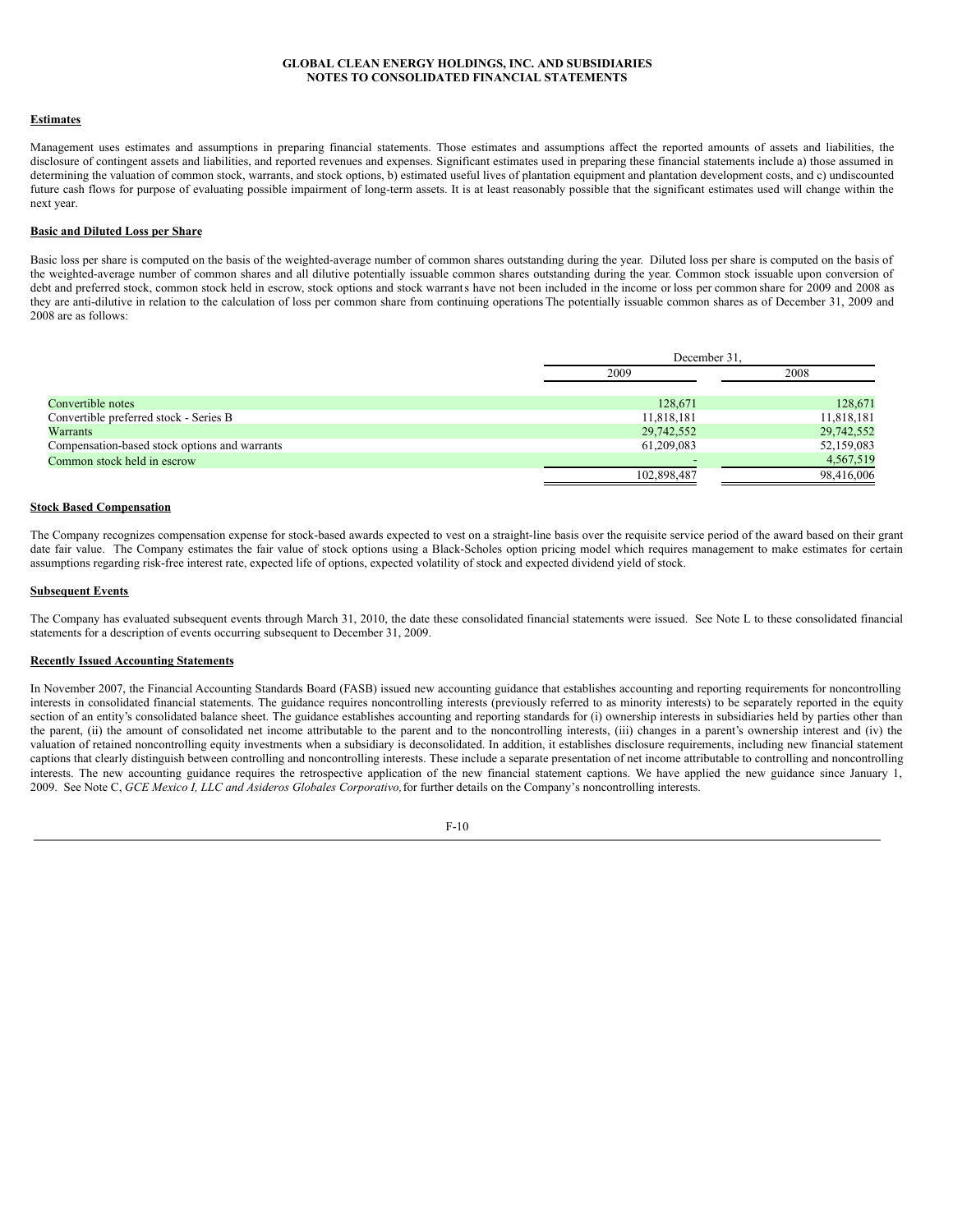**Estimates**

Management uses estimates and assumptions in preparing financial statements. Those estimates and assumptions affect the reported amounts of assets and liabilities, the disclosure of contingent assets and liabilities, and reported revenues and expenses. Significant estimates used in preparing these financial statements include a) those assumed in determining the valuation of common stock, warrants, and stock options, b) estimated useful lives of plantation equipment and plantation development costs, and c) undiscounted future cash flows for purpose of evaluating possible impairment of long-term assets. It is at least reasonably possible that the significant estimates used will change within the next year.

**Basic and Diluted Loss per Share**

Basic loss per share is computed on the basis of the weighted-average number of common shares outstanding during the year. Diluted loss per share is computed on the basis of the weighted-average number of common shares and all dilutive potentially issuable common shares outstanding during the year. Common stock issuable upon conversion of debt and preferred stock, common stock held in escrow, stock options and stock warrants have not been included in the income or loss per common share for 2009 and 2008 as they are anti-dilutive in relation to the calculation of loss per common share from continuing operations The potentially issuable common shares as of December 31, 2009 and 2008 are as follows:

| | December 31, | |
|---|---|---|
| | 2009 | 2008 |
| Convertible notes | 128,671 | 128,671 |
| Convertible preferred stock - Series B | 11,818,181 | 11,818,181 |
| Warrants | 29,742,552 | 29,742,552 |
| Compensation-based stock options and warrants | 61,209,083 | 52,159,083 |
| Common stock held in escrow | - | 4,567,519 |
| | 102,898,487 | 98,416,006 |

**Stock Based Compensation**

The Company recognizes compensation expense for stock-based awards expected to vest on a straight-line basis over the requisite service period of the award based on their grant date fair value. The Company estimates the fair value of stock options using a Black-Scholes option pricing model which requires management to make estimates for certain assumptions regarding risk-free interest rate, expected life of options, expected volatility of stock and expected dividend yield of stock.

**Subsequent Events**

The Company has evaluated subsequent events through March 31, 2010, the date these consolidated financial statements were issued. See Note L to these consolidated financial statements for a description of events occurring subsequent to December 31, 2009.

**Recently Issued Accounting Statements**

In November 2007, the Financial Accounting Standards Board (FASB) issued new accounting guidance that establishes accounting and reporting requirements for noncontrolling interests in consolidated financial statements. The guidance requires noncontrolling interests (previously referred to as minority interests) to be separately reported in the equity section of an entity's consolidated balance sheet. The guidance establishes accounting and reporting standards for (i) ownership interests in subsidiaries held by parties other than the parent, (ii) the amount of consolidated net income attributable to the parent and to the noncontrolling interests, (iii) changes in a parent's ownership interest and (iv) the valuation of retained noncontrolling equity investments when a subsidiary is deconsolidated. In addition, it establishes disclosure requirements, including new financial statement captions that clearly distinguish between controlling and noncontrolling interests. These include a separate presentation of net income attributable to controlling and noncontrolling interests. The new accounting guidance requires the retrospective application of the new financial statement captions. We have applied the new guidance since January 1, 2009. See Note C, *GCE Mexico I, LLC and Asideros Globales Corporativo,* for further details on the Company's noncontrolling interests.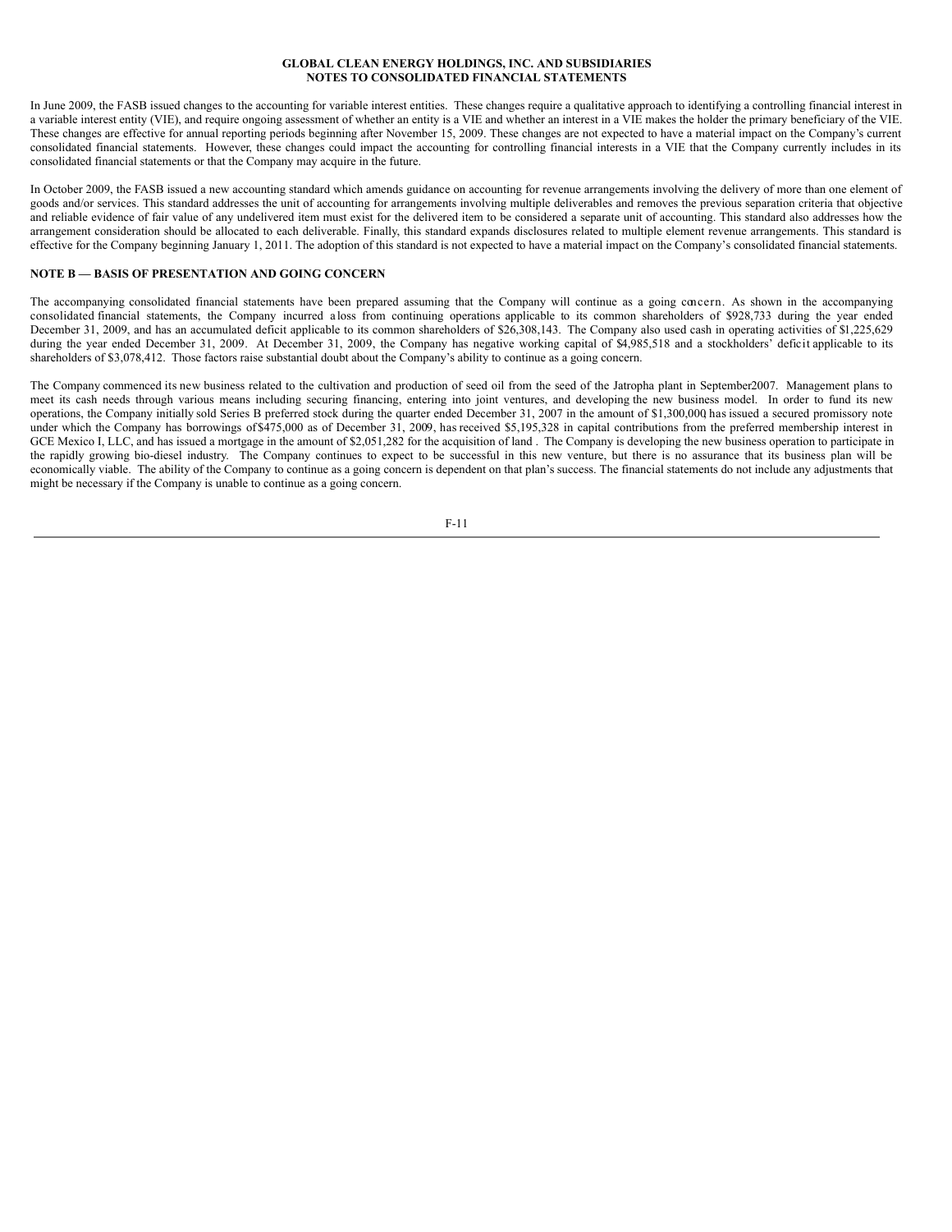In June 2009, the FASB issued changes to the accounting for variable interest entities. These changes require a qualitative approach to identifying a controlling financial interest in a variable interest entity (VIE), and require ongoing assessment of whether an entity is a VIE and whether an interest in a VIE makes the holder the primary beneficiary of the VIE. These changes are effective for annual reporting periods beginning after November 15, 2009. These changes are not expected to have a material impact on the Company's current consolidated financial statements. However, these changes could impact the accounting for controlling financial interests in a VIE that the Company currently includes in its consolidated financial statements or that the Company may acquire in the future.

In October 2009, the FASB issued a new accounting standard which amends guidance on accounting for revenue arrangements involving the delivery of more than one element of goods and/or services. This standard addresses the unit of accounting for arrangements involving multiple deliverables and removes the previous separation criteria that objective and reliable evidence of fair value of any undelivered item must exist for the delivered item to be considered a separate unit of accounting. This standard also addresses how the arrangement consideration should be allocated to each deliverable. Finally, this standard expands disclosures related to multiple element revenue arrangements. This standard is effective for the Company beginning January 1, 2011. The adoption of this standard is not expected to have a material impact on the Company's consolidated financial statements.

## NOTE B — BASIS OF PRESENTATION AND GOING CONCERN

The accompanying consolidated financial statements have been prepared assuming that the Company will continue as a going concern. As shown in the accompanying consolidated financial statements, the Company incurred a loss from continuing operations applicable to its common shareholders of $928,733 during the year ended December 31, 2009, and has an accumulated deficit applicable to its common shareholders of $26,308,143. The Company also used cash in operating activities of $1,225,629 during the year ended December 31, 2009. At December 31, 2009, the Company has negative working capital of $4,985,518 and a stockholders' deficit applicable to its shareholders of $3,078,412. Those factors raise substantial doubt about the Company's ability to continue as a going concern.

The Company commenced its new business related to the cultivation and production of seed oil from the seed of the Jatropha plant in September 2007. Management plans to meet its cash needs through various means including securing financing, entering into joint ventures, and developing the new business model. In order to fund its new operations, the Company initially sold Series B preferred stock during the quarter ended December 31, 2007 in the amount of $1,300,000, has issued a secured promissory note under which the Company has borrowings of $475,000 as of December 31, 2009, has received $5,195,328 in capital contributions from the preferred membership interest in GCE Mexico I, LLC, and has issued a mortgage in the amount of $2,051,282 for the acquisition of land. The Company is developing the new business operation to participate in the rapidly growing bio-diesel industry. The Company continues to expect to be successful in this new venture, but there is no assurance that its business plan will be economically viable. The ability of the Company to continue as a going concern is dependent on that plan's success. The financial statements do not include any adjustments that might be necessary if the Company is unable to continue as a going concern.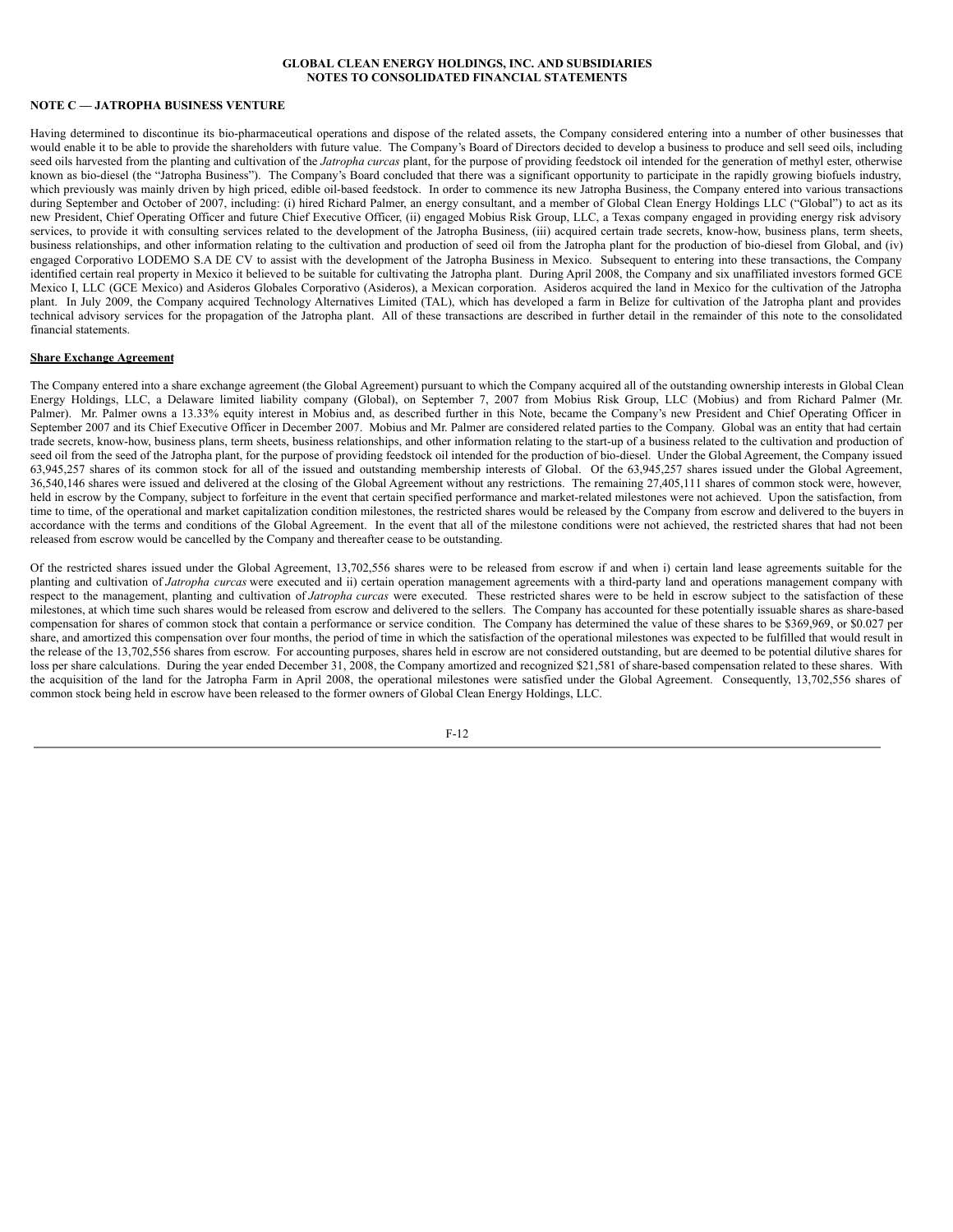## NOTE C — JATROPHA BUSINESS VENTURE

Having determined to discontinue its bio-pharmaceutical operations and dispose of the related assets, the Company considered entering into a number of other businesses that would enable it to be able to provide the shareholders with future value. The Company's Board of Directors decided to develop a business to produce and sell seed oils, including seed oils harvested from the planting and cultivation of the *Jatropha curcas* plant, for the purpose of providing feedstock oil intended for the generation of methyl ester, otherwise known as bio-diesel (the "Jatropha Business"). The Company's Board concluded that there was a significant opportunity to participate in the rapidly growing biofuels industry, which previously was mainly driven by high priced, edible oil-based feedstock. In order to commence its new Jatropha Business, the Company entered into various transactions during September and October of 2007, including: (i) hired Richard Palmer, an energy consultant, and a member of Global Clean Energy Holdings LLC ("Global") to act as its new President, Chief Operating Officer and future Chief Executive Officer, (ii) engaged Mobius Risk Group, LLC, a Texas company engaged in providing energy risk advisory services, to provide it with consulting services related to the development of the Jatropha Business, (iii) acquired certain trade secrets, know-how, business plans, term sheets, business relationships, and other information relating to the cultivation and production of seed oil from the Jatropha plant for the production of bio-diesel from Global, and (iv) engaged Corporativo LODEMO S.A DE CV to assist with the development of the Jatropha Business in Mexico. Subsequent to entering into these transactions, the Company identified certain real property in Mexico it believed to be suitable for cultivating the Jatropha plant. During April 2008, the Company and six unaffiliated investors formed GCE Mexico I, LLC (GCE Mexico) and Asideros Globales Corporativo (Asideros), a Mexican corporation. Asideros acquired the land in Mexico for the cultivation of the Jatropha plant. In July 2009, the Company acquired Technology Alternatives Limited (TAL), which has developed a farm in Belize for cultivation of the Jatropha plant and provides technical advisory services for the propagation of the Jatropha plant. All of these transactions are described in further detail in the remainder of this note to the consolidated financial statements.

**Share Exchange Agreement**

The Company entered into a share exchange agreement (the Global Agreement) pursuant to which the Company acquired all of the outstanding ownership interests in Global Clean Energy Holdings, LLC, a Delaware limited liability company (Global), on September 7, 2007 from Mobius Risk Group, LLC (Mobius) and from Richard Palmer (Mr. Palmer). Mr. Palmer owns a 13.33% equity interest in Mobius and, as described further in this Note, became the Company's new President and Chief Operating Officer in September 2007 and its Chief Executive Officer in December 2007. Mobius and Mr. Palmer are considered related parties to the Company. Global was an entity that had certain trade secrets, know-how, business plans, term sheets, business relationships, and other information relating to the start-up of a business related to the cultivation and production of seed oil from the seed of the Jatropha plant, for the purpose of providing feedstock oil intended for the production of bio-diesel. Under the Global Agreement, the Company issued 63,945,257 shares of its common stock for all of the issued and outstanding membership interests of Global. Of the 63,945,257 shares issued under the Global Agreement, 36,540,146 shares were issued and delivered at the closing of the Global Agreement without any restrictions. The remaining 27,405,111 shares of common stock were, however, held in escrow by the Company, subject to forfeiture in the event that certain specified performance and market-related milestones were not achieved. Upon the satisfaction, from time to time, of the operational and market capitalization condition milestones, the restricted shares would be released by the Company from escrow and delivered to the buyers in accordance with the terms and conditions of the Global Agreement. In the event that all of the milestone conditions were not achieved, the restricted shares that had not been released from escrow would be cancelled by the Company and thereafter cease to be outstanding.

Of the restricted shares issued under the Global Agreement, 13,702,556 shares were to be released from escrow if and when i) certain land lease agreements suitable for the planting and cultivation of *Jatropha curcas* were executed and ii) certain operation management agreements with a third-party land and operations management company with respect to the management, planting and cultivation of *Jatropha curcas* were executed. These restricted shares were to be held in escrow subject to the satisfaction of these milestones, at which time such shares would be released from escrow and delivered to the sellers. The Company has accounted for these potentially issuable shares as share-based compensation for shares of common stock that contain a performance or service condition. The Company has determined the value of these shares to be \$369,969, or \$0.027 per share, and amortized this compensation over four months, the period of time in which the satisfaction of the operational milestones was expected to be fulfilled that would result in the release of the 13,702,556 shares from escrow. For accounting purposes, shares held in escrow are not considered outstanding, but are deemed to be potential dilutive shares for loss per share calculations. During the year ended December 31, 2008, the Company amortized and recognized \$21,581 of share-based compensation related to these shares. With the acquisition of the land for the Jatropha Farm in April 2008, the operational milestones were satisfied under the Global Agreement. Consequently, 13,702,556 shares of common stock being held in escrow have been released to the former owners of Global Clean Energy Holdings, LLC.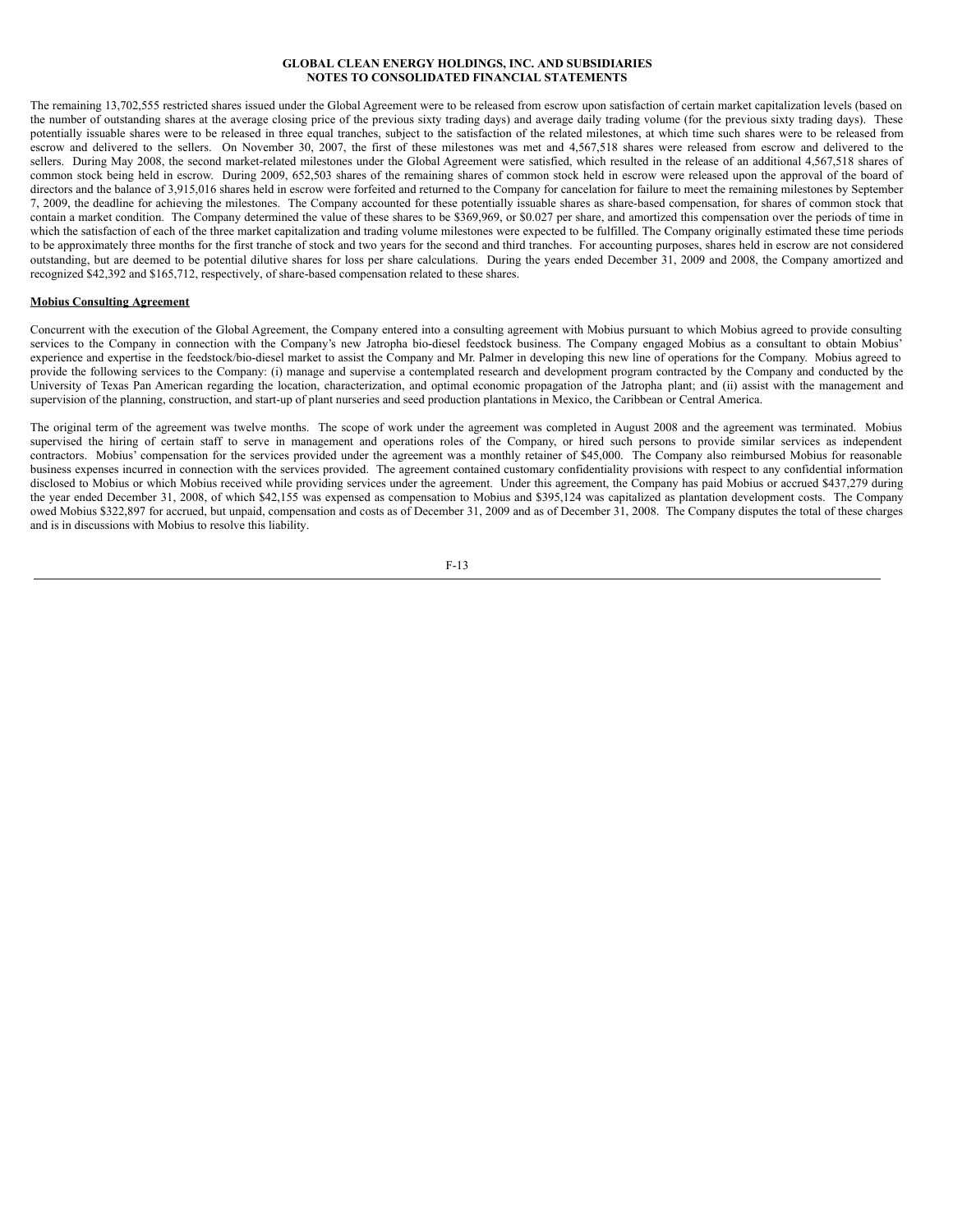The remaining 13,702,555 restricted shares issued under the Global Agreement were to be released from escrow upon satisfaction of certain market capitalization levels (based on the number of outstanding shares at the average closing price of the previous sixty trading days) and average daily trading volume (for the previous sixty trading days). These potentially issuable shares were to be released in three equal tranches, subject to the satisfaction of the related milestones, at which time such shares were to be released from escrow and delivered to the sellers. On November 30, 2007, the first of these milestones was met and 4,567,518 shares were released from escrow and delivered to the sellers. During May 2008, the second market-related milestones under the Global Agreement were satisfied, which resulted in the release of an additional 4,567,518 shares of common stock being held in escrow. During 2009, 652,503 shares of the remaining shares of common stock held in escrow were released upon the approval of the board of directors and the balance of 3,915,016 shares held in escrow were forfeited and returned to the Company for cancelation for failure to meet the remaining milestones by September 7, 2009, the deadline for achieving the milestones. The Company accounted for these potentially issuable shares as share-based compensation, for shares of common stock that contain a market condition. The Company determined the value of these shares to be $369,969, or $0.027 per share, and amortized this compensation over the periods of time in which the satisfaction of each of the three market capitalization and trading volume milestones were expected to be fulfilled. The Company originally estimated these time periods to be approximately three months for the first tranche of stock and two years for the second and third tranches. For accounting purposes, shares held in escrow are not considered outstanding, but are deemed to be potential dilutive shares for loss per share calculations. During the years ended December 31, 2009 and 2008, the Company amortized and recognized $42,392 and $165,712, respectively, of share-based compensation related to these shares.

**Mobius Consulting Agreement**

Concurrent with the execution of the Global Agreement, the Company entered into a consulting agreement with Mobius pursuant to which Mobius agreed to provide consulting services to the Company in connection with the Company's new Jatropha bio-diesel feedstock business. The Company engaged Mobius as a consultant to obtain Mobius' experience and expertise in the feedstock/bio-diesel market to assist the Company and Mr. Palmer in developing this new line of operations for the Company. Mobius agreed to provide the following services to the Company: (i) manage and supervise a contemplated research and development program contracted by the Company and conducted by the University of Texas Pan American regarding the location, characterization, and optimal economic propagation of the Jatropha plant; and (ii) assist with the management and supervision of the planning, construction, and start-up of plant nurseries and seed production plantations in Mexico, the Caribbean or Central America.

The original term of the agreement was twelve months. The scope of work under the agreement was completed in August 2008 and the agreement was terminated. Mobius supervised the hiring of certain staff to serve in management and operations roles of the Company, or hired such persons to provide similar services as independent contractors. Mobius' compensation for the services provided under the agreement was a monthly retainer of $45,000. The Company also reimbursed Mobius for reasonable business expenses incurred in connection with the services provided. The agreement contained customary confidentiality provisions with respect to any confidential information disclosed to Mobius or which Mobius received while providing services under the agreement. Under this agreement, the Company has paid Mobius or accrued $437,279 during the year ended December 31, 2008, of which $42,155 was expensed as compensation to Mobius and $395,124 was capitalized as plantation development costs. The Company owed Mobius $322,897 for accrued, but unpaid, compensation and costs as of December 31, 2009 and as of December 31, 2008. The Company disputes the total of these charges and is in discussions with Mobius to resolve this liability.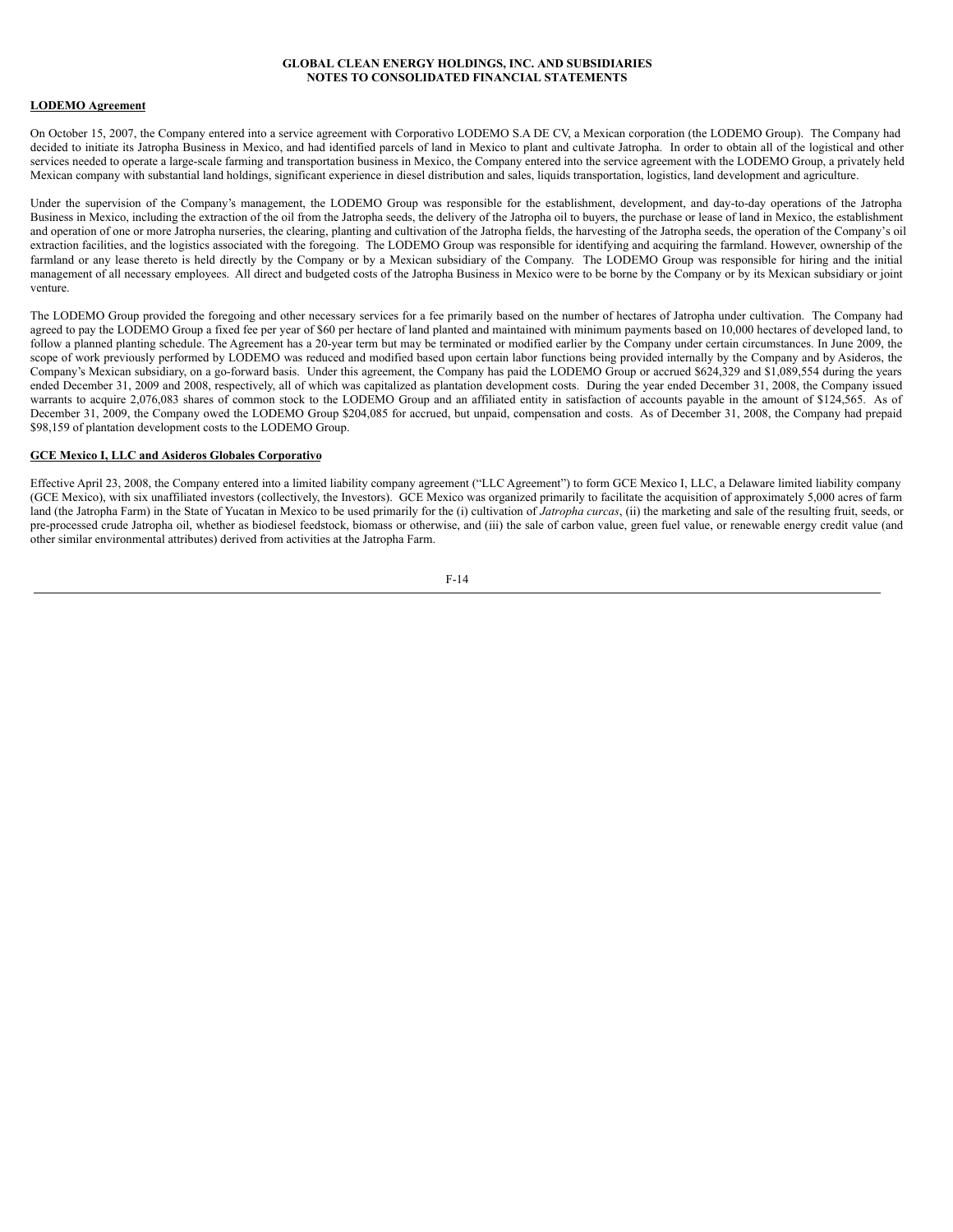**LODEMO Agreement**

On October 15, 2007, the Company entered into a service agreement with Corporativo LODEMO S.A DE CV, a Mexican corporation (the LODEMO Group). The Company had decided to initiate its Jatropha Business in Mexico, and had identified parcels of land in Mexico to plant and cultivate Jatropha. In order to obtain all of the logistical and other services needed to operate a large-scale farming and transportation business in Mexico, the Company entered into the service agreement with the LODEMO Group, a privately held Mexican company with substantial land holdings, significant experience in diesel distribution and sales, liquids transportation, logistics, land development and agriculture.

Under the supervision of the Company's management, the LODEMO Group was responsible for the establishment, development, and day-to-day operations of the Jatropha Business in Mexico, including the extraction of the oil from the Jatropha seeds, the delivery of the Jatropha oil to buyers, the purchase or lease of land in Mexico, the establishment and operation of one or more Jatropha nurseries, the clearing, planting and cultivation of the Jatropha fields, the harvesting of the Jatropha seeds, the operation of the Company's oil extraction facilities, and the logistics associated with the foregoing. The LODEMO Group was responsible for identifying and acquiring the farmland. However, ownership of the farmland or any lease thereto is held directly by the Company or by a Mexican subsidiary of the Company. The LODEMO Group was responsible for hiring and the initial management of all necessary employees. All direct and budgeted costs of the Jatropha Business in Mexico were to be borne by the Company or by its Mexican subsidiary or joint venture.

The LODEMO Group provided the foregoing and other necessary services for a fee primarily based on the number of hectares of Jatropha under cultivation. The Company had agreed to pay the LODEMO Group a fixed fee per year of $60 per hectare of land planted and maintained with minimum payments based on 10,000 hectares of developed land, to follow a planned planting schedule. The Agreement has a 20-year term but may be terminated or modified earlier by the Company under certain circumstances. In June 2009, the scope of work previously performed by LODEMO was reduced and modified based upon certain labor functions being provided internally by the Company and by Asideros, the Company's Mexican subsidiary, on a go-forward basis. Under this agreement, the Company has paid the LODEMO Group or accrued $624,329 and $1,089,554 during the years ended December 31, 2009 and 2008, respectively, all of which was capitalized as plantation development costs. During the year ended December 31, 2008, the Company issued warrants to acquire 2,076,083 shares of common stock to the LODEMO Group and an affiliated entity in satisfaction of accounts payable in the amount of $124,565. As of December 31, 2009, the Company owed the LODEMO Group $204,085 for accrued, but unpaid, compensation and costs. As of December 31, 2008, the Company had prepaid $98,159 of plantation development costs to the LODEMO Group.

**GCE Mexico I, LLC and Asideros Globales Corporativo**

Effective April 23, 2008, the Company entered into a limited liability company agreement ("LLC Agreement") to form GCE Mexico I, LLC, a Delaware limited liability company (GCE Mexico), with six unaffiliated investors (collectively, the Investors). GCE Mexico was organized primarily to facilitate the acquisition of approximately 5,000 acres of farm land (the Jatropha Farm) in the State of Yucatan in Mexico to be used primarily for the (i) cultivation of *Jatropha curcas*, (ii) the marketing and sale of the resulting fruit, seeds, or pre-processed crude Jatropha oil, whether as biodiesel feedstock, biomass or otherwise, and (iii) the sale of carbon value, green fuel value, or renewable energy credit value (and other similar environmental attributes) derived from activities at the Jatropha Farm.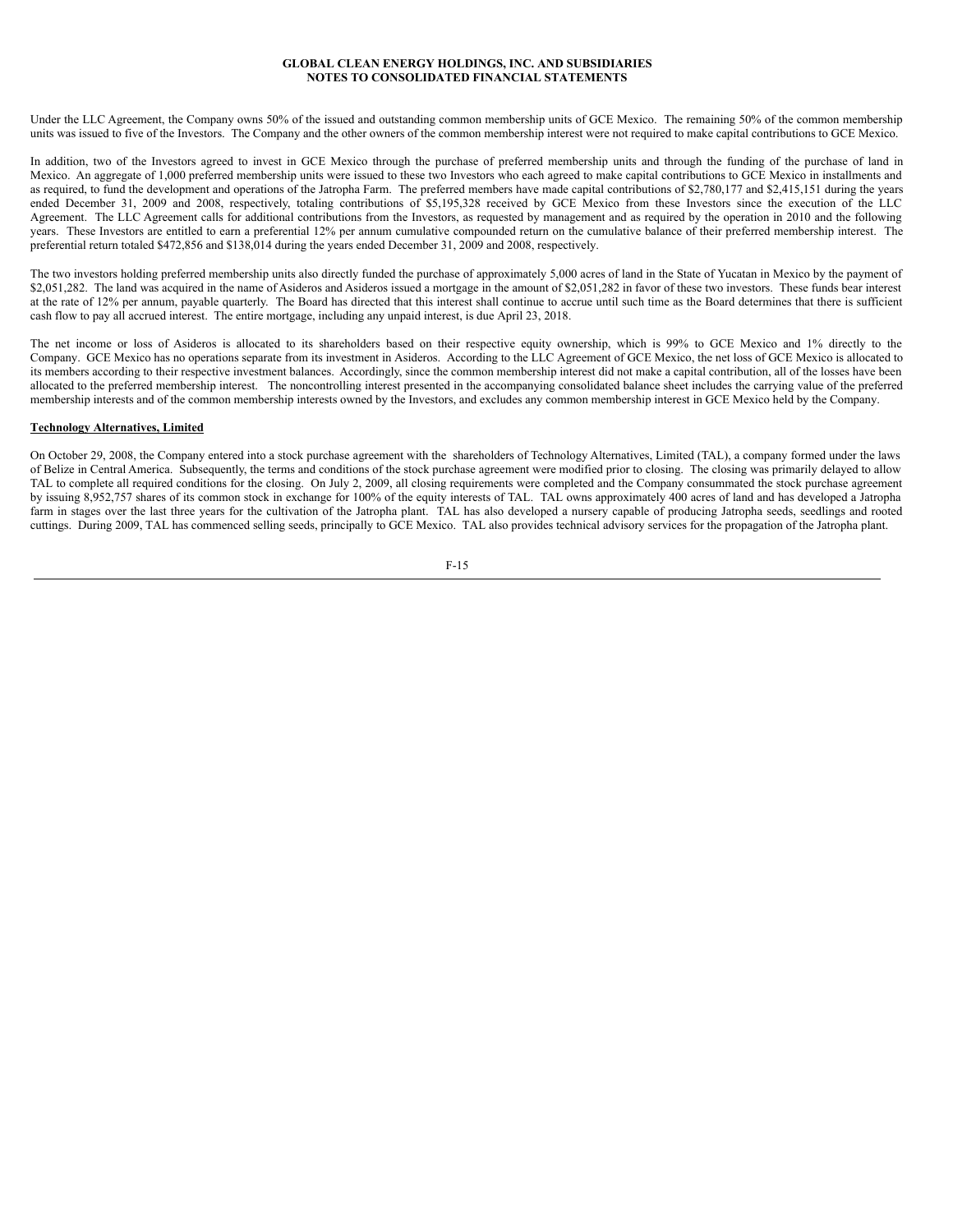Under the LLC Agreement, the Company owns 50% of the issued and outstanding common membership units of GCE Mexico. The remaining 50% of the common membership units was issued to five of the Investors. The Company and the other owners of the common membership interest were not required to make capital contributions to GCE Mexico.

In addition, two of the Investors agreed to invest in GCE Mexico through the purchase of preferred membership units and through the funding of the purchase of land in Mexico. An aggregate of 1,000 preferred membership units were issued to these two Investors who each agreed to make capital contributions to GCE Mexico in installments and as required, to fund the development and operations of the Jatropha Farm. The preferred members have made capital contributions of $2,780,177 and $2,415,151 during the years ended December 31, 2009 and 2008, respectively, totaling contributions of $5,195,328 received by GCE Mexico from these Investors since the execution of the LLC Agreement. The LLC Agreement calls for additional contributions from the Investors, as requested by management and as required by the operation in 2010 and the following years. These Investors are entitled to earn a preferential 12% per annum cumulative compounded return on the cumulative balance of their preferred membership interest. The preferential return totaled $472,856 and $138,014 during the years ended December 31, 2009 and 2008, respectively.

The two investors holding preferred membership units also directly funded the purchase of approximately 5,000 acres of land in the State of Yucatan in Mexico by the payment of $2,051,282. The land was acquired in the name of Asideros and Asideros issued a mortgage in the amount of $2,051,282 in favor of these two investors. These funds bear interest at the rate of 12% per annum, payable quarterly. The Board has directed that this interest shall continue to accrue until such time as the Board determines that there is sufficient cash flow to pay all accrued interest. The entire mortgage, including any unpaid interest, is due April 23, 2018.

The net income or loss of Asideros is allocated to its shareholders based on their respective equity ownership, which is 99% to GCE Mexico and 1% directly to the Company. GCE Mexico has no operations separate from its investment in Asideros. According to the LLC Agreement of GCE Mexico, the net loss of GCE Mexico is allocated to its members according to their respective investment balances. Accordingly, since the common membership interest did not make a capital contribution, all of the losses have been allocated to the preferred membership interest. The noncontrolling interest presented in the accompanying consolidated balance sheet includes the carrying value of the preferred membership interests and of the common membership interests owned by the Investors, and excludes any common membership interest in GCE Mexico held by the Company.

**Technology Alternatives, Limited**

On October 29, 2008, the Company entered into a stock purchase agreement with the shareholders of Technology Alternatives, Limited (TAL), a company formed under the laws of Belize in Central America. Subsequently, the terms and conditions of the stock purchase agreement were modified prior to closing. The closing was primarily delayed to allow TAL to complete all required conditions for the closing. On July 2, 2009, all closing requirements were completed and the Company consummated the stock purchase agreement by issuing 8,952,757 shares of its common stock in exchange for 100% of the equity interests of TAL. TAL owns approximately 400 acres of land and has developed a Jatropha farm in stages over the last three years for the cultivation of the Jatropha plant. TAL has also developed a nursery capable of producing Jatropha seeds, seedlings and rooted cuttings. During 2009, TAL has commenced selling seeds, principally to GCE Mexico. TAL also provides technical advisory services for the propagation of the Jatropha plant.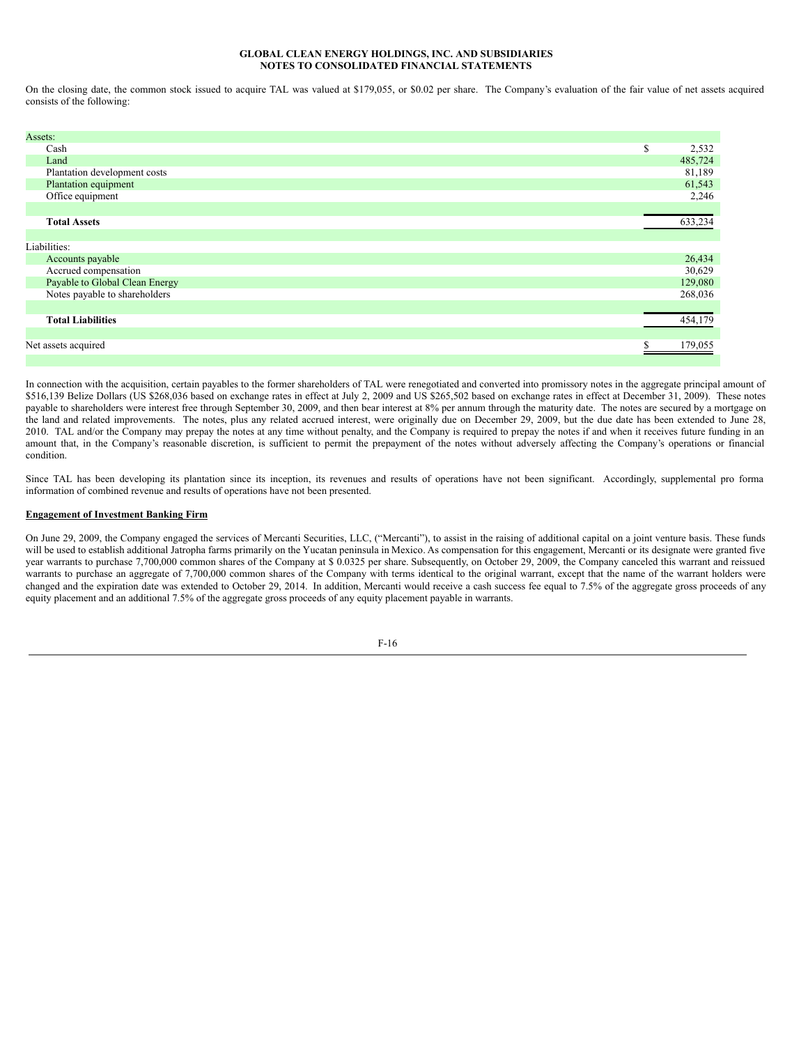On the closing date, the common stock issued to acquire TAL was valued at $179,055, or $0.02 per share. The Company's evaluation of the fair value of net assets acquired consists of the following:

| | |
|---|---|
| Assets: | |
| Cash | $ 2,532 |
| Land | 485,724 |
| Plantation development costs | 81,189 |
| Plantation equipment | 61,543 |
| Office equipment | 2,246 |
| **Total Assets** | 633,234 |
| Liabilities: | |
| Accounts payable | 26,434 |
| Accrued compensation | 30,629 |
| Payable to Global Clean Energy | 129,080 |
| Notes payable to shareholders | 268,036 |
| **Total Liabilities** | 454,179 |
| Net assets acquired | $ 179,055 |

In connection with the acquisition, certain payables to the former shareholders of TAL were renegotiated and converted into promissory notes in the aggregate principal amount of $516,139 Belize Dollars (US $268,036 based on exchange rates in effect at July 2, 2009 and US $265,502 based on exchange rates in effect at December 31, 2009). These notes payable to shareholders were interest free through September 30, 2009, and then bear interest at 8% per annum through the maturity date. The notes are secured by a mortgage on the land and related improvements. The notes, plus any related accrued interest, were originally due on December 29, 2009, but the due date has been extended to June 28, 2010. TAL and/or the Company may prepay the notes at any time without penalty, and the Company is required to prepay the notes if and when it receives future funding in an amount that, in the Company's reasonable discretion, is sufficient to permit the prepayment of the notes without adversely affecting the Company's operations or financial condition.

Since TAL has been developing its plantation since its inception, its revenues and results of operations have not been significant. Accordingly, supplemental pro forma information of combined revenue and results of operations have not been presented.

**Engagement of Investment Banking Firm**

On June 29, 2009, the Company engaged the services of Mercanti Securities, LLC, ("Mercanti"), to assist in the raising of additional capital on a joint venture basis. These funds will be used to establish additional Jatropha farms primarily on the Yucatan peninsula in Mexico. As compensation for this engagement, Mercanti or its designate were granted five year warrants to purchase 7,700,000 common shares of the Company at $ 0.0325 per share. Subsequently, on October 29, 2009, the Company canceled this warrant and reissued warrants to purchase an aggregate of 7,700,000 common shares of the Company with terms identical to the original warrant, except that the name of the warrant holders were changed and the expiration date was extended to October 29, 2014. In addition, Mercanti would receive a cash success fee equal to 7.5% of the aggregate gross proceeds of any equity placement and an additional 7.5% of the aggregate gross proceeds of any equity placement payable in warrants.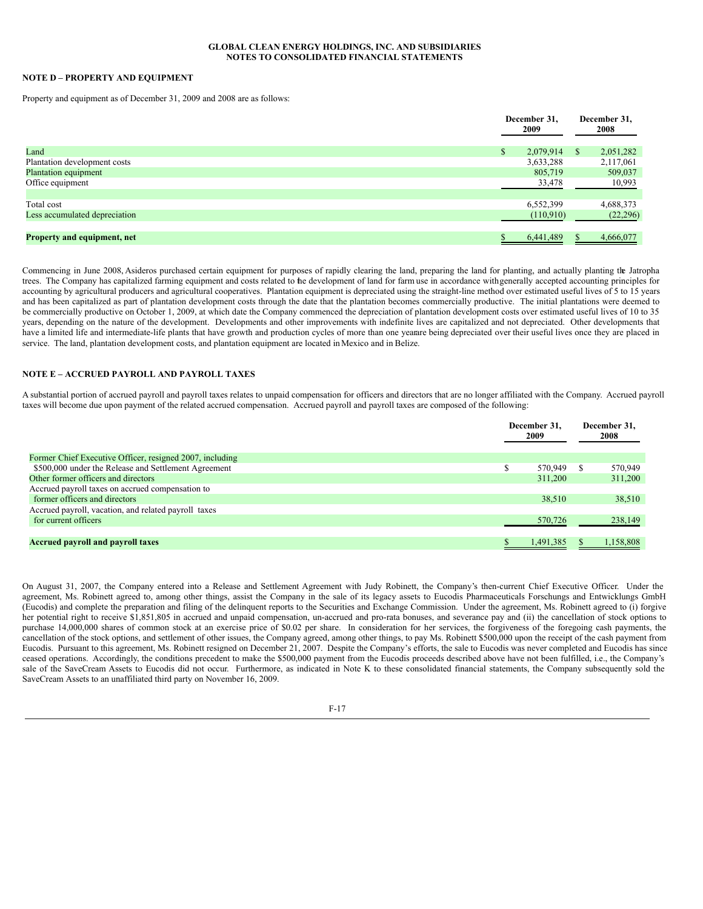**GLOBAL CLEAN ENERGY HOLDINGS, INC. AND SUBSIDIARIES**
**NOTES TO CONSOLIDATED FINANCIAL STATEMENTS**

**NOTE D – PROPERTY AND EQUIPMENT**

Property and equipment as of December 31, 2009 and 2008 are as follows:

| | December 31, 2009 | December 31, 2008 |
|---|---|---|
| Land | $ 2,079,914 | $ 2,051,282 |
| Plantation development costs | 3,633,288 | 2,117,061 |
| Plantation equipment | 805,719 | 509,037 |
| Office equipment | 33,478 | 10,993 |
| | | |
| Total cost | 6,552,399 | 4,688,373 |
| Less accumulated depreciation | (110,910) | (22,296) |
| | | |
| **Property and equipment, net** | $ 6,441,489 | $ 4,666,077 |

Commencing in June 2008, Asideros purchased certain equipment for purposes of rapidly clearing the land, preparing the land for planting, and actually planting the Jatropha trees. The Company has capitalized farming equipment and costs related to the development of land for farm use in accordance with generally accepted accounting principles for accounting by agricultural producers and agricultural cooperatives. Plantation equipment is depreciated using the straight-line method over estimated useful lives of 5 to 15 years and has been capitalized as part of plantation development costs through the date that the plantation becomes commercially productive. The initial plantations were deemed to be commercially productive on October 1, 2009, at which date the Company commenced the depreciation of plantation development costs over estimated useful lives of 10 to 35 years, depending on the nature of the development. Developments and other improvements with indefinite lives are capitalized and not depreciated. Other developments that have a limited life and intermediate-life plants that have growth and production cycles of more than one year are being depreciated over their useful lives once they are placed in service. The land, plantation development costs, and plantation equipment are located in Mexico and in Belize.

**NOTE E – ACCRUED PAYROLL AND PAYROLL TAXES**

A substantial portion of accrued payroll and payroll taxes relates to unpaid compensation for officers and directors that are no longer affiliated with the Company. Accrued payroll taxes will become due upon payment of the related accrued compensation. Accrued payroll and payroll taxes are composed of the following:

| | December 31, 2009 | December 31, 2008 |
|---|---|---|
| Former Chief Executive Officer, resigned 2007, including $500,000 under the Release and Settlement Agreement | $ 570,949 | $ 570,949 |
| Other former officers and directors | 311,200 | 311,200 |
| Accrued payroll taxes on accrued compensation to former officers and directors | 38,510 | 38,510 |
| Accrued payroll, vacation, and related payroll taxes for current officers | 570,726 | 238,149 |
| | | |
| **Accrued payroll and payroll taxes** | $ 1,491,385 | $ 1,158,808 |

On August 31, 2007, the Company entered into a Release and Settlement Agreement with Judy Robinett, the Company's then-current Chief Executive Officer. Under the agreement, Ms. Robinett agreed to, among other things, assist the Company in the sale of its legacy assets to Eucodis Pharmaceuticals Forschungs and Entwicklungs GmbH (Eucodis) and complete the preparation and filing of the delinquent reports to the Securities and Exchange Commission. Under the agreement, Ms. Robinett agreed to (i) forgive her potential right to receive $1,851,805 in accrued and unpaid compensation, un-accrued and pro-rata bonuses, and severance pay and (ii) the cancellation of stock options to purchase 14,000,000 shares of common stock at an exercise price of $0.02 per share. In consideration for her services, the forgiveness of the foregoing cash payments, the cancellation of the stock options, and settlement of other issues, the Company agreed, among other things, to pay Ms. Robinett $500,000 upon the receipt of the cash payment from Eucodis. Pursuant to this agreement, Ms. Robinett resigned on December 21, 2007. Despite the Company's efforts, the sale to Eucodis was never completed and Eucodis has since ceased operations. Accordingly, the conditions precedent to make the $500,000 payment from the Eucodis proceeds described above have not been fulfilled, i.e., the Company's sale of the SaveCream Assets to Eucodis did not occur. Furthermore, as indicated in Note K to these consolidated financial statements, the Company subsequently sold the SaveCream Assets to an unaffiliated third party on November 16, 2009.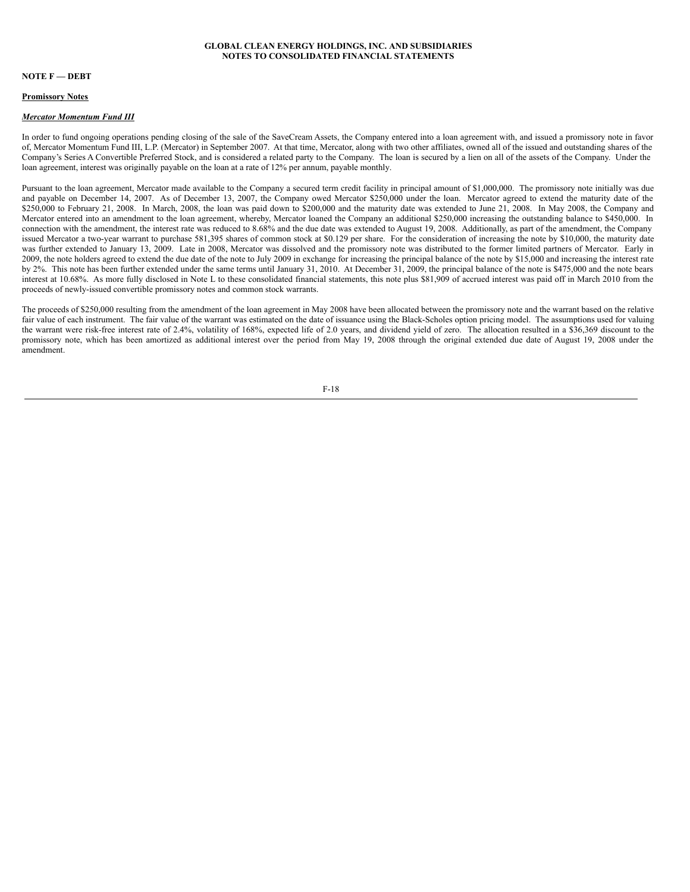## NOTE F — DEBT

### Promissory Notes

***Mercator Momentum Fund III***

In order to fund ongoing operations pending closing of the sale of the SaveCream Assets, the Company entered into a loan agreement with, and issued a promissory note in favor of, Mercator Momentum Fund III, L.P. (Mercator) in September 2007. At that time, Mercator, along with two other affiliates, owned all of the issued and outstanding shares of the Company's Series A Convertible Preferred Stock, and is considered a related party to the Company. The loan is secured by a lien on all of the assets of the Company. Under the loan agreement, interest was originally payable on the loan at a rate of 12% per annum, payable monthly.

Pursuant to the loan agreement, Mercator made available to the Company a secured term credit facility in principal amount of $1,000,000. The promissory note initially was due and payable on December 14, 2007. As of December 13, 2007, the Company owed Mercator $250,000 under the loan. Mercator agreed to extend the maturity date of the $250,000 to February 21, 2008. In March, 2008, the loan was paid down to $200,000 and the maturity date was extended to June 21, 2008. In May 2008, the Company and Mercator entered into an amendment to the loan agreement, whereby, Mercator loaned the Company an additional $250,000 increasing the outstanding balance to $450,000. In connection with the amendment, the interest rate was reduced to 8.68% and the due date was extended to August 19, 2008. Additionally, as part of the amendment, the Company issued Mercator a two-year warrant to purchase 581,395 shares of common stock at $0.129 per share. For the consideration of increasing the note by $10,000, the maturity date was further extended to January 13, 2009. Late in 2008, Mercator was dissolved and the promissory note was distributed to the former limited partners of Mercator. Early in 2009, the note holders agreed to extend the due date of the note to July 2009 in exchange for increasing the principal balance of the note by $15,000 and increasing the interest rate by 2%. This note has been further extended under the same terms until January 31, 2010. At December 31, 2009, the principal balance of the note is $475,000 and the note bears interest at 10.68%. As more fully disclosed in Note L to these consolidated financial statements, this note plus $81,909 of accrued interest was paid off in March 2010 from the proceeds of newly-issued convertible promissory notes and common stock warrants.

The proceeds of $250,000 resulting from the amendment of the loan agreement in May 2008 have been allocated between the promissory note and the warrant based on the relative fair value of each instrument. The fair value of the warrant was estimated on the date of issuance using the Black-Scholes option pricing model. The assumptions used for valuing the warrant were risk-free interest rate of 2.4%, volatility of 168%, expected life of 2.0 years, and dividend yield of zero. The allocation resulted in a $36,369 discount to the promissory note, which has been amortized as additional interest over the period from May 19, 2008 through the original extended due date of August 19, 2008 under the amendment.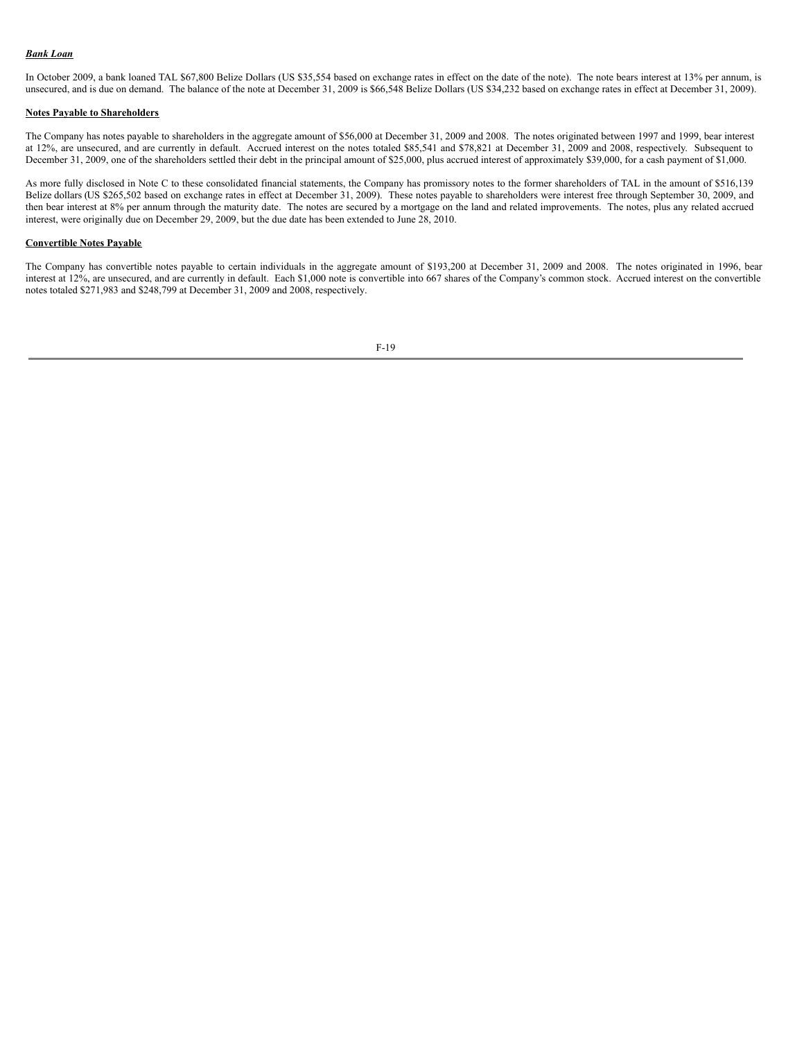***Bank Loan***

In October 2009, a bank loaned TAL $67,800 Belize Dollars (US $35,554 based on exchange rates in effect on the date of the note). The note bears interest at 13% per annum, is unsecured, and is due on demand. The balance of the note at December 31, 2009 is $66,548 Belize Dollars (US $34,232 based on exchange rates in effect at December 31, 2009).

**Notes Payable to Shareholders**

The Company has notes payable to shareholders in the aggregate amount of $56,000 at December 31, 2009 and 2008. The notes originated between 1997 and 1999, bear interest at 12%, are unsecured, and are currently in default. Accrued interest on the notes totaled $85,541 and $78,821 at December 31, 2009 and 2008, respectively. Subsequent to December 31, 2009, one of the shareholders settled their debt in the principal amount of $25,000, plus accrued interest of approximately $39,000, for a cash payment of $1,000.

As more fully disclosed in Note C to these consolidated financial statements, the Company has promissory notes to the former shareholders of TAL in the amount of $516,139 Belize dollars (US $265,502 based on exchange rates in effect at December 31, 2009). These notes payable to shareholders were interest free through September 30, 2009, and then bear interest at 8% per annum through the maturity date. The notes are secured by a mortgage on the land and related improvements. The notes, plus any related accrued interest, were originally due on December 29, 2009, but the due date has been extended to June 28, 2010.

**Convertible Notes Payable**

The Company has convertible notes payable to certain individuals in the aggregate amount of $193,200 at December 31, 2009 and 2008. The notes originated in 1996, bear interest at 12%, are unsecured, and are currently in default. Each $1,000 note is convertible into 667 shares of the Company's common stock. Accrued interest on the convertible notes totaled $271,983 and $248,799 at December 31, 2009 and 2008, respectively.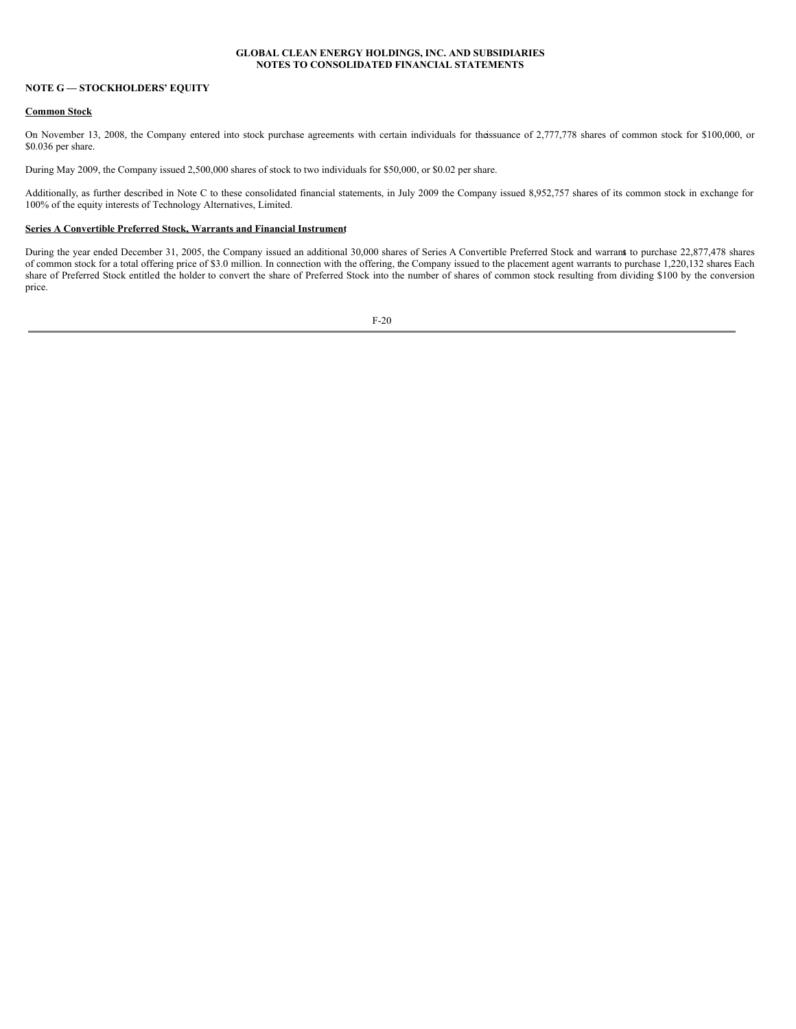## NOTE G — STOCKHOLDERS' EQUITY

**Common Stock**

On November 13, 2008, the Company entered into stock purchase agreements with certain individuals for the issuance of 2,777,778 shares of common stock for $100,000, or $0.036 per share.

During May 2009, the Company issued 2,500,000 shares of stock to two individuals for $50,000, or $0.02 per share.

Additionally, as further described in Note C to these consolidated financial statements, in July 2009 the Company issued 8,952,757 shares of its common stock in exchange for 100% of the equity interests of Technology Alternatives, Limited.

**Series A Convertible Preferred Stock, Warrants and Financial Instrument**

During the year ended December 31, 2005, the Company issued an additional 30,000 shares of Series A Convertible Preferred Stock and warrants to purchase 22,877,478 shares of common stock for a total offering price of $3.0 million. In connection with the offering, the Company issued to the placement agent warrants to purchase 1,220,132 shares Each share of Preferred Stock entitled the holder to convert the share of Preferred Stock into the number of shares of common stock resulting from dividing $100 by the conversion price.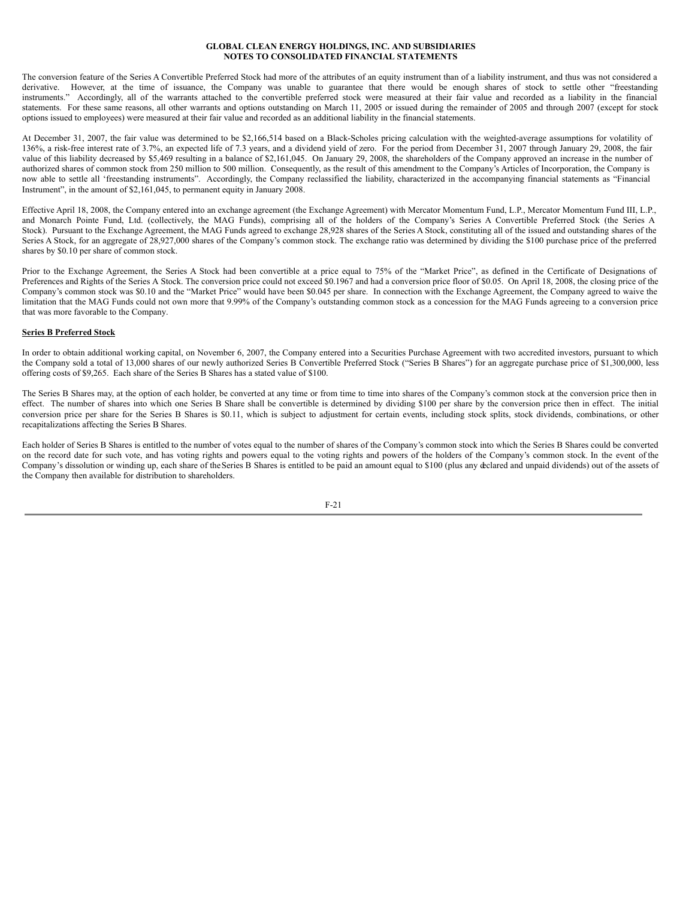The conversion feature of the Series A Convertible Preferred Stock had more of the attributes of an equity instrument than of a liability instrument, and thus was not considered a derivative. However, at the time of issuance, the Company was unable to guarantee that there would be enough shares of stock to settle other "freestanding instruments." Accordingly, all of the warrants attached to the convertible preferred stock were measured at their fair value and recorded as a liability in the financial statements. For these same reasons, all other warrants and options outstanding on March 11, 2005 or issued during the remainder of 2005 and through 2007 (except for stock options issued to employees) were measured at their fair value and recorded as an additional liability in the financial statements.

At December 31, 2007, the fair value was determined to be $2,166,514 based on a Black-Scholes pricing calculation with the weighted-average assumptions for volatility of 136%, a risk-free interest rate of 3.7%, an expected life of 7.3 years, and a dividend yield of zero. For the period from December 31, 2007 through January 29, 2008, the fair value of this liability decreased by $5,469 resulting in a balance of $2,161,045. On January 29, 2008, the shareholders of the Company approved an increase in the number of authorized shares of common stock from 250 million to 500 million. Consequently, as the result of this amendment to the Company's Articles of Incorporation, the Company is now able to settle all 'freestanding instruments". Accordingly, the Company reclassified the liability, characterized in the accompanying financial statements as "Financial Instrument", in the amount of $2,161,045, to permanent equity in January 2008.

Effective April 18, 2008, the Company entered into an exchange agreement (the Exchange Agreement) with Mercator Momentum Fund, L.P., Mercator Momentum Fund III, L.P., and Monarch Pointe Fund, Ltd. (collectively, the MAG Funds), comprising all of the holders of the Company's Series A Convertible Preferred Stock (the Series A Stock). Pursuant to the Exchange Agreement, the MAG Funds agreed to exchange 28,928 shares of the Series A Stock, constituting all of the issued and outstanding shares of the Series A Stock, for an aggregate of 28,927,000 shares of the Company's common stock. The exchange ratio was determined by dividing the $100 purchase price of the preferred shares by $0.10 per share of common stock.

Prior to the Exchange Agreement, the Series A Stock had been convertible at a price equal to 75% of the "Market Price", as defined in the Certificate of Designations of Preferences and Rights of the Series A Stock. The conversion price could not exceed $0.1967 and had a conversion price floor of $0.05. On April 18, 2008, the closing price of the Company's common stock was $0.10 and the "Market Price" would have been $0.045 per share. In connection with the Exchange Agreement, the Company agreed to waive the limitation that the MAG Funds could not own more that 9.99% of the Company's outstanding common stock as a concession for the MAG Funds agreeing to a conversion price that was more favorable to the Company.

**Series B Preferred Stock**

In order to obtain additional working capital, on November 6, 2007, the Company entered into a Securities Purchase Agreement with two accredited investors, pursuant to which the Company sold a total of 13,000 shares of our newly authorized Series B Convertible Preferred Stock ("Series B Shares") for an aggregate purchase price of $1,300,000, less offering costs of $9,265. Each share of the Series B Shares has a stated value of $100.

The Series B Shares may, at the option of each holder, be converted at any time or from time to time into shares of the Company's common stock at the conversion price then in effect. The number of shares into which one Series B Share shall be convertible is determined by dividing $100 per share by the conversion price then in effect. The initial conversion price per share for the Series B Shares is $0.11, which is subject to adjustment for certain events, including stock splits, stock dividends, combinations, or other recapitalizations affecting the Series B Shares.

Each holder of Series B Shares is entitled to the number of votes equal to the number of shares of the Company's common stock into which the Series B Shares could be converted on the record date for such vote, and has voting rights and powers equal to the voting rights and powers of the holders of the Company's common stock. In the event of the Company's dissolution or winding up, each share of the Series B Shares is entitled to be paid an amount equal to $100 (plus any declared and unpaid dividends) out of the assets of the Company then available for distribution to shareholders.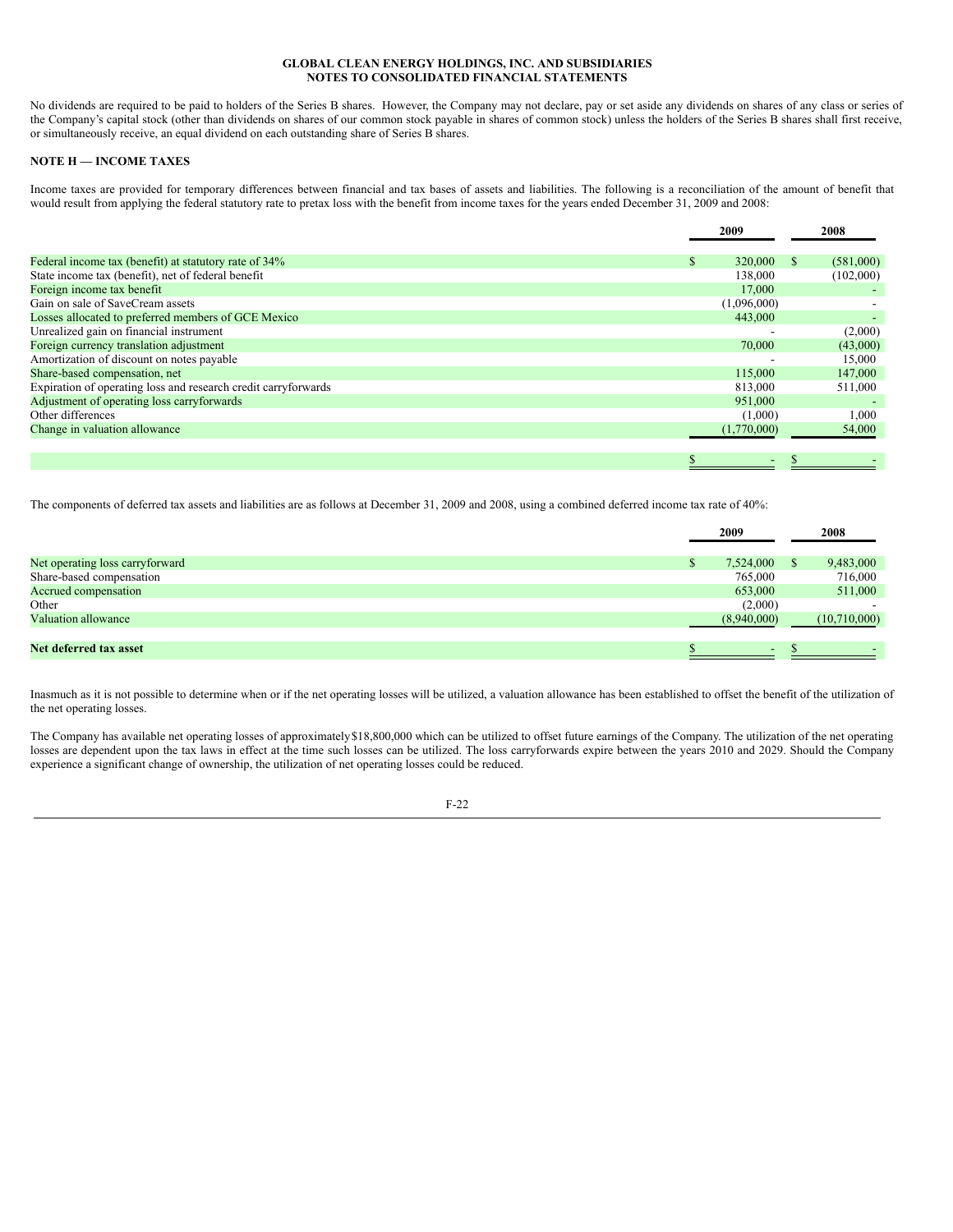No dividends are required to be paid to holders of the Series B shares. However, the Company may not declare, pay or set aside any dividends on shares of any class or series of the Company's capital stock (other than dividends on shares of our common stock payable in shares of common stock) unless the holders of the Series B shares shall first receive, or simultaneously receive, an equal dividend on each outstanding share of Series B shares.

## NOTE H — INCOME TAXES

Income taxes are provided for temporary differences between financial and tax bases of assets and liabilities. The following is a reconciliation of the amount of benefit that would result from applying the federal statutory rate to pretax loss with the benefit from income taxes for the years ended December 31, 2009 and 2008:

| | 2009 | 2008 |
|---|---|---|
| Federal income tax (benefit) at statutory rate of 34% | $ 320,000 | $ (581,000) |
| State income tax (benefit), net of federal benefit | 138,000 | (102,000) |
| Foreign income tax benefit | 17,000 | - |
| Gain on sale of SaveCream assets | (1,096,000) | - |
| Losses allocated to preferred members of GCE Mexico | 443,000 | - |
| Unrealized gain on financial instrument | - | (2,000) |
| Foreign currency translation adjustment | 70,000 | (43,000) |
| Amortization of discount on notes payable | - | 15,000 |
| Share-based compensation, net | 115,000 | 147,000 |
| Expiration of operating loss and research credit carryforwards | 813,000 | 511,000 |
| Adjustment of operating loss carryforwards | 951,000 | - |
| Other differences | (1,000) | 1,000 |
| Change in valuation allowance | (1,770,000) | 54,000 |
| | $ - | $ - |

The components of deferred tax assets and liabilities are as follows at December 31, 2009 and 2008, using a combined deferred income tax rate of 40%:

| | 2009 | 2008 |
|---|---|---|
| Net operating loss carryforward | $ 7,524,000 | $ 9,483,000 |
| Share-based compensation | 765,000 | 716,000 |
| Accrued compensation | 653,000 | 511,000 |
| Other | (2,000) | - |
| Valuation allowance | (8,940,000) | (10,710,000) |
| **Net deferred tax asset** | $ - | $ - |

Inasmuch as it is not possible to determine when or if the net operating losses will be utilized, a valuation allowance has been established to offset the benefit of the utilization of the net operating losses.

The Company has available net operating losses of approximately $18,800,000 which can be utilized to offset future earnings of the Company. The utilization of the net operating losses are dependent upon the tax laws in effect at the time such losses can be utilized. The loss carryforwards expire between the years 2010 and 2029. Should the Company experience a significant change of ownership, the utilization of net operating losses could be reduced.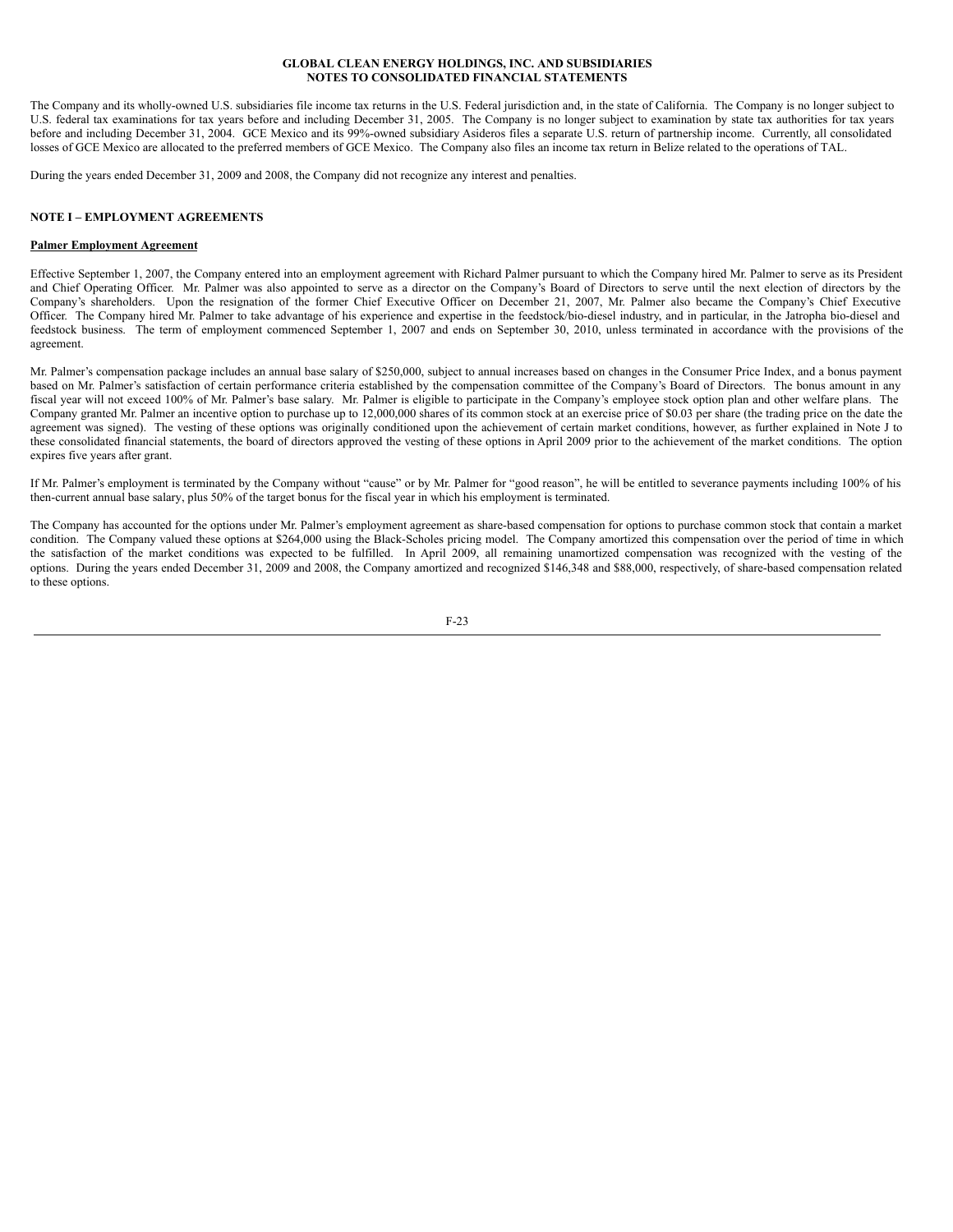The Company and its wholly-owned U.S. subsidiaries file income tax returns in the U.S. Federal jurisdiction and, in the state of California. The Company is no longer subject to U.S. federal tax examinations for tax years before and including December 31, 2005. The Company is no longer subject to examination by state tax authorities for tax years before and including December 31, 2004. GCE Mexico and its 99%-owned subsidiary Asideros files a separate U.S. return of partnership income. Currently, all consolidated losses of GCE Mexico are allocated to the preferred members of GCE Mexico. The Company also files an income tax return in Belize related to the operations of TAL.

During the years ended December 31, 2009 and 2008, the Company did not recognize any interest and penalties.

## NOTE I – EMPLOYMENT AGREEMENTS

**Palmer Employment Agreement**

Effective September 1, 2007, the Company entered into an employment agreement with Richard Palmer pursuant to which the Company hired Mr. Palmer to serve as its President and Chief Operating Officer. Mr. Palmer was also appointed to serve as a director on the Company's Board of Directors to serve until the next election of directors by the Company's shareholders. Upon the resignation of the former Chief Executive Officer on December 21, 2007, Mr. Palmer also became the Company's Chief Executive Officer. The Company hired Mr. Palmer to take advantage of his experience and expertise in the feedstock/bio-diesel industry, and in particular, in the Jatropha bio-diesel and feedstock business. The term of employment commenced September 1, 2007 and ends on September 30, 2010, unless terminated in accordance with the provisions of the agreement.

Mr. Palmer's compensation package includes an annual base salary of $250,000, subject to annual increases based on changes in the Consumer Price Index, and a bonus payment based on Mr. Palmer's satisfaction of certain performance criteria established by the compensation committee of the Company's Board of Directors. The bonus amount in any fiscal year will not exceed 100% of Mr. Palmer's base salary. Mr. Palmer is eligible to participate in the Company's employee stock option plan and other welfare plans. The Company granted Mr. Palmer an incentive option to purchase up to 12,000,000 shares of its common stock at an exercise price of $0.03 per share (the trading price on the date the agreement was signed). The vesting of these options was originally conditioned upon the achievement of certain market conditions, however, as further explained in Note J to these consolidated financial statements, the board of directors approved the vesting of these options in April 2009 prior to the achievement of the market conditions. The option expires five years after grant.

If Mr. Palmer's employment is terminated by the Company without "cause" or by Mr. Palmer for "good reason", he will be entitled to severance payments including 100% of his then-current annual base salary, plus 50% of the target bonus for the fiscal year in which his employment is terminated.

The Company has accounted for the options under Mr. Palmer's employment agreement as share-based compensation for options to purchase common stock that contain a market condition. The Company valued these options at $264,000 using the Black-Scholes pricing model. The Company amortized this compensation over the period of time in which the satisfaction of the market conditions was expected to be fulfilled. In April 2009, all remaining unamortized compensation was recognized with the vesting of the options. During the years ended December 31, 2009 and 2008, the Company amortized and recognized $146,348 and $88,000, respectively, of share-based compensation related to these options.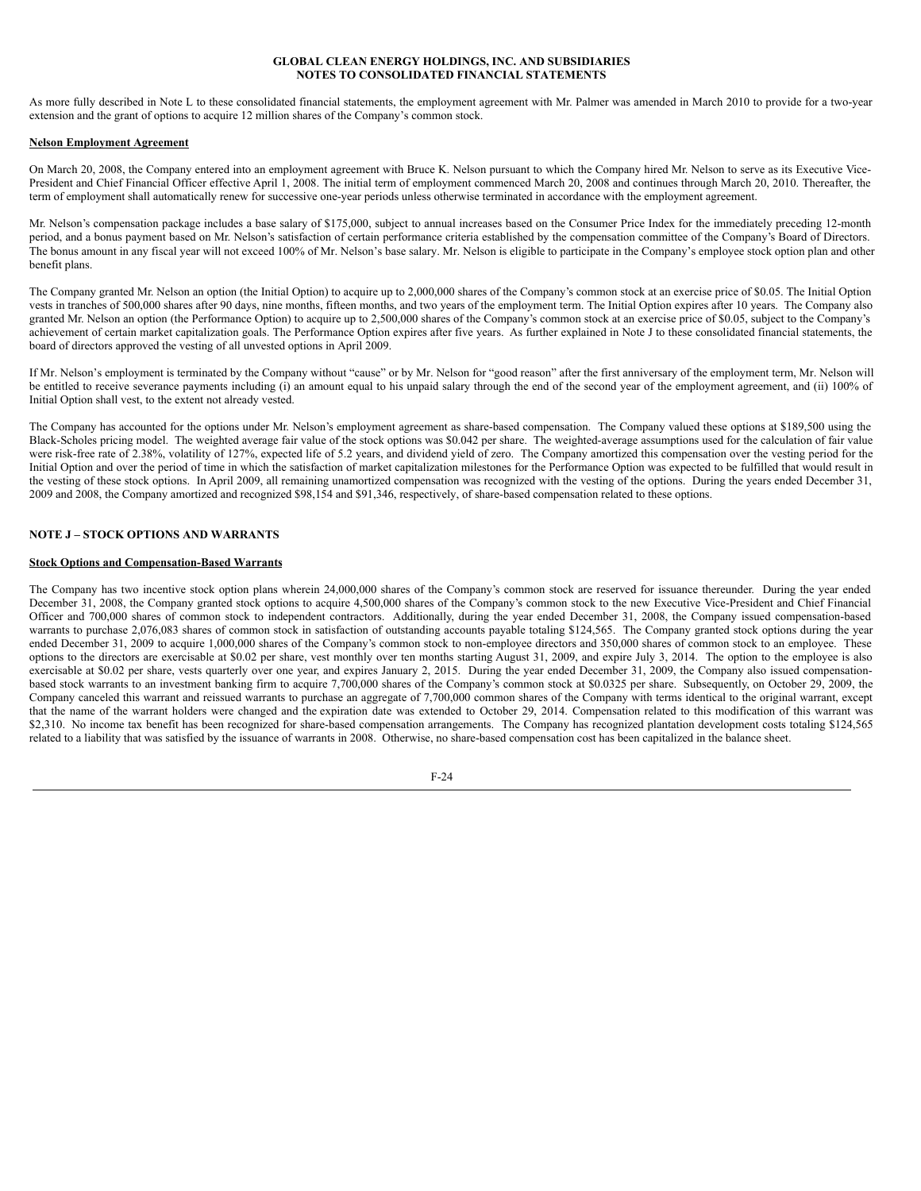As more fully described in Note L to these consolidated financial statements, the employment agreement with Mr. Palmer was amended in March 2010 to provide for a two-year extension and the grant of options to acquire 12 million shares of the Company's common stock.

**Nelson Employment Agreement**

On March 20, 2008, the Company entered into an employment agreement with Bruce K. Nelson pursuant to which the Company hired Mr. Nelson to serve as its Executive Vice-President and Chief Financial Officer effective April 1, 2008. The initial term of employment commenced March 20, 2008 and continues through March 20, 2010. Thereafter, the term of employment shall automatically renew for successive one-year periods unless otherwise terminated in accordance with the employment agreement.

Mr. Nelson's compensation package includes a base salary of $175,000, subject to annual increases based on the Consumer Price Index for the immediately preceding 12-month period, and a bonus payment based on Mr. Nelson's satisfaction of certain performance criteria established by the compensation committee of the Company's Board of Directors. The bonus amount in any fiscal year will not exceed 100% of Mr. Nelson's base salary. Mr. Nelson is eligible to participate in the Company's employee stock option plan and other benefit plans.

The Company granted Mr. Nelson an option (the Initial Option) to acquire up to 2,000,000 shares of the Company's common stock at an exercise price of $0.05. The Initial Option vests in tranches of 500,000 shares after 90 days, nine months, fifteen months, and two years of the employment term. The Initial Option expires after 10 years. The Company also granted Mr. Nelson an option (the Performance Option) to acquire up to 2,500,000 shares of the Company's common stock at an exercise price of $0.05, subject to the Company's achievement of certain market capitalization goals. The Performance Option expires after five years. As further explained in Note J to these consolidated financial statements, the board of directors approved the vesting of all unvested options in April 2009.

If Mr. Nelson's employment is terminated by the Company without "cause" or by Mr. Nelson for "good reason" after the first anniversary of the employment term, Mr. Nelson will be entitled to receive severance payments including (i) an amount equal to his unpaid salary through the end of the second year of the employment agreement, and (ii) 100% of Initial Option shall vest, to the extent not already vested.

The Company has accounted for the options under Mr. Nelson's employment agreement as share-based compensation. The Company valued these options at $189,500 using the Black-Scholes pricing model. The weighted average fair value of the stock options was $0.042 per share. The weighted-average assumptions used for the calculation of fair value were risk-free rate of 2.38%, volatility of 127%, expected life of 5.2 years, and dividend yield of zero. The Company amortized this compensation over the vesting period for the Initial Option and over the period of time in which the satisfaction of market capitalization milestones for the Performance Option was expected to be fulfilled that would result in the vesting of these stock options. In April 2009, all remaining unamortized compensation was recognized with the vesting of the options. During the years ended December 31, 2009 and 2008, the Company amortized and recognized $98,154 and $91,346, respectively, of share-based compensation related to these options.

## NOTE J – STOCK OPTIONS AND WARRANTS

**Stock Options and Compensation-Based Warrants**

The Company has two incentive stock option plans wherein 24,000,000 shares of the Company's common stock are reserved for issuance thereunder. During the year ended December 31, 2008, the Company granted stock options to acquire 4,500,000 shares of the Company's common stock to the new Executive Vice-President and Chief Financial Officer and 700,000 shares of common stock to independent contractors. Additionally, during the year ended December 31, 2008, the Company issued compensation-based warrants to purchase 2,076,083 shares of common stock in satisfaction of outstanding accounts payable totaling $124,565. The Company granted stock options during the year ended December 31, 2009 to acquire 1,000,000 shares of the Company's common stock to non-employee directors and 350,000 shares of common stock to an employee. These options to the directors are exercisable at $0.02 per share, vest monthly over ten months starting August 31, 2009, and expire July 3, 2014. The option to the employee is also exercisable at $0.02 per share, vests quarterly over one year, and expires January 2, 2015. During the year ended December 31, 2009, the Company also issued compensation-based stock warrants to an investment banking firm to acquire 7,700,000 shares of the Company's common stock at $0.0325 per share. Subsequently, on October 29, 2009, the Company canceled this warrant and reissued warrants to purchase an aggregate of 7,700,000 common shares of the Company with terms identical to the original warrant, except that the name of the warrant holders were changed and the expiration date was extended to October 29, 2014. Compensation related to this modification of this warrant was $2,310. No income tax benefit has been recognized for share-based compensation arrangements. The Company has recognized plantation development costs totaling $124,565 related to a liability that was satisfied by the issuance of warrants in 2008. Otherwise, no share-based compensation cost has been capitalized in the balance sheet.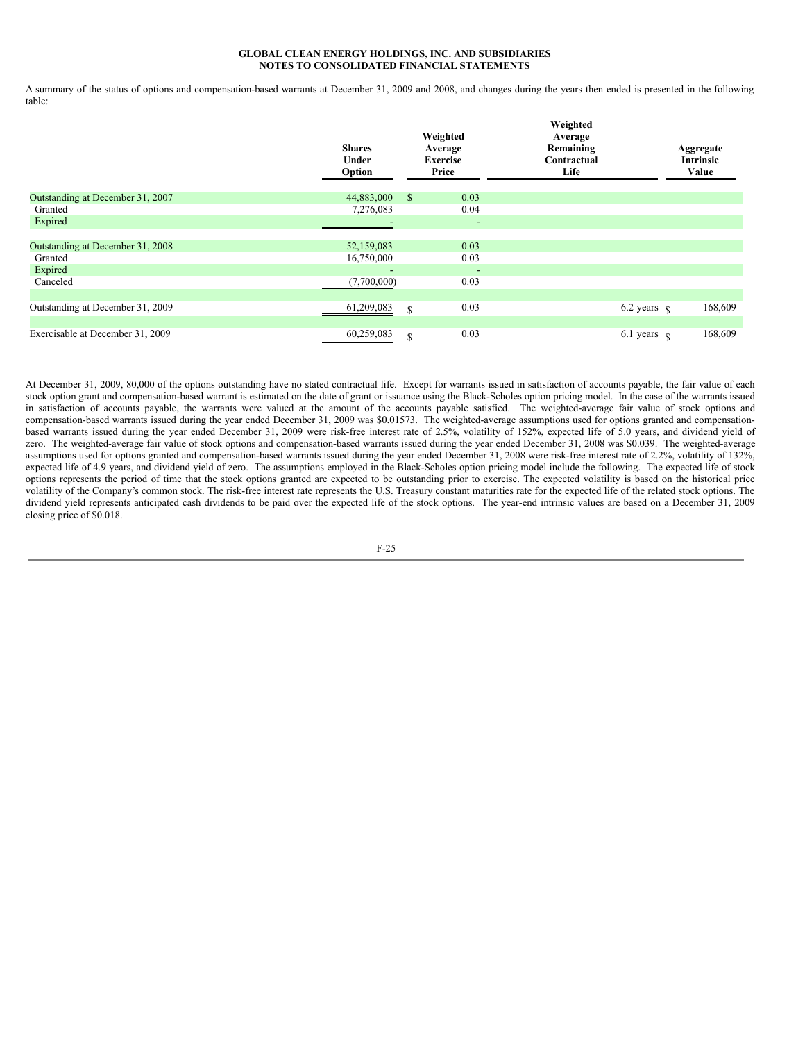**GLOBAL CLEAN ENERGY HOLDINGS, INC. AND SUBSIDIARIES**
**NOTES TO CONSOLIDATED FINANCIAL STATEMENTS**

A summary of the status of options and compensation-based warrants at December 31, 2009 and 2008, and changes during the years then ended is presented in the following table:

| | Shares Under Option | Weighted Average Exercise Price | Weighted Average Remaining Contractual Life | Aggregate Intrinsic Value |
|---|---|---|---|---|
| Outstanding at December 31, 2007 | 44,883,000 | $ 0.03 | | |
| Granted | 7,276,083 | 0.04 | | |
| Expired | - | - | | |
| Outstanding at December 31, 2008 | 52,159,083 | 0.03 | | |
| Granted | 16,750,000 | 0.03 | | |
| Expired | - | - | | |
| Canceled | (7,700,000) | 0.03 | | |
| Outstanding at December 31, 2009 | 61,209,083 | $ 0.03 | 6.2 years | $ 168,609 |
| Exercisable at December 31, 2009 | 60,259,083 | $ 0.03 | 6.1 years | $ 168,609 |

At December 31, 2009, 80,000 of the options outstanding have no stated contractual life. Except for warrants issued in satisfaction of accounts payable, the fair value of each stock option grant and compensation-based warrant is estimated on the date of grant or issuance using the Black-Scholes option pricing model. In the case of the warrants issued in satisfaction of accounts payable, the warrants were valued at the amount of the accounts payable satisfied. The weighted-average fair value of stock options and compensation-based warrants issued during the year ended December 31, 2009 was $0.01573. The weighted-average assumptions used for options granted and compensation-based warrants issued during the year ended December 31, 2009 were risk-free interest rate of 2.5%, volatility of 152%, expected life of 5.0 years, and dividend yield of zero. The weighted-average fair value of stock options and compensation-based warrants issued during the year ended December 31, 2008 was $0.039. The weighted-average assumptions used for options granted and compensation-based warrants issued during the year ended December 31, 2008 were risk-free interest rate of 2.2%, volatility of 132%, expected life of 4.9 years, and dividend yield of zero. The assumptions employed in the Black-Scholes option pricing model include the following. The expected life of stock options represents the period of time that the stock options granted are expected to be outstanding prior to exercise. The expected volatility is based on the historical price volatility of the Company's common stock. The risk-free interest rate represents the U.S. Treasury constant maturities rate for the expected life of the related stock options. The dividend yield represents anticipated cash dividends to be paid over the expected life of the stock options. The year-end intrinsic values are based on a December 31, 2009 closing price of $0.018.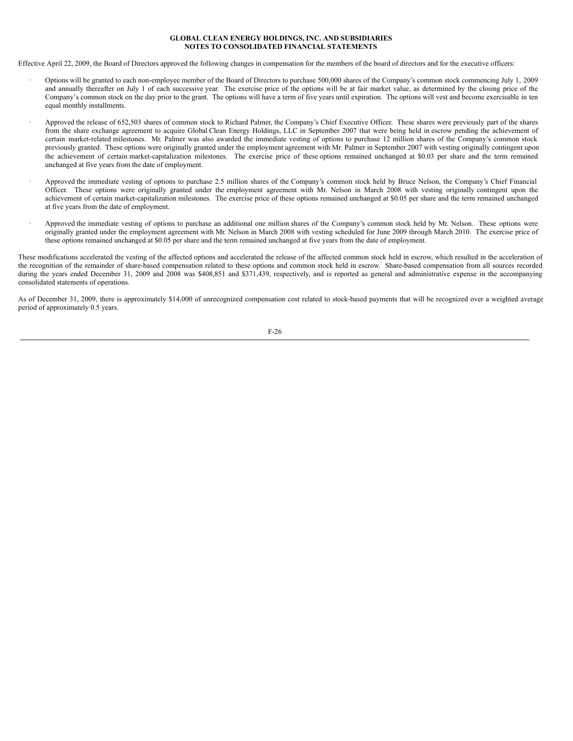Effective April 22, 2009, the Board of Directors approved the following changes in compensation for the members of the board of directors and for the executive officers:

- Options will be granted to each non-employee member of the Board of Directors to purchase 500,000 shares of the Company's common stock commencing July 1, 2009 and annually thereafter on July 1 of each successive year. The exercise price of the options will be at fair market value, as determined by the closing price of the Company's common stock on the day prior to the grant. The options will have a term of five years until expiration. The options will vest and become exercisable in ten equal monthly installments.

- Approved the release of 652,503 shares of common stock to Richard Palmer, the Company's Chief Executive Officer. These shares were previously part of the shares from the share exchange agreement to acquire Global Clean Energy Holdings, LLC in September 2007 that were being held in escrow pending the achievement of certain market-related milestones. Mr. Palmer was also awarded the immediate vesting of options to purchase 12 million shares of the Company's common stock previously granted. These options were originally granted under the employment agreement with Mr. Palmer in September 2007 with vesting originally contingent upon the achievement of certain market-capitalization milestones. The exercise price of these options remained unchanged at $0.03 per share and the term remained unchanged at five years from the date of employment.

- Approved the immediate vesting of options to purchase 2.5 million shares of the Company's common stock held by Bruce Nelson, the Company's Chief Financial Officer. These options were originally granted under the employment agreement with Mr. Nelson in March 2008 with vesting originally contingent upon the achievement of certain market-capitalization milestones. The exercise price of these options remained unchanged at $0.05 per share and the term remained unchanged at five years from the date of employment.

- Approved the immediate vesting of options to purchase an additional one million shares of the Company's common stock held by Mr. Nelson. These options were originally granted under the employment agreement with Mr. Nelson in March 2008 with vesting scheduled for June 2009 through March 2010. The exercise price of these options remained unchanged at $0.05 per share and the term remained unchanged at five years from the date of employment.

These modifications accelerated the vesting of the affected options and accelerated the release of the affected common stock held in escrow, which resulted in the acceleration of the recognition of the remainder of share-based compensation related to these options and common stock held in escrow. Share-based compensation from all sources recorded during the years ended December 31, 2009 and 2008 was $408,851 and $371,439, respectively, and is reported as general and administrative expense in the accompanying consolidated statements of operations.

As of December 31, 2009, there is approximately $14,000 of unrecognized compensation cost related to stock-based payments that will be recognized over a weighted average period of approximately 0.5 years.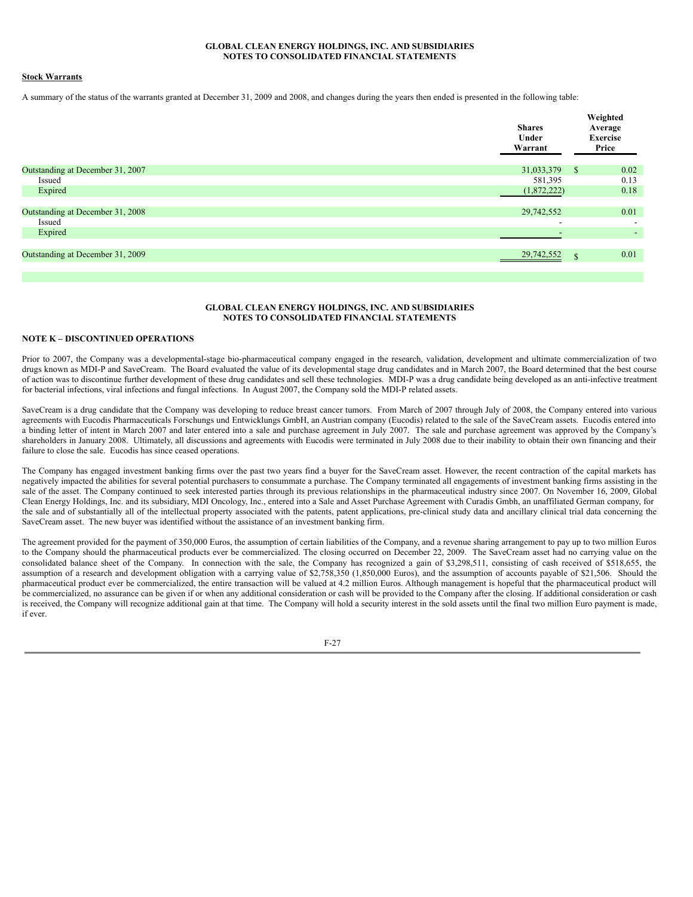**Stock Warrants**

A summary of the status of the warrants granted at December 31, 2009 and 2008, and changes during the years then ended is presented in the following table:

| | Shares Under Warrant | Weighted Average Exercise Price |
|---|---|---|
| Outstanding at December 31, 2007 | 31,033,379 | $ 0.02 |
| Issued | 581,395 | 0.13 |
| Expired | (1,872,222) | 0.18 |
| Outstanding at December 31, 2008 | 29,742,552 | 0.01 |
| Issued | - | - |
| Expired | - | - |
| Outstanding at December 31, 2009 | 29,742,552 | $ 0.01 |

**NOTE K – DISCONTINUED OPERATIONS**

Prior to 2007, the Company was a developmental-stage bio-pharmaceutical company engaged in the research, validation, development and ultimate commercialization of two drugs known as MDI-P and SaveCream. The Board evaluated the value of its developmental stage drug candidates and in March 2007, the Board determined that the best course of action was to discontinue further development of these drug candidates and sell these technologies. MDI-P was a drug candidate being developed as an anti-infective treatment for bacterial infections, viral infections and fungal infections. In August 2007, the Company sold the MDI-P related assets.

SaveCream is a drug candidate that the Company was developing to reduce breast cancer tumors. From March of 2007 through July of 2008, the Company entered into various agreements with Eucodis Pharmaceuticals Forschungs und Entwicklungs GmbH, an Austrian company (Eucodis) related to the sale of the SaveCream assets. Eucodis entered into a binding letter of intent in March 2007 and later entered into a sale and purchase agreement in July 2007. The sale and purchase agreement was approved by the Company's shareholders in January 2008. Ultimately, all discussions and agreements with Eucodis were terminated in July 2008 due to their inability to obtain their own financing and their failure to close the sale. Eucodis has since ceased operations.

The Company has engaged investment banking firms over the past two years find a buyer for the SaveCream asset. However, the recent contraction of the capital markets has negatively impacted the abilities for several potential purchasers to consummate a purchase. The Company terminated all engagements of investment banking firms assisting in the sale of the asset. The Company continued to seek interested parties through its previous relationships in the pharmaceutical industry since 2007. On November 16, 2009, Global Clean Energy Holdings, Inc. and its subsidiary, MDI Oncology, Inc., entered into a Sale and Asset Purchase Agreement with Curadis Gmbh, an unaffiliated German company, for the sale and of substantially all of the intellectual property associated with the patents, patent applications, pre-clinical study data and ancillary clinical trial data concerning the SaveCream asset. The new buyer was identified without the assistance of an investment banking firm.

The agreement provided for the payment of 350,000 Euros, the assumption of certain liabilities of the Company, and a revenue sharing arrangement to pay up to two million Euros to the Company should the pharmaceutical products ever be commercialized. The closing occurred on December 22, 2009. The SaveCream asset had no carrying value on the consolidated balance sheet of the Company. In connection with the sale, the Company has recognized a gain of $3,298,511, consisting of cash received of $518,655, the assumption of a research and development obligation with a carrying value of $2,758,350 (1,850,000 Euros), and the assumption of accounts payable of $21,506. Should the pharmaceutical product ever be commercialized, the entire transaction will be valued at 4.2 million Euros. Although management is hopeful that the pharmaceutical product will be commercialized, no assurance can be given if or when any additional consideration or cash will be provided to the Company after the closing. If additional consideration or cash is received, the Company will recognize additional gain at that time. The Company will hold a security interest in the sold assets until the final two million Euro payment is made, if ever.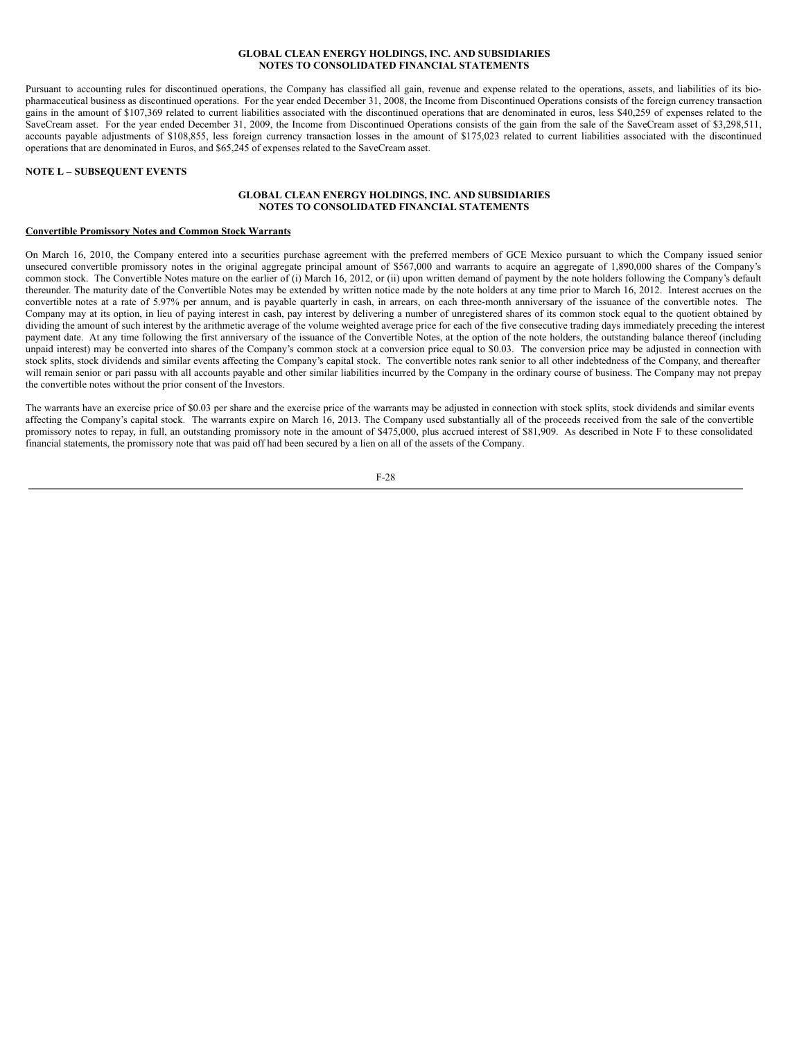Pursuant to accounting rules for discontinued operations, the Company has classified all gain, revenue and expense related to the operations, assets, and liabilities of its bio-pharmaceutical business as discontinued operations. For the year ended December 31, 2008, the Income from Discontinued Operations consists of the foreign currency transaction gains in the amount of $107,369 related to current liabilities associated with the discontinued operations that are denominated in euros, less $40,259 of expenses related to the SaveCream asset. For the year ended December 31, 2009, the Income from Discontinued Operations consists of the gain from the sale of the SaveCream asset of $3,298,511, accounts payable adjustments of $108,855, less foreign currency transaction losses in the amount of $175,023 related to current liabilities associated with the discontinued operations that are denominated in Euros, and $65,245 of expenses related to the SaveCream asset.

## NOTE L – SUBSEQUENT EVENTS

### Convertible Promissory Notes and Common Stock Warrants

On March 16, 2010, the Company entered into a securities purchase agreement with the preferred members of GCE Mexico pursuant to which the Company issued senior unsecured convertible promissory notes in the original aggregate principal amount of $567,000 and warrants to acquire an aggregate of 1,890,000 shares of the Company's common stock. The Convertible Notes mature on the earlier of (i) March 16, 2012, or (ii) upon written demand of payment by the note holders following the Company's default thereunder. The maturity date of the Convertible Notes may be extended by written notice made by the note holders at any time prior to March 16, 2012. Interest accrues on the convertible notes at a rate of 5.97% per annum, and is payable quarterly in cash, in arrears, on each three-month anniversary of the issuance of the convertible notes. The Company may at its option, in lieu of paying interest in cash, pay interest by delivering a number of unregistered shares of its common stock equal to the quotient obtained by dividing the amount of such interest by the arithmetic average of the volume weighted average price for each of the five consecutive trading days immediately preceding the interest payment date. At any time following the first anniversary of the issuance of the Convertible Notes, at the option of the note holders, the outstanding balance thereof (including unpaid interest) may be converted into shares of the Company's common stock at a conversion price equal to $0.03. The conversion price may be adjusted in connection with stock splits, stock dividends and similar events affecting the Company's capital stock. The convertible notes rank senior to all other indebtedness of the Company, and thereafter will remain senior or pari passu with all accounts payable and other similar liabilities incurred by the Company in the ordinary course of business. The Company may not prepay the convertible notes without the prior consent of the Investors.

The warrants have an exercise price of $0.03 per share and the exercise price of the warrants may be adjusted in connection with stock splits, stock dividends and similar events affecting the Company's capital stock. The warrants expire on March 16, 2013. The Company used substantially all of the proceeds received from the sale of the convertible promissory notes to repay, in full, an outstanding promissory note in the amount of $475,000, plus accrued interest of $81,909. As described in Note F to these consolidated financial statements, the promissory note that was paid off had been secured by a lien on all of the assets of the Company.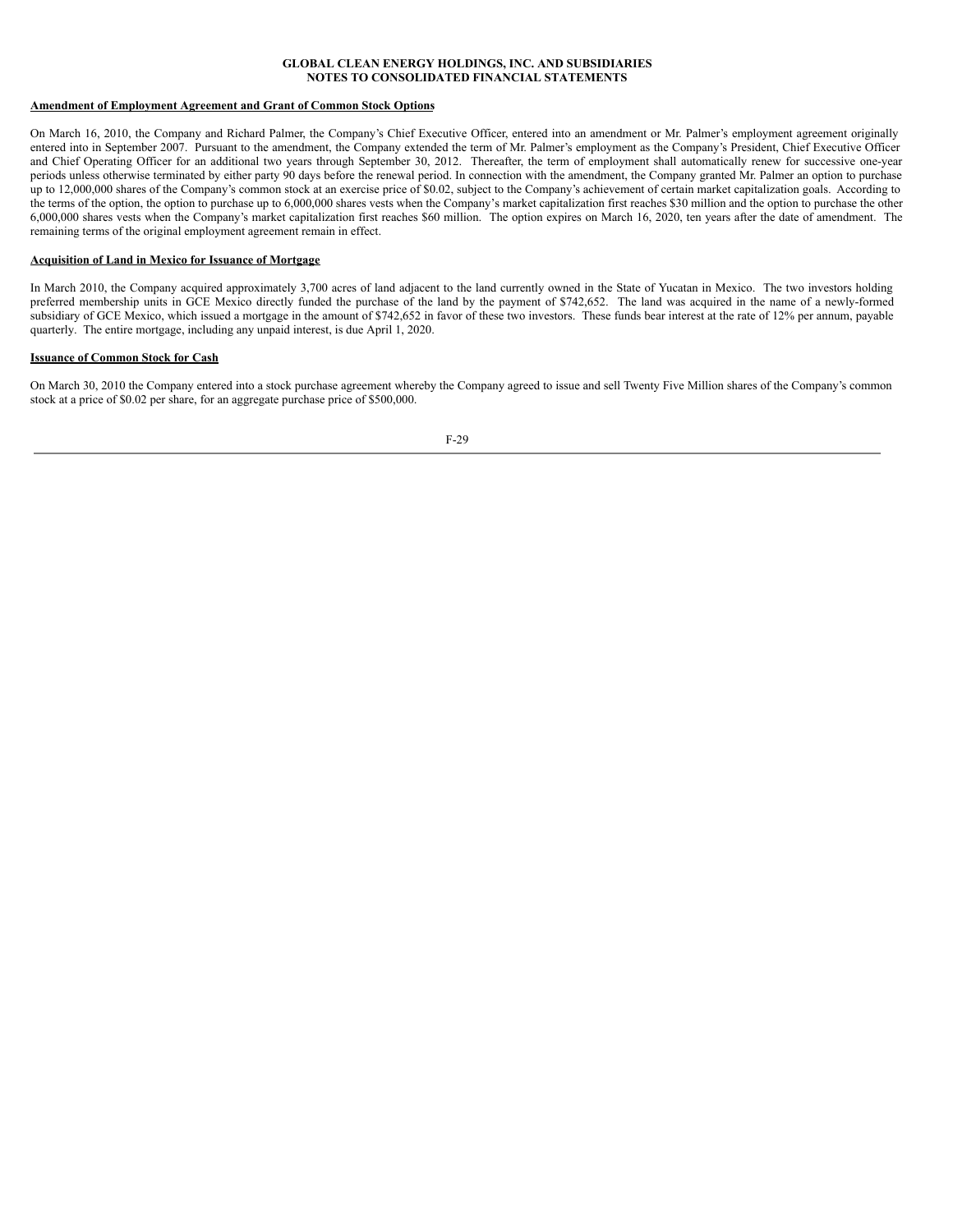**Amendment of Employment Agreement and Grant of Common Stock Options**

On March 16, 2010, the Company and Richard Palmer, the Company's Chief Executive Officer, entered into an amendment or Mr. Palmer's employment agreement originally entered into in September 2007. Pursuant to the amendment, the Company extended the term of Mr. Palmer's employment as the Company's President, Chief Executive Officer and Chief Operating Officer for an additional two years through September 30, 2012. Thereafter, the term of employment shall automatically renew for successive one-year periods unless otherwise terminated by either party 90 days before the renewal period. In connection with the amendment, the Company granted Mr. Palmer an option to purchase up to 12,000,000 shares of the Company's common stock at an exercise price of $0.02, subject to the Company's achievement of certain market capitalization goals. According to the terms of the option, the option to purchase up to 6,000,000 shares vests when the Company's market capitalization first reaches $30 million and the option to purchase the other 6,000,000 shares vests when the Company's market capitalization first reaches $60 million. The option expires on March 16, 2020, ten years after the date of amendment. The remaining terms of the original employment agreement remain in effect.

**Acquisition of Land in Mexico for Issuance of Mortgage**

In March 2010, the Company acquired approximately 3,700 acres of land adjacent to the land currently owned in the State of Yucatan in Mexico. The two investors holding preferred membership units in GCE Mexico directly funded the purchase of the land by the payment of $742,652. The land was acquired in the name of a newly-formed subsidiary of GCE Mexico, which issued a mortgage in the amount of $742,652 in favor of these two investors. These funds bear interest at the rate of 12% per annum, payable quarterly. The entire mortgage, including any unpaid interest, is due April 1, 2020.

**Issuance of Common Stock for Cash**

On March 30, 2010 the Company entered into a stock purchase agreement whereby the Company agreed to issue and sell Twenty Five Million shares of the Company's common stock at a price of $0.02 per share, for an aggregate purchase price of $500,000.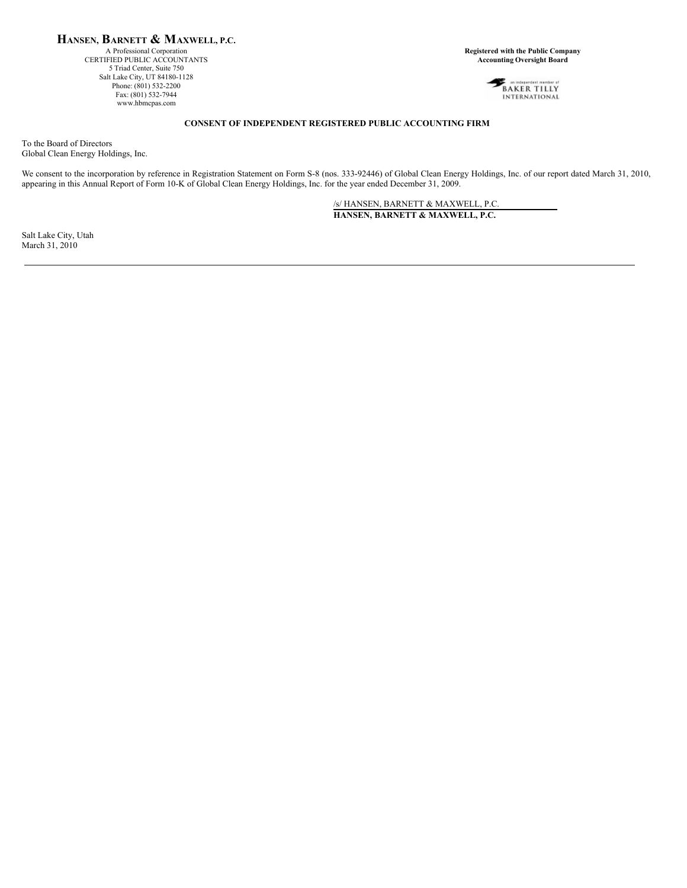**HANSEN, BARNETT & MAXWELL, P.C.**
A Professional Corporation
CERTIFIED PUBLIC ACCOUNTANTS
5 Triad Center, Suite 750
Salt Lake City, UT 84180-1128
Phone: (801) 532-2200
Fax: (801) 532-7944
www.hbmcpas.com

**Registered with the Public Company Accounting Oversight Board**

an independent member of
BAKER TILLY
INTERNATIONAL

**CONSENT OF INDEPENDENT REGISTERED PUBLIC ACCOUNTING FIRM**

To the Board of Directors
Global Clean Energy Holdings, Inc.

We consent to the incorporation by reference in Registration Statement on Form S-8 (nos. 333-92446) of Global Clean Energy Holdings, Inc. of our report dated March 31, 2010, appearing in this Annual Report of Form 10-K of Global Clean Energy Holdings, Inc. for the year ended December 31, 2009.

/s/ HANSEN, BARNETT & MAXWELL, P.C.
**HANSEN, BARNETT & MAXWELL, P.C.**

Salt Lake City, Utah
March 31, 2010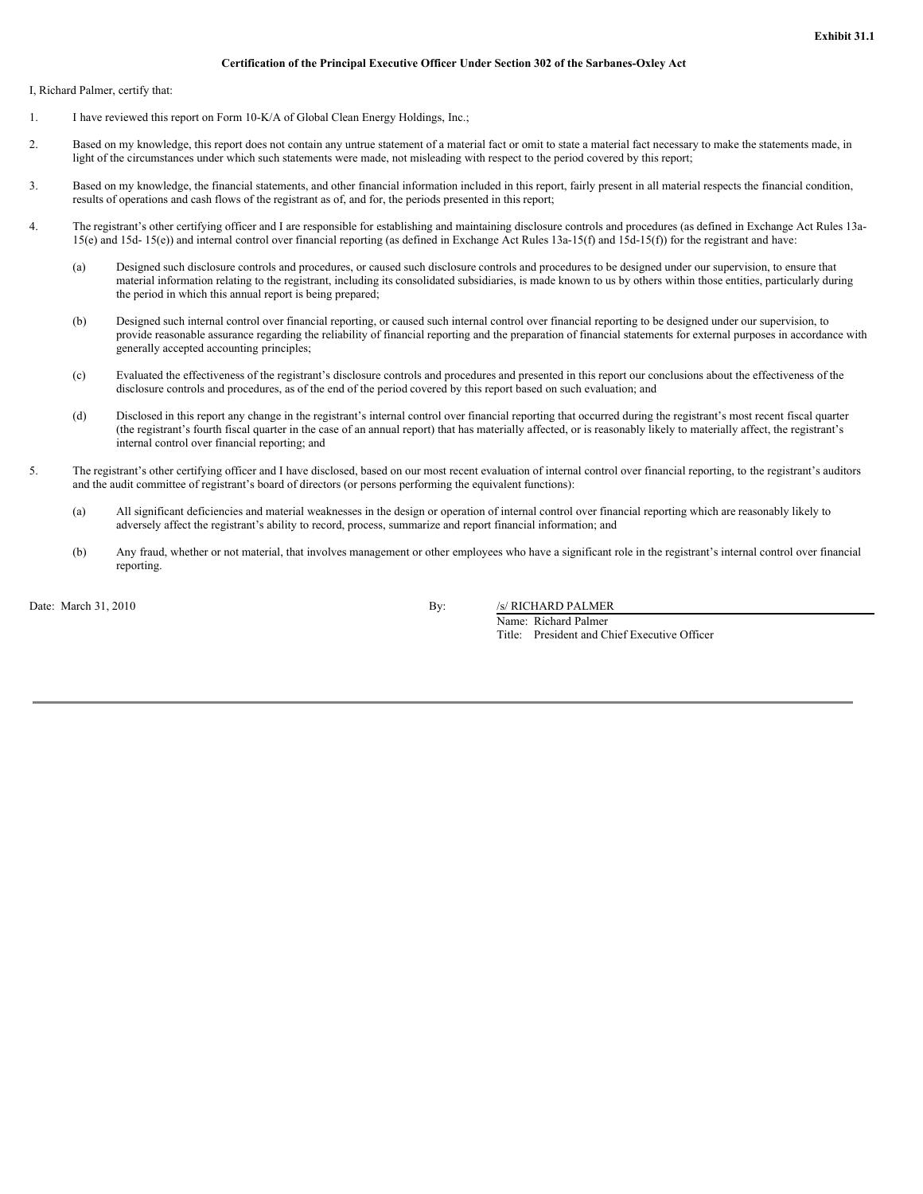**Exhibit 31.1**

**Certification of the Principal Executive Officer Under Section 302 of the Sarbanes-Oxley Act**

I, Richard Palmer, certify that:

1. I have reviewed this report on Form 10-K/A of Global Clean Energy Holdings, Inc.;

2. Based on my knowledge, this report does not contain any untrue statement of a material fact or omit to state a material fact necessary to make the statements made, in light of the circumstances under which such statements were made, not misleading with respect to the period covered by this report;

3. Based on my knowledge, the financial statements, and other financial information included in this report, fairly present in all material respects the financial condition, results of operations and cash flows of the registrant as of, and for, the periods presented in this report;

4. The registrant's other certifying officer and I are responsible for establishing and maintaining disclosure controls and procedures (as defined in Exchange Act Rules 13a-15(e) and 15d- 15(e)) and internal control over financial reporting (as defined in Exchange Act Rules 13a-15(f) and 15d-15(f)) for the registrant and have:

   (a) Designed such disclosure controls and procedures, or caused such disclosure controls and procedures to be designed under our supervision, to ensure that material information relating to the registrant, including its consolidated subsidiaries, is made known to us by others within those entities, particularly during the period in which this annual report is being prepared;

   (b) Designed such internal control over financial reporting, or caused such internal control over financial reporting to be designed under our supervision, to provide reasonable assurance regarding the reliability of financial reporting and the preparation of financial statements for external purposes in accordance with generally accepted accounting principles;

   (c) Evaluated the effectiveness of the registrant's disclosure controls and procedures and presented in this report our conclusions about the effectiveness of the disclosure controls and procedures, as of the end of the period covered by this report based on such evaluation; and

   (d) Disclosed in this report any change in the registrant's internal control over financial reporting that occurred during the registrant's most recent fiscal quarter (the registrant's fourth fiscal quarter in the case of an annual report) that has materially affected, or is reasonably likely to materially affect, the registrant's internal control over financial reporting; and

5. The registrant's other certifying officer and I have disclosed, based on our most recent evaluation of internal control over financial reporting, to the registrant's auditors and the audit committee of registrant's board of directors (or persons performing the equivalent functions):

   (a) All significant deficiencies and material weaknesses in the design or operation of internal control over financial reporting which are reasonably likely to adversely affect the registrant's ability to record, process, summarize and report financial information; and

   (b) Any fraud, whether or not material, that involves management or other employees who have a significant role in the registrant's internal control over financial reporting.

Date: March 31, 2010

By: /s/ RICHARD PALMER
Name: Richard Palmer
Title: President and Chief Executive Officer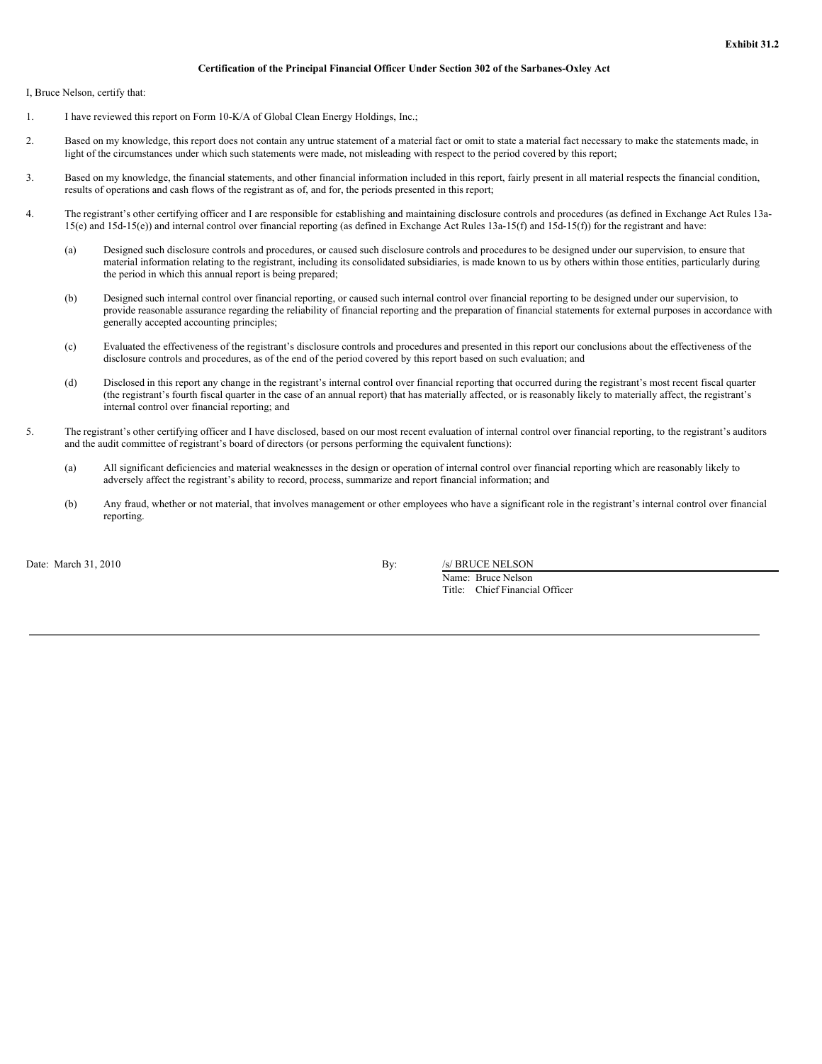**Exhibit 31.2**

**Certification of the Principal Financial Officer Under Section 302 of the Sarbanes-Oxley Act**

I, Bruce Nelson, certify that:

1. I have reviewed this report on Form 10-K/A of Global Clean Energy Holdings, Inc.;

2. Based on my knowledge, this report does not contain any untrue statement of a material fact or omit to state a material fact necessary to make the statements made, in light of the circumstances under which such statements were made, not misleading with respect to the period covered by this report;

3. Based on my knowledge, the financial statements, and other financial information included in this report, fairly present in all material respects the financial condition, results of operations and cash flows of the registrant as of, and for, the periods presented in this report;

4. The registrant's other certifying officer and I are responsible for establishing and maintaining disclosure controls and procedures (as defined in Exchange Act Rules 13a-15(e) and 15d-15(e)) and internal control over financial reporting (as defined in Exchange Act Rules 13a-15(f) and 15d-15(f)) for the registrant and have:

   (a) Designed such disclosure controls and procedures, or caused such disclosure controls and procedures to be designed under our supervision, to ensure that material information relating to the registrant, including its consolidated subsidiaries, is made known to us by others within those entities, particularly during the period in which this annual report is being prepared;

   (b) Designed such internal control over financial reporting, or caused such internal control over financial reporting to be designed under our supervision, to provide reasonable assurance regarding the reliability of financial reporting and the preparation of financial statements for external purposes in accordance with generally accepted accounting principles;

   (c) Evaluated the effectiveness of the registrant's disclosure controls and procedures and presented in this report our conclusions about the effectiveness of the disclosure controls and procedures, as of the end of the period covered by this report based on such evaluation; and

   (d) Disclosed in this report any change in the registrant's internal control over financial reporting that occurred during the registrant's most recent fiscal quarter (the registrant's fourth fiscal quarter in the case of an annual report) that has materially affected, or is reasonably likely to materially affect, the registrant's internal control over financial reporting; and

5. The registrant's other certifying officer and I have disclosed, based on our most recent evaluation of internal control over financial reporting, to the registrant's auditors and the audit committee of registrant's board of directors (or persons performing the equivalent functions):

   (a) All significant deficiencies and material weaknesses in the design or operation of internal control over financial reporting which are reasonably likely to adversely affect the registrant's ability to record, process, summarize and report financial information; and

   (b) Any fraud, whether or not material, that involves management or other employees who have a significant role in the registrant's internal control over financial reporting.

Date: March 31, 2010

By: /s/ BRUCE NELSON
Name: Bruce Nelson
Title: Chief Financial Officer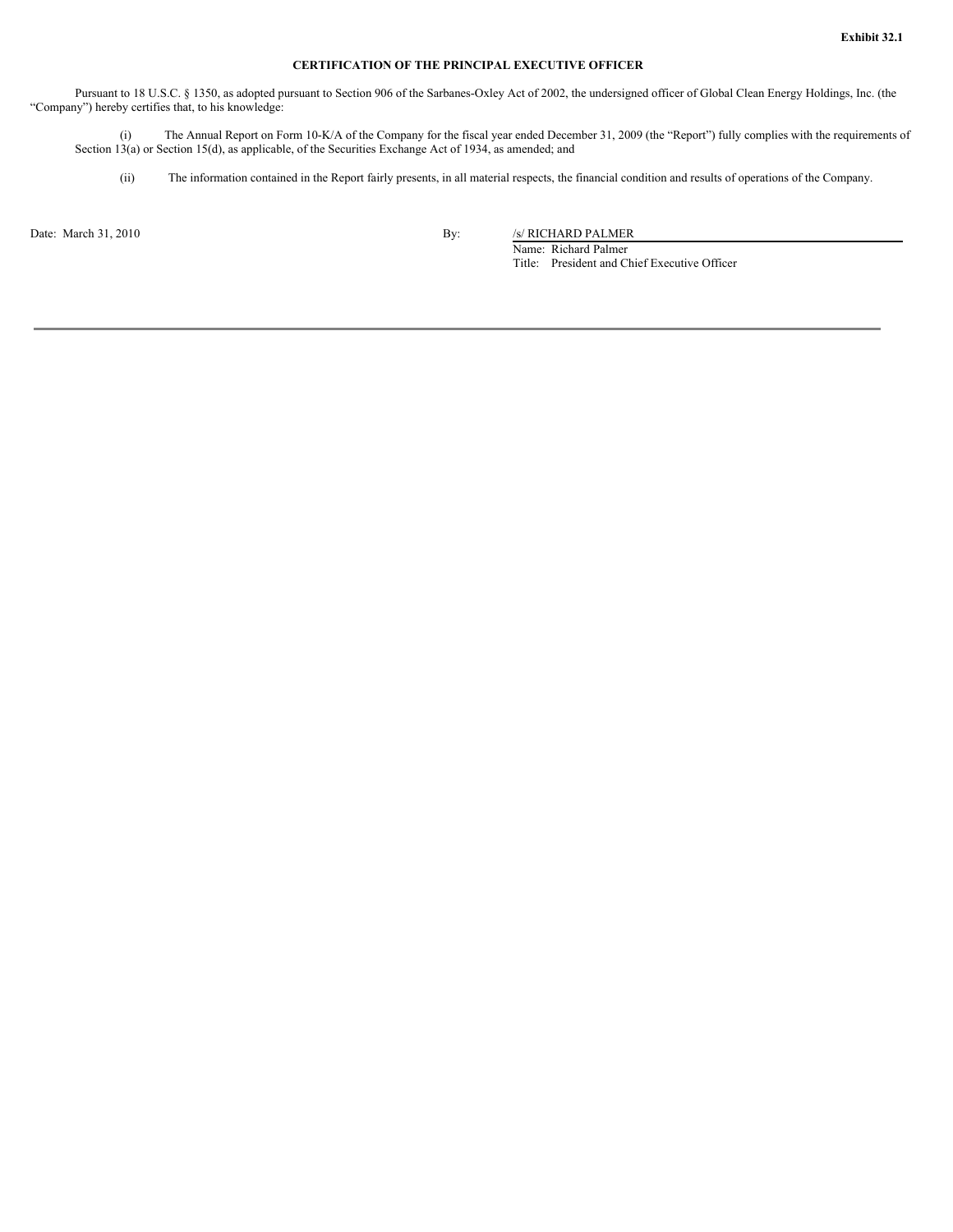**Exhibit 32.1**

**CERTIFICATION OF THE PRINCIPAL EXECUTIVE OFFICER**

Pursuant to 18 U.S.C. § 1350, as adopted pursuant to Section 906 of the Sarbanes-Oxley Act of 2002, the undersigned officer of Global Clean Energy Holdings, Inc. (the "Company") hereby certifies that, to his knowledge:

(i) The Annual Report on Form 10-K/A of the Company for the fiscal year ended December 31, 2009 (the "Report") fully complies with the requirements of Section 13(a) or Section 15(d), as applicable, of the Securities Exchange Act of 1934, as amended; and

(ii) The information contained in the Report fairly presents, in all material respects, the financial condition and results of operations of the Company.

Date: March 31, 2010

By: /s/ RICHARD PALMER

Name: Richard Palmer

Title: President and Chief Executive Officer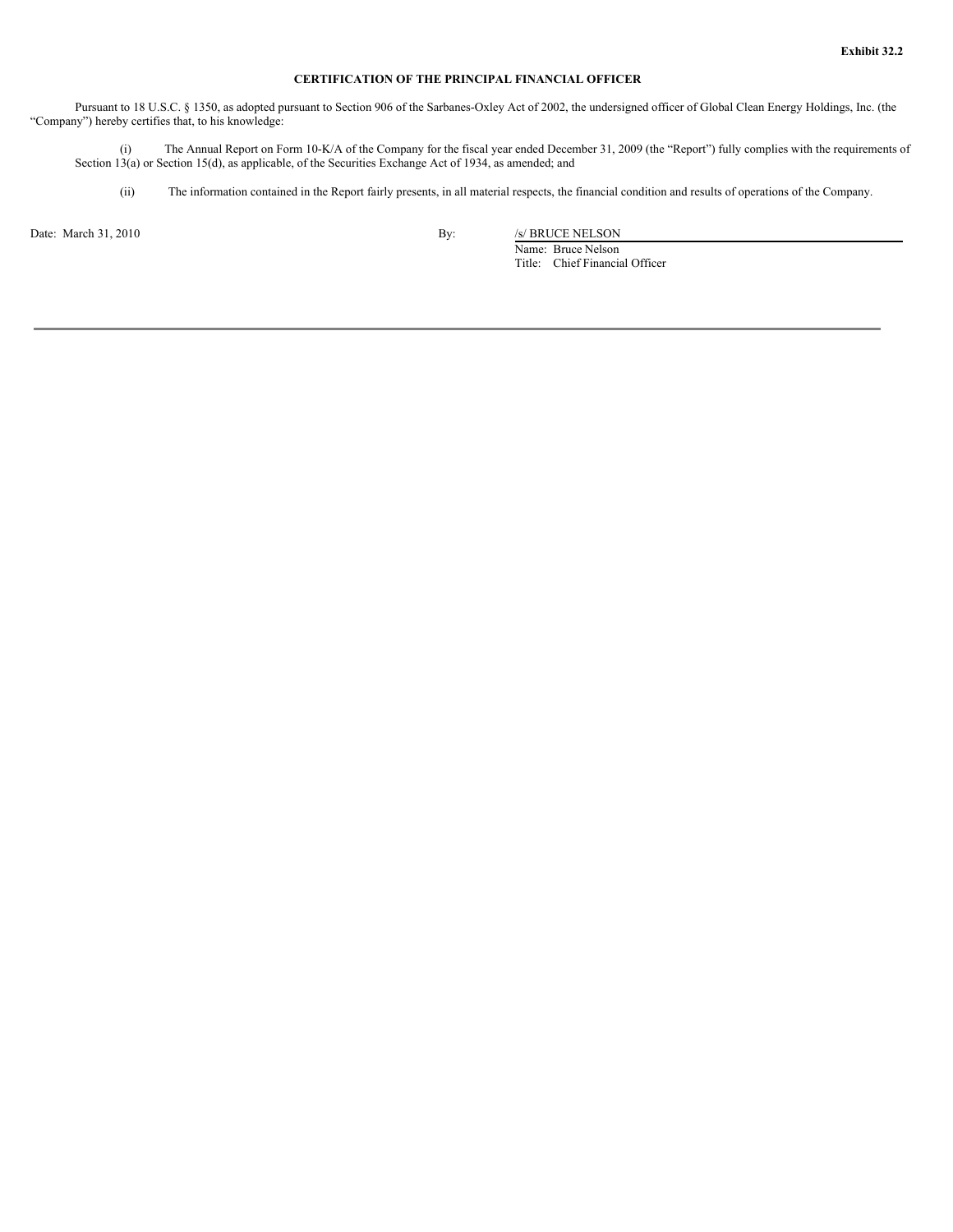**Exhibit 32.2**

**CERTIFICATION OF THE PRINCIPAL FINANCIAL OFFICER**

Pursuant to 18 U.S.C. § 1350, as adopted pursuant to Section 906 of the Sarbanes-Oxley Act of 2002, the undersigned officer of Global Clean Energy Holdings, Inc. (the "Company") hereby certifies that, to his knowledge:

(i) The Annual Report on Form 10-K/A of the Company for the fiscal year ended December 31, 2009 (the "Report") fully complies with the requirements of Section 13(a) or Section 15(d), as applicable, of the Securities Exchange Act of 1934, as amended; and

(ii) The information contained in the Report fairly presents, in all material respects, the financial condition and results of operations of the Company.

Date: March 31, 2010

By: /s/ BRUCE NELSON

Name: Bruce Nelson

Title: Chief Financial Officer